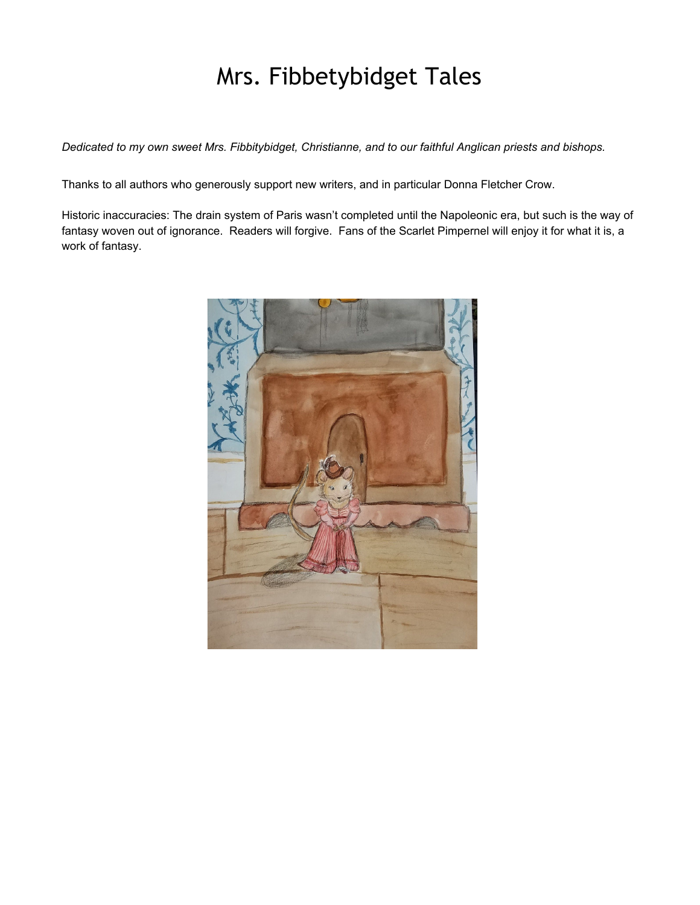# Mrs. Fibbetybidget Tales

*Dedicated to my own sweet Mrs. Fibbitybidget, Christianne, and to our faithful Anglican priests and bishops.*

Thanks to all authors who generously support new writers, and in particular Donna Fletcher Crow.

Historic inaccuracies: The drain system of Paris wasn't completed until the Napoleonic era, but such is the way of fantasy woven out of ignorance. Readers will forgive. Fans of the Scarlet Pimpernel will enjoy it for what it is, a work of fantasy.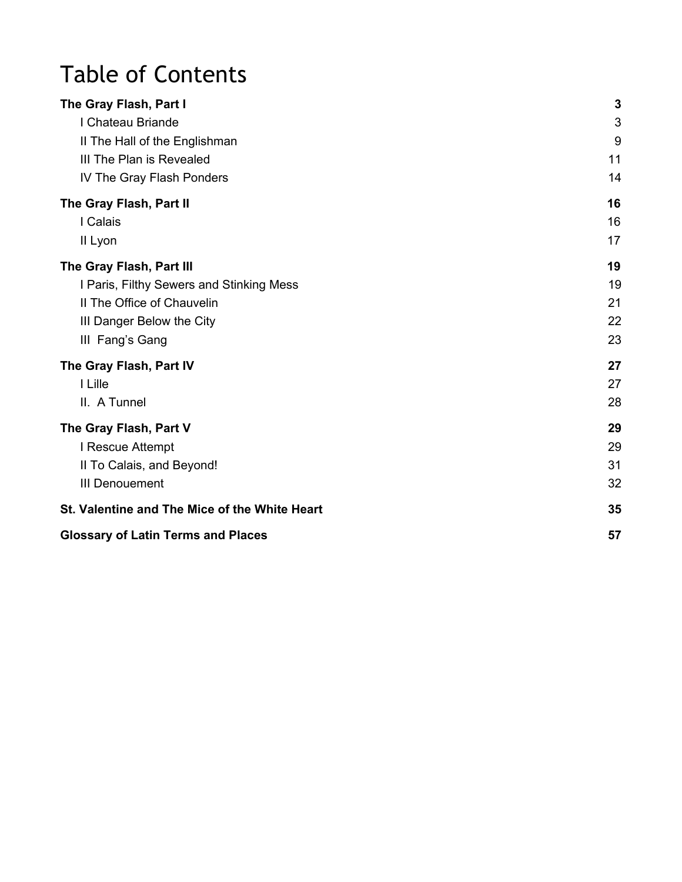# Table of Contents

**The Gray Flash, Part I** **3**

- I Chateau Briande 3
- II The Hall of the Englishman 9
- III The Plan is Revealed 11
- IV The Gray Flash Ponders 14

**The Gray Flash, Part II** **16**

- I Calais 16
- II Lyon 17

**The Gray Flash, Part III** **19**

- I Paris, Filthy Sewers and Stinking Mess 19
- II The Office of Chauvelin 21
- III Danger Below the City 22
- III  Fang's Gang 23

**The Gray Flash, Part IV** **27**

- I Lille 27
- II.  A Tunnel 28

**The Gray Flash, Part V** **29**

- I Rescue Attempt 29
- II To Calais, and Beyond! 31
- III Denouement 32

**St. Valentine and The Mice of the White Heart** **35**

**Glossary of Latin Terms and Places** **57**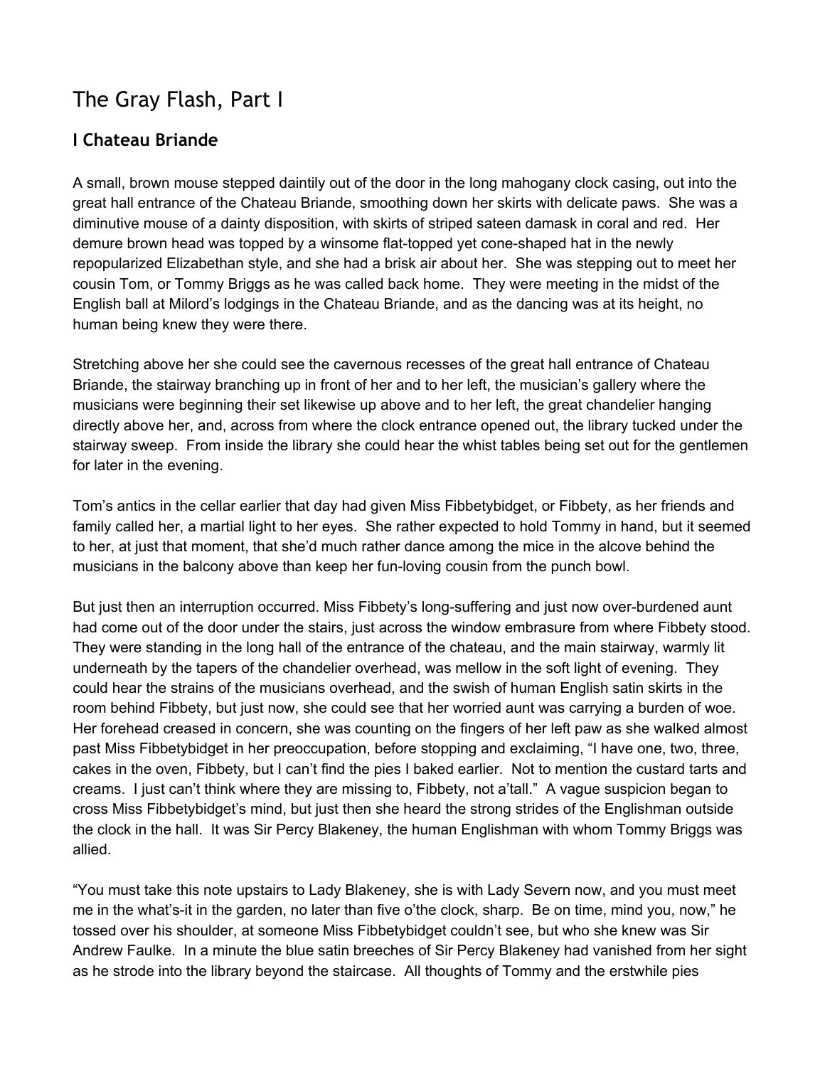# The Gray Flash, Part I

## I Chateau Briande

A small, brown mouse stepped daintily out of the door in the long mahogany clock casing, out into the great hall entrance of the Chateau Briande, smoothing down her skirts with delicate paws. She was a diminutive mouse of a dainty disposition, with skirts of striped sateen damask in coral and red. Her demure brown head was topped by a winsome flat-topped yet cone-shaped hat in the newly repopularized Elizabethan style, and she had a brisk air about her. She was stepping out to meet her cousin Tom, or Tommy Briggs as he was called back home. They were meeting in the midst of the English ball at Milord's lodgings in the Chateau Briande, and as the dancing was at its height, no human being knew they were there.

Stretching above her she could see the cavernous recesses of the great hall entrance of Chateau Briande, the stairway branching up in front of her and to her left, the musician's gallery where the musicians were beginning their set likewise up above and to her left, the great chandelier hanging directly above her, and, across from where the clock entrance opened out, the library tucked under the stairway sweep. From inside the library she could hear the whist tables being set out for the gentlemen for later in the evening.

Tom's antics in the cellar earlier that day had given Miss Fibbetybidget, or Fibbety, as her friends and family called her, a martial light to her eyes. She rather expected to hold Tommy in hand, but it seemed to her, at just that moment, that she'd much rather dance among the mice in the alcove behind the musicians in the balcony above than keep her fun-loving cousin from the punch bowl.

But just then an interruption occurred. Miss Fibbety's long-suffering and just now over-burdened aunt had come out of the door under the stairs, just across the window embrasure from where Fibbety stood. They were standing in the long hall of the entrance of the chateau, and the main stairway, warmly lit underneath by the tapers of the chandelier overhead, was mellow in the soft light of evening. They could hear the strains of the musicians overhead, and the swish of human English satin skirts in the room behind Fibbety, but just now, she could see that her worried aunt was carrying a burden of woe. Her forehead creased in concern, she was counting on the fingers of her left paw as she walked almost past Miss Fibbetybidget in her preoccupation, before stopping and exclaiming, "I have one, two, three, cakes in the oven, Fibbety, but I can't find the pies I baked earlier. Not to mention the custard tarts and creams. I just can't think where they are missing to, Fibbety, not a'tall." A vague suspicion began to cross Miss Fibbetybidget's mind, but just then she heard the strong strides of the Englishman outside the clock in the hall. It was Sir Percy Blakeney, the human Englishman with whom Tommy Briggs was allied.

"You must take this note upstairs to Lady Blakeney, she is with Lady Severn now, and you must meet me in the what's-it in the garden, no later than five o'the clock, sharp. Be on time, mind you, now," he tossed over his shoulder, at someone Miss Fibbetybidget couldn't see, but who she knew was Sir Andrew Faulke. In a minute the blue satin breeches of Sir Percy Blakeney had vanished from her sight as he strode into the library beyond the staircase. All thoughts of Tommy and the erstwhile pies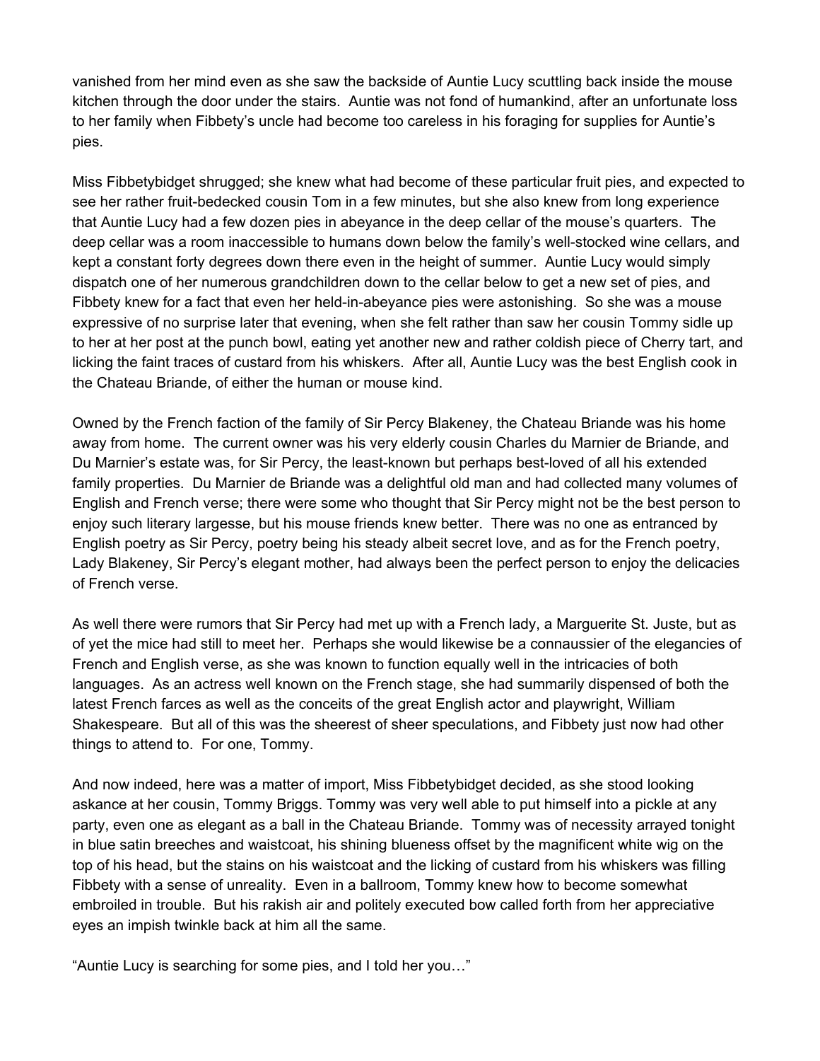vanished from her mind even as she saw the backside of Auntie Lucy scuttling back inside the mouse kitchen through the door under the stairs. Auntie was not fond of humankind, after an unfortunate loss to her family when Fibbety's uncle had become too careless in his foraging for supplies for Auntie's pies.

Miss Fibbetybidget shrugged; she knew what had become of these particular fruit pies, and expected to see her rather fruit-bedecked cousin Tom in a few minutes, but she also knew from long experience that Auntie Lucy had a few dozen pies in abeyance in the deep cellar of the mouse's quarters. The deep cellar was a room inaccessible to humans down below the family's well-stocked wine cellars, and kept a constant forty degrees down there even in the height of summer. Auntie Lucy would simply dispatch one of her numerous grandchildren down to the cellar below to get a new set of pies, and Fibbety knew for a fact that even her held-in-abeyance pies were astonishing. So she was a mouse expressive of no surprise later that evening, when she felt rather than saw her cousin Tommy sidle up to her at her post at the punch bowl, eating yet another new and rather coldish piece of Cherry tart, and licking the faint traces of custard from his whiskers. After all, Auntie Lucy was the best English cook in the Chateau Briande, of either the human or mouse kind.

Owned by the French faction of the family of Sir Percy Blakeney, the Chateau Briande was his home away from home. The current owner was his very elderly cousin Charles du Marnier de Briande, and Du Marnier's estate was, for Sir Percy, the least-known but perhaps best-loved of all his extended family properties. Du Marnier de Briande was a delightful old man and had collected many volumes of English and French verse; there were some who thought that Sir Percy might not be the best person to enjoy such literary largesse, but his mouse friends knew better. There was no one as entranced by English poetry as Sir Percy, poetry being his steady albeit secret love, and as for the French poetry, Lady Blakeney, Sir Percy's elegant mother, had always been the perfect person to enjoy the delicacies of French verse.

As well there were rumors that Sir Percy had met up with a French lady, a Marguerite St. Juste, but as of yet the mice had still to meet her. Perhaps she would likewise be a connaussier of the elegancies of French and English verse, as she was known to function equally well in the intricacies of both languages. As an actress well known on the French stage, she had summarily dispensed of both the latest French farces as well as the conceits of the great English actor and playwright, William Shakespeare. But all of this was the sheerest of sheer speculations, and Fibbety just now had other things to attend to. For one, Tommy.

And now indeed, here was a matter of import, Miss Fibbetybidget decided, as she stood looking askance at her cousin, Tommy Briggs. Tommy was very well able to put himself into a pickle at any party, even one as elegant as a ball in the Chateau Briande. Tommy was of necessity arrayed tonight in blue satin breeches and waistcoat, his shining blueness offset by the magnificent white wig on the top of his head, but the stains on his waistcoat and the licking of custard from his whiskers was filling Fibbety with a sense of unreality. Even in a ballroom, Tommy knew how to become somewhat embroiled in trouble. But his rakish air and politely executed bow called forth from her appreciative eyes an impish twinkle back at him all the same.

"Auntie Lucy is searching for some pies, and I told her you…"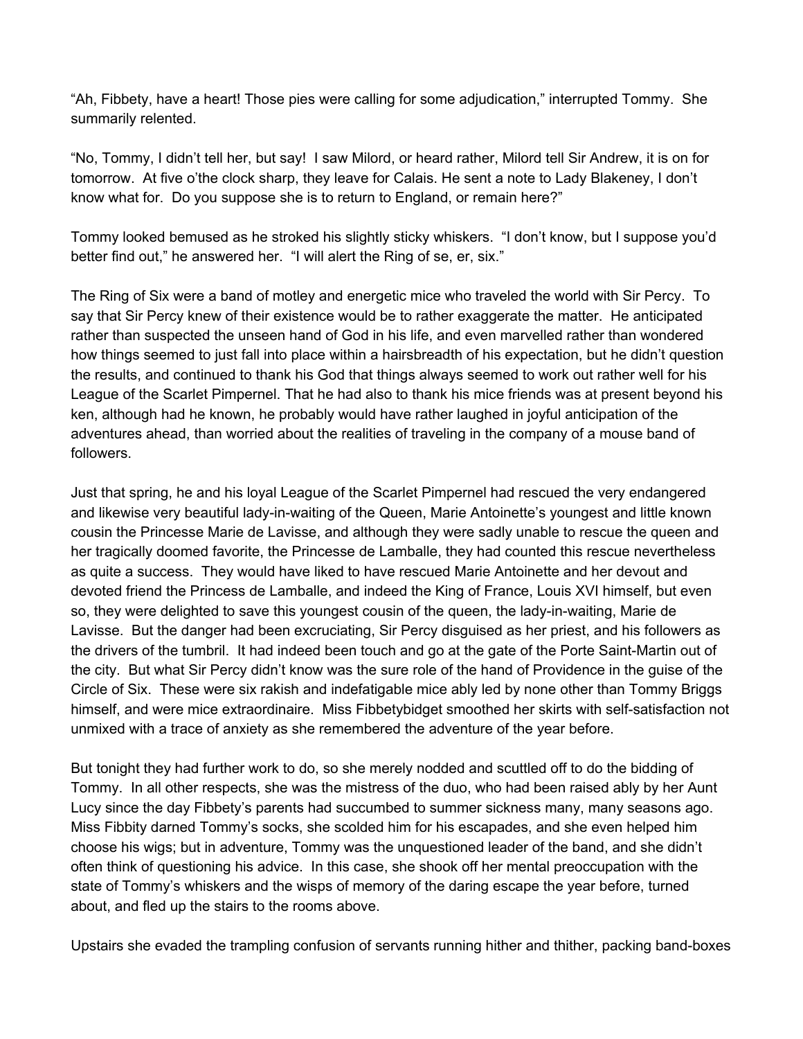"Ah, Fibbety, have a heart! Those pies were calling for some adjudication," interrupted Tommy. She summarily relented.

"No, Tommy, I didn't tell her, but say! I saw Milord, or heard rather, Milord tell Sir Andrew, it is on for tomorrow. At five o'the clock sharp, they leave for Calais. He sent a note to Lady Blakeney, I don't know what for. Do you suppose she is to return to England, or remain here?"

Tommy looked bemused as he stroked his slightly sticky whiskers. "I don't know, but I suppose you'd better find out," he answered her. "I will alert the Ring of se, er, six."

The Ring of Six were a band of motley and energetic mice who traveled the world with Sir Percy. To say that Sir Percy knew of their existence would be to rather exaggerate the matter. He anticipated rather than suspected the unseen hand of God in his life, and even marvelled rather than wondered how things seemed to just fall into place within a hairsbreadth of his expectation, but he didn't question the results, and continued to thank his God that things always seemed to work out rather well for his League of the Scarlet Pimpernel. That he had also to thank his mice friends was at present beyond his ken, although had he known, he probably would have rather laughed in joyful anticipation of the adventures ahead, than worried about the realities of traveling in the company of a mouse band of followers.

Just that spring, he and his loyal League of the Scarlet Pimpernel had rescued the very endangered and likewise very beautiful lady-in-waiting of the Queen, Marie Antoinette's youngest and little known cousin the Princesse Marie de Lavisse, and although they were sadly unable to rescue the queen and her tragically doomed favorite, the Princesse de Lamballe, they had counted this rescue nevertheless as quite a success. They would have liked to have rescued Marie Antoinette and her devout and devoted friend the Princess de Lamballe, and indeed the King of France, Louis XVI himself, but even so, they were delighted to save this youngest cousin of the queen, the lady-in-waiting, Marie de Lavisse. But the danger had been excruciating, Sir Percy disguised as her priest, and his followers as the drivers of the tumbril. It had indeed been touch and go at the gate of the Porte Saint-Martin out of the city. But what Sir Percy didn't know was the sure role of the hand of Providence in the guise of the Circle of Six. These were six rakish and indefatigable mice ably led by none other than Tommy Briggs himself, and were mice extraordinaire. Miss Fibbetybidget smoothed her skirts with self-satisfaction not unmixed with a trace of anxiety as she remembered the adventure of the year before.

But tonight they had further work to do, so she merely nodded and scuttled off to do the bidding of Tommy. In all other respects, she was the mistress of the duo, who had been raised ably by her Aunt Lucy since the day Fibbety's parents had succumbed to summer sickness many, many seasons ago. Miss Fibbity darned Tommy's socks, she scolded him for his escapades, and she even helped him choose his wigs; but in adventure, Tommy was the unquestioned leader of the band, and she didn't often think of questioning his advice. In this case, she shook off her mental preoccupation with the state of Tommy's whiskers and the wisps of memory of the daring escape the year before, turned about, and fled up the stairs to the rooms above.

Upstairs she evaded the trampling confusion of servants running hither and thither, packing band-boxes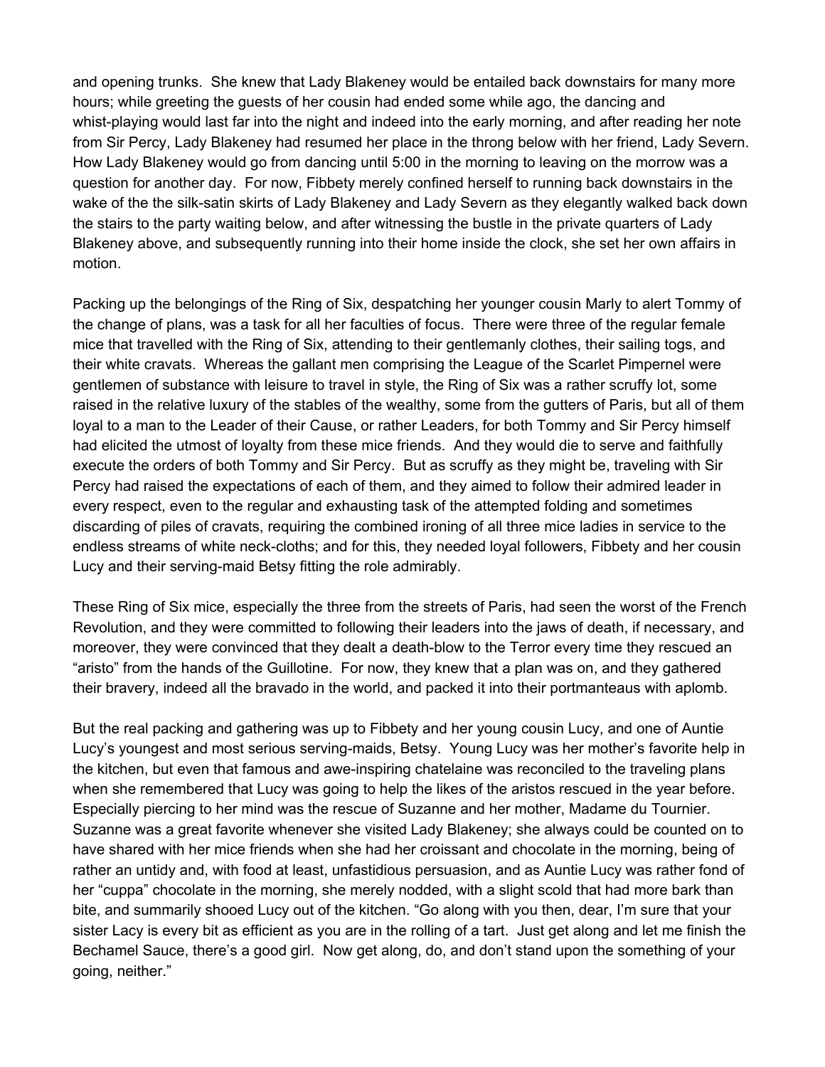and opening trunks. She knew that Lady Blakeney would be entailed back downstairs for many more hours; while greeting the guests of her cousin had ended some while ago, the dancing and whist-playing would last far into the night and indeed into the early morning, and after reading her note from Sir Percy, Lady Blakeney had resumed her place in the throng below with her friend, Lady Severn. How Lady Blakeney would go from dancing until 5:00 in the morning to leaving on the morrow was a question for another day. For now, Fibbety merely confined herself to running back downstairs in the wake of the the silk-satin skirts of Lady Blakeney and Lady Severn as they elegantly walked back down the stairs to the party waiting below, and after witnessing the bustle in the private quarters of Lady Blakeney above, and subsequently running into their home inside the clock, she set her own affairs in motion.

Packing up the belongings of the Ring of Six, despatching her younger cousin Marly to alert Tommy of the change of plans, was a task for all her faculties of focus. There were three of the regular female mice that travelled with the Ring of Six, attending to their gentlemanly clothes, their sailing togs, and their white cravats. Whereas the gallant men comprising the League of the Scarlet Pimpernel were gentlemen of substance with leisure to travel in style, the Ring of Six was a rather scruffy lot, some raised in the relative luxury of the stables of the wealthy, some from the gutters of Paris, but all of them loyal to a man to the Leader of their Cause, or rather Leaders, for both Tommy and Sir Percy himself had elicited the utmost of loyalty from these mice friends. And they would die to serve and faithfully execute the orders of both Tommy and Sir Percy. But as scruffy as they might be, traveling with Sir Percy had raised the expectations of each of them, and they aimed to follow their admired leader in every respect, even to the regular and exhausting task of the attempted folding and sometimes discarding of piles of cravats, requiring the combined ironing of all three mice ladies in service to the endless streams of white neck-cloths; and for this, they needed loyal followers, Fibbety and her cousin Lucy and their serving-maid Betsy fitting the role admirably.

These Ring of Six mice, especially the three from the streets of Paris, had seen the worst of the French Revolution, and they were committed to following their leaders into the jaws of death, if necessary, and moreover, they were convinced that they dealt a death-blow to the Terror every time they rescued an "aristo" from the hands of the Guillotine. For now, they knew that a plan was on, and they gathered their bravery, indeed all the bravado in the world, and packed it into their portmanteaus with aplomb.

But the real packing and gathering was up to Fibbety and her young cousin Lucy, and one of Auntie Lucy's youngest and most serious serving-maids, Betsy. Young Lucy was her mother's favorite help in the kitchen, but even that famous and awe-inspiring chatelaine was reconciled to the traveling plans when she remembered that Lucy was going to help the likes of the aristos rescued in the year before. Especially piercing to her mind was the rescue of Suzanne and her mother, Madame du Tournier. Suzanne was a great favorite whenever she visited Lady Blakeney; she always could be counted on to have shared with her mice friends when she had her croissant and chocolate in the morning, being of rather an untidy and, with food at least, unfastidious persuasion, and as Auntie Lucy was rather fond of her "cuppa" chocolate in the morning, she merely nodded, with a slight scold that had more bark than bite, and summarily shooed Lucy out of the kitchen. "Go along with you then, dear, I'm sure that your sister Lacy is every bit as efficient as you are in the rolling of a tart. Just get along and let me finish the Bechamel Sauce, there's a good girl. Now get along, do, and don't stand upon the something of your going, neither."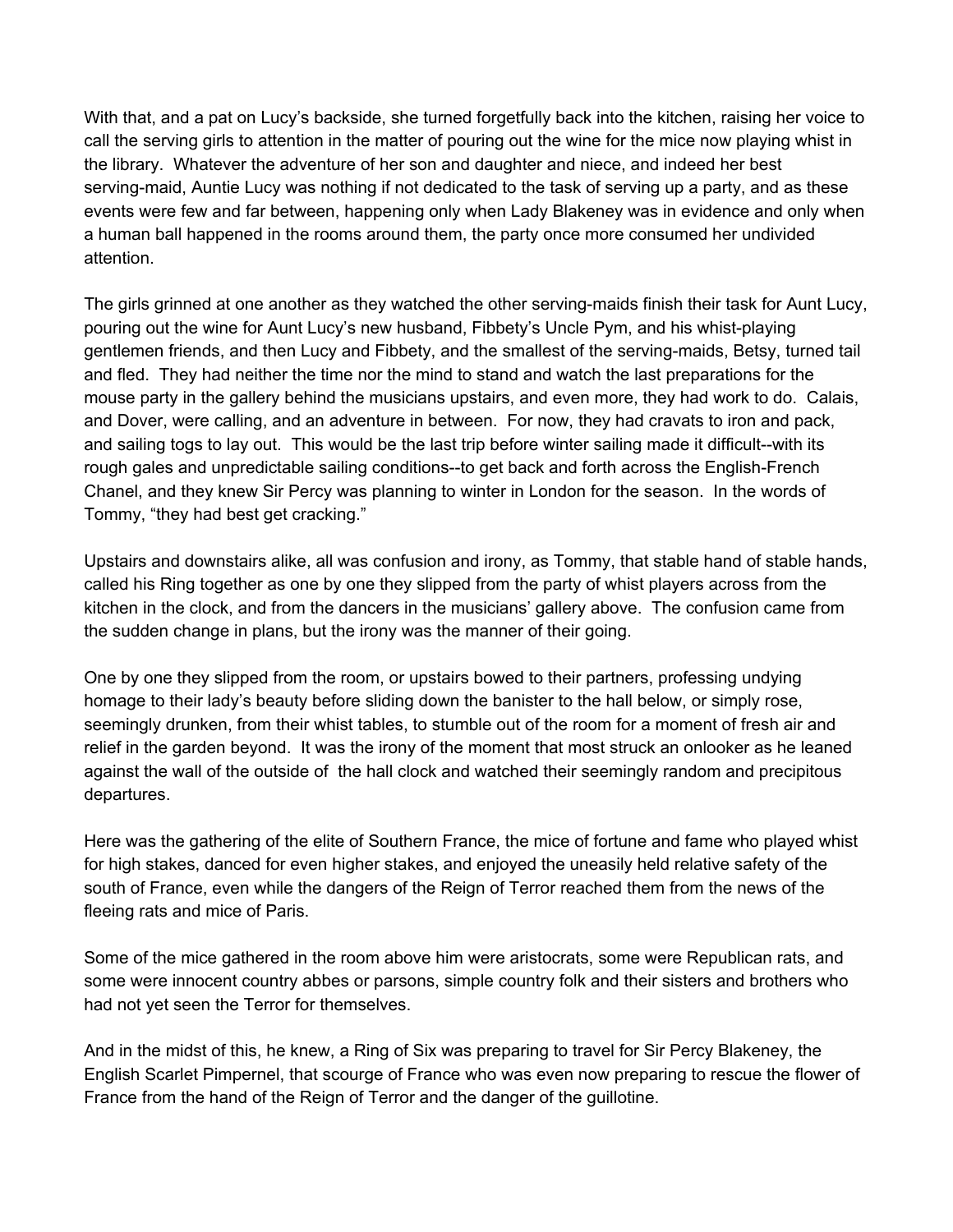With that, and a pat on Lucy's backside, she turned forgetfully back into the kitchen, raising her voice to call the serving girls to attention in the matter of pouring out the wine for the mice now playing whist in the library. Whatever the adventure of her son and daughter and niece, and indeed her best serving-maid, Auntie Lucy was nothing if not dedicated to the task of serving up a party, and as these events were few and far between, happening only when Lady Blakeney was in evidence and only when a human ball happened in the rooms around them, the party once more consumed her undivided attention.

The girls grinned at one another as they watched the other serving-maids finish their task for Aunt Lucy, pouring out the wine for Aunt Lucy's new husband, Fibbety's Uncle Pym, and his whist-playing gentlemen friends, and then Lucy and Fibbety, and the smallest of the serving-maids, Betsy, turned tail and fled. They had neither the time nor the mind to stand and watch the last preparations for the mouse party in the gallery behind the musicians upstairs, and even more, they had work to do. Calais, and Dover, were calling, and an adventure in between. For now, they had cravats to iron and pack, and sailing togs to lay out. This would be the last trip before winter sailing made it difficult--with its rough gales and unpredictable sailing conditions--to get back and forth across the English-French Chanel, and they knew Sir Percy was planning to winter in London for the season. In the words of Tommy, "they had best get cracking."

Upstairs and downstairs alike, all was confusion and irony, as Tommy, that stable hand of stable hands, called his Ring together as one by one they slipped from the party of whist players across from the kitchen in the clock, and from the dancers in the musicians' gallery above. The confusion came from the sudden change in plans, but the irony was the manner of their going.

One by one they slipped from the room, or upstairs bowed to their partners, professing undying homage to their lady's beauty before sliding down the banister to the hall below, or simply rose, seemingly drunken, from their whist tables, to stumble out of the room for a moment of fresh air and relief in the garden beyond. It was the irony of the moment that most struck an onlooker as he leaned against the wall of the outside of the hall clock and watched their seemingly random and precipitous departures.

Here was the gathering of the elite of Southern France, the mice of fortune and fame who played whist for high stakes, danced for even higher stakes, and enjoyed the uneasily held relative safety of the south of France, even while the dangers of the Reign of Terror reached them from the news of the fleeing rats and mice of Paris.

Some of the mice gathered in the room above him were aristocrats, some were Republican rats, and some were innocent country abbes or parsons, simple country folk and their sisters and brothers who had not yet seen the Terror for themselves.

And in the midst of this, he knew, a Ring of Six was preparing to travel for Sir Percy Blakeney, the English Scarlet Pimpernel, that scourge of France who was even now preparing to rescue the flower of France from the hand of the Reign of Terror and the danger of the guillotine.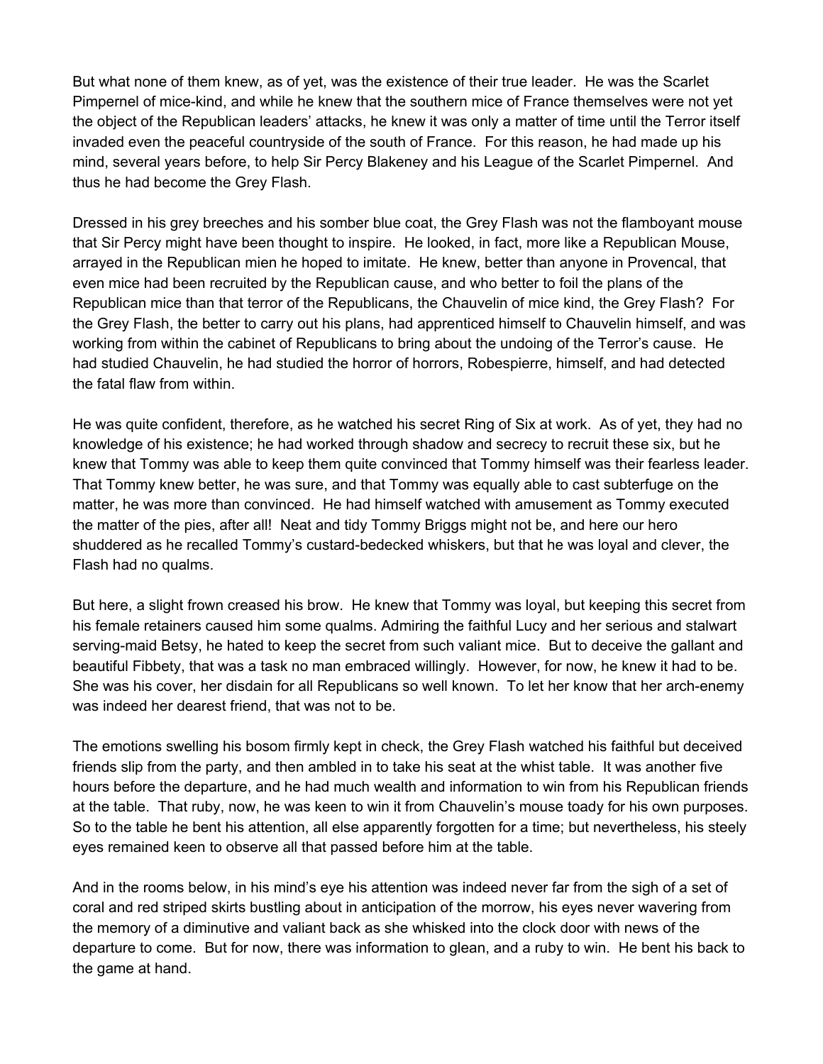But what none of them knew, as of yet, was the existence of their true leader. He was the Scarlet Pimpernel of mice-kind, and while he knew that the southern mice of France themselves were not yet the object of the Republican leaders' attacks, he knew it was only a matter of time until the Terror itself invaded even the peaceful countryside of the south of France. For this reason, he had made up his mind, several years before, to help Sir Percy Blakeney and his League of the Scarlet Pimpernel. And thus he had become the Grey Flash.

Dressed in his grey breeches and his somber blue coat, the Grey Flash was not the flamboyant mouse that Sir Percy might have been thought to inspire. He looked, in fact, more like a Republican Mouse, arrayed in the Republican mien he hoped to imitate. He knew, better than anyone in Provencal, that even mice had been recruited by the Republican cause, and who better to foil the plans of the Republican mice than that terror of the Republicans, the Chauvelin of mice kind, the Grey Flash? For the Grey Flash, the better to carry out his plans, had apprenticed himself to Chauvelin himself, and was working from within the cabinet of Republicans to bring about the undoing of the Terror's cause. He had studied Chauvelin, he had studied the horror of horrors, Robespierre, himself, and had detected the fatal flaw from within.

He was quite confident, therefore, as he watched his secret Ring of Six at work. As of yet, they had no knowledge of his existence; he had worked through shadow and secrecy to recruit these six, but he knew that Tommy was able to keep them quite convinced that Tommy himself was their fearless leader. That Tommy knew better, he was sure, and that Tommy was equally able to cast subterfuge on the matter, he was more than convinced. He had himself watched with amusement as Tommy executed the matter of the pies, after all! Neat and tidy Tommy Briggs might not be, and here our hero shuddered as he recalled Tommy's custard-bedecked whiskers, but that he was loyal and clever, the Flash had no qualms.

But here, a slight frown creased his brow. He knew that Tommy was loyal, but keeping this secret from his female retainers caused him some qualms. Admiring the faithful Lucy and her serious and stalwart serving-maid Betsy, he hated to keep the secret from such valiant mice. But to deceive the gallant and beautiful Fibbety, that was a task no man embraced willingly. However, for now, he knew it had to be. She was his cover, her disdain for all Republicans so well known. To let her know that her arch-enemy was indeed her dearest friend, that was not to be.

The emotions swelling his bosom firmly kept in check, the Grey Flash watched his faithful but deceived friends slip from the party, and then ambled in to take his seat at the whist table. It was another five hours before the departure, and he had much wealth and information to win from his Republican friends at the table. That ruby, now, he was keen to win it from Chauvelin's mouse toady for his own purposes. So to the table he bent his attention, all else apparently forgotten for a time; but nevertheless, his steely eyes remained keen to observe all that passed before him at the table.

And in the rooms below, in his mind's eye his attention was indeed never far from the sigh of a set of coral and red striped skirts bustling about in anticipation of the morrow, his eyes never wavering from the memory of a diminutive and valiant back as she whisked into the clock door with news of the departure to come. But for now, there was information to glean, and a ruby to win. He bent his back to the game at hand.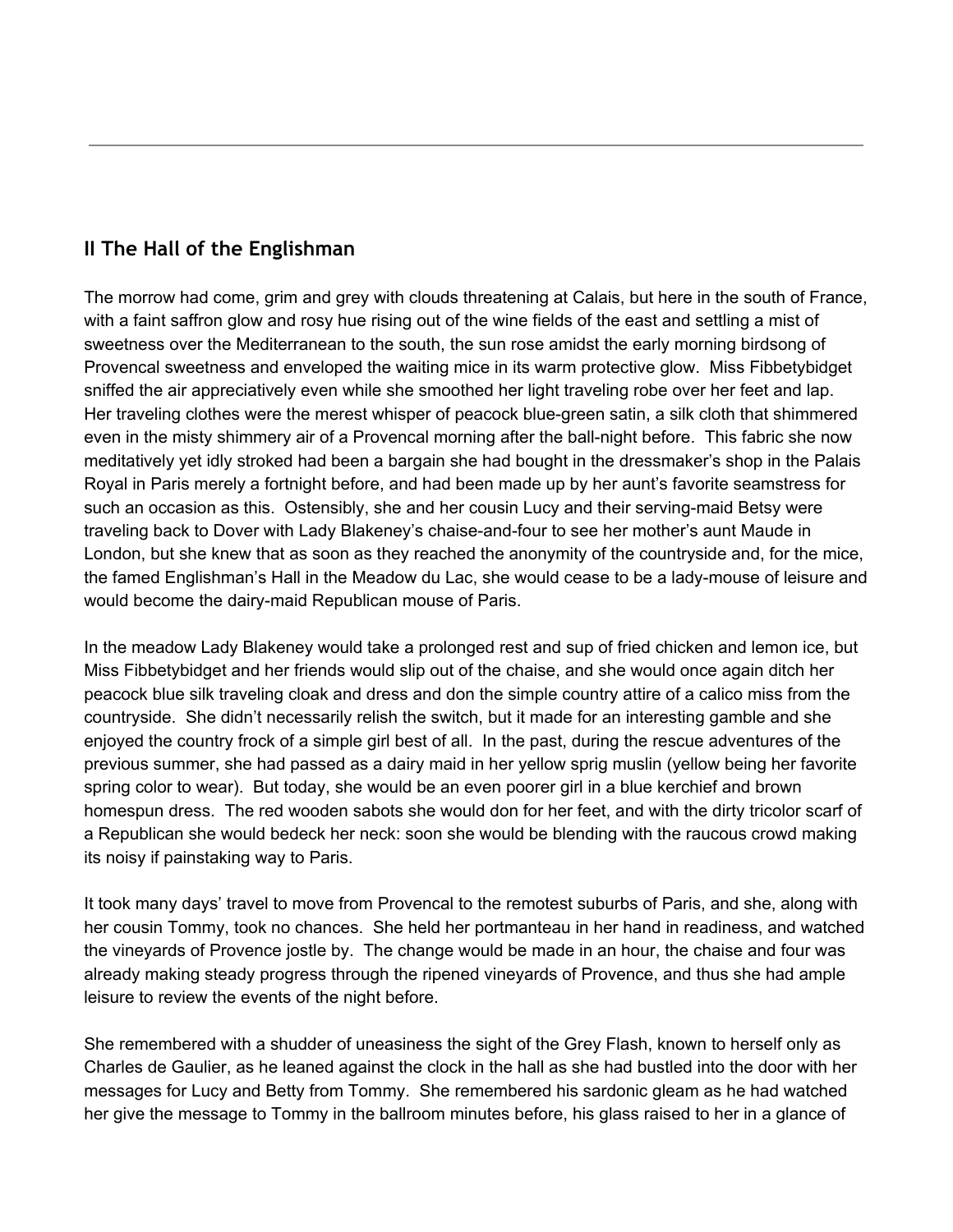## II The Hall of the Englishman

The morrow had come, grim and grey with clouds threatening at Calais, but here in the south of France, with a faint saffron glow and rosy hue rising out of the wine fields of the east and settling a mist of sweetness over the Mediterranean to the south, the sun rose amidst the early morning birdsong of Provencal sweetness and enveloped the waiting mice in its warm protective glow. Miss Fibbetybidget sniffed the air appreciatively even while she smoothed her light traveling robe over her feet and lap. Her traveling clothes were the merest whisper of peacock blue-green satin, a silk cloth that shimmered even in the misty shimmery air of a Provencal morning after the ball-night before. This fabric she now meditatively yet idly stroked had been a bargain she had bought in the dressmaker's shop in the Palais Royal in Paris merely a fortnight before, and had been made up by her aunt's favorite seamstress for such an occasion as this. Ostensibly, she and her cousin Lucy and their serving-maid Betsy were traveling back to Dover with Lady Blakeney's chaise-and-four to see her mother's aunt Maude in London, but she knew that as soon as they reached the anonymity of the countryside and, for the mice, the famed Englishman's Hall in the Meadow du Lac, she would cease to be a lady-mouse of leisure and would become the dairy-maid Republican mouse of Paris.

In the meadow Lady Blakeney would take a prolonged rest and sup of fried chicken and lemon ice, but Miss Fibbetybidget and her friends would slip out of the chaise, and she would once again ditch her peacock blue silk traveling cloak and dress and don the simple country attire of a calico miss from the countryside. She didn't necessarily relish the switch, but it made for an interesting gamble and she enjoyed the country frock of a simple girl best of all. In the past, during the rescue adventures of the previous summer, she had passed as a dairy maid in her yellow sprig muslin (yellow being her favorite spring color to wear). But today, she would be an even poorer girl in a blue kerchief and brown homespun dress. The red wooden sabots she would don for her feet, and with the dirty tricolor scarf of a Republican she would bedeck her neck: soon she would be blending with the raucous crowd making its noisy if painstaking way to Paris.

It took many days' travel to move from Provencal to the remotest suburbs of Paris, and she, along with her cousin Tommy, took no chances. She held her portmanteau in her hand in readiness, and watched the vineyards of Provence jostle by. The change would be made in an hour, the chaise and four was already making steady progress through the ripened vineyards of Provence, and thus she had ample leisure to review the events of the night before.

She remembered with a shudder of uneasiness the sight of the Grey Flash, known to herself only as Charles de Gaulier, as he leaned against the clock in the hall as she had bustled into the door with her messages for Lucy and Betty from Tommy. She remembered his sardonic gleam as he had watched her give the message to Tommy in the ballroom minutes before, his glass raised to her in a glance of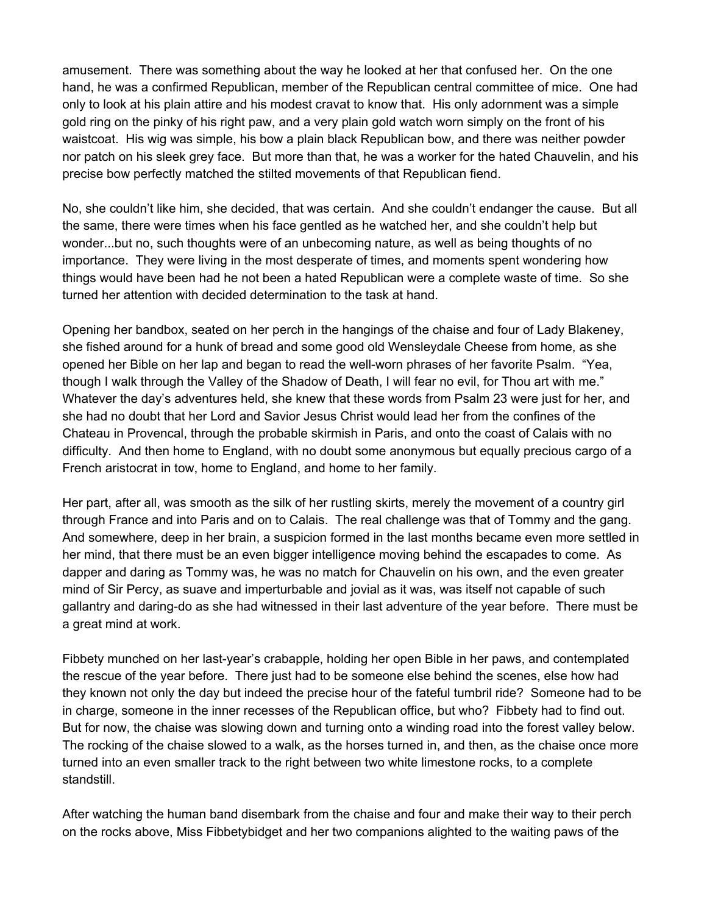amusement. There was something about the way he looked at her that confused her. On the one hand, he was a confirmed Republican, member of the Republican central committee of mice. One had only to look at his plain attire and his modest cravat to know that. His only adornment was a simple gold ring on the pinky of his right paw, and a very plain gold watch worn simply on the front of his waistcoat. His wig was simple, his bow a plain black Republican bow, and there was neither powder nor patch on his sleek grey face. But more than that, he was a worker for the hated Chauvelin, and his precise bow perfectly matched the stilted movements of that Republican fiend.

No, she couldn't like him, she decided, that was certain. And she couldn't endanger the cause. But all the same, there were times when his face gentled as he watched her, and she couldn't help but wonder...but no, such thoughts were of an unbecoming nature, as well as being thoughts of no importance. They were living in the most desperate of times, and moments spent wondering how things would have been had he not been a hated Republican were a complete waste of time. So she turned her attention with decided determination to the task at hand.

Opening her bandbox, seated on her perch in the hangings of the chaise and four of Lady Blakeney, she fished around for a hunk of bread and some good old Wensleydale Cheese from home, as she opened her Bible on her lap and began to read the well-worn phrases of her favorite Psalm. "Yea, though I walk through the Valley of the Shadow of Death, I will fear no evil, for Thou art with me." Whatever the day's adventures held, she knew that these words from Psalm 23 were just for her, and she had no doubt that her Lord and Savior Jesus Christ would lead her from the confines of the Chateau in Provencal, through the probable skirmish in Paris, and onto the coast of Calais with no difficulty. And then home to England, with no doubt some anonymous but equally precious cargo of a French aristocrat in tow, home to England, and home to her family.

Her part, after all, was smooth as the silk of her rustling skirts, merely the movement of a country girl through France and into Paris and on to Calais. The real challenge was that of Tommy and the gang. And somewhere, deep in her brain, a suspicion formed in the last months became even more settled in her mind, that there must be an even bigger intelligence moving behind the escapades to come. As dapper and daring as Tommy was, he was no match for Chauvelin on his own, and the even greater mind of Sir Percy, as suave and imperturbable and jovial as it was, was itself not capable of such gallantry and daring-do as she had witnessed in their last adventure of the year before. There must be a great mind at work.

Fibbety munched on her last-year's crabapple, holding her open Bible in her paws, and contemplated the rescue of the year before. There just had to be someone else behind the scenes, else how had they known not only the day but indeed the precise hour of the fateful tumbril ride? Someone had to be in charge, someone in the inner recesses of the Republican office, but who? Fibbety had to find out. But for now, the chaise was slowing down and turning onto a winding road into the forest valley below. The rocking of the chaise slowed to a walk, as the horses turned in, and then, as the chaise once more turned into an even smaller track to the right between two white limestone rocks, to a complete standstill.

After watching the human band disembark from the chaise and four and make their way to their perch on the rocks above, Miss Fibbetybidget and her two companions alighted to the waiting paws of the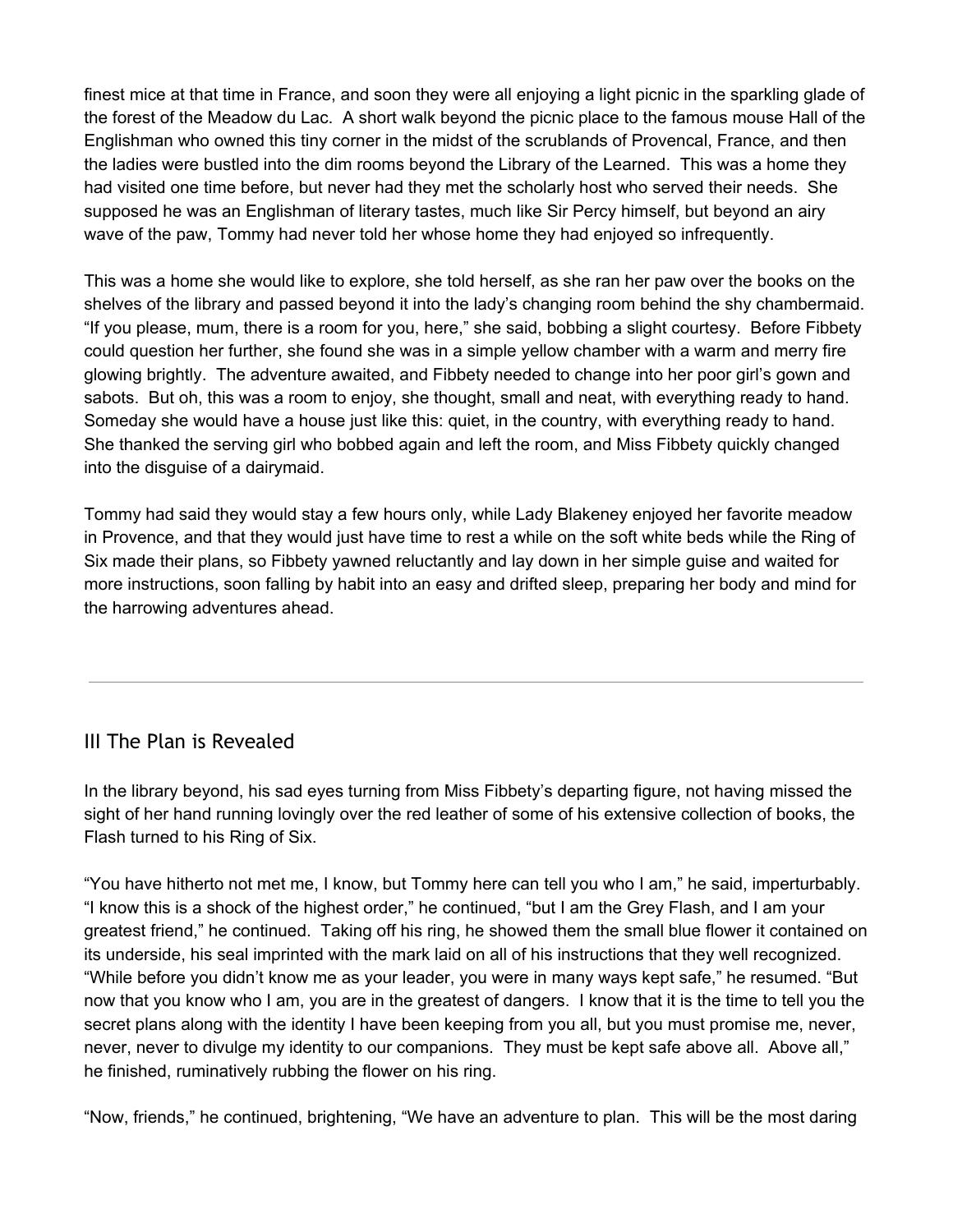finest mice at that time in France, and soon they were all enjoying a light picnic in the sparkling glade of the forest of the Meadow du Lac. A short walk beyond the picnic place to the famous mouse Hall of the Englishman who owned this tiny corner in the midst of the scrublands of Provencal, France, and then the ladies were bustled into the dim rooms beyond the Library of the Learned. This was a home they had visited one time before, but never had they met the scholarly host who served their needs. She supposed he was an Englishman of literary tastes, much like Sir Percy himself, but beyond an airy wave of the paw, Tommy had never told her whose home they had enjoyed so infrequently.

This was a home she would like to explore, she told herself, as she ran her paw over the books on the shelves of the library and passed beyond it into the lady's changing room behind the shy chambermaid. "If you please, mum, there is a room for you, here," she said, bobbing a slight courtesy. Before Fibbety could question her further, she found she was in a simple yellow chamber with a warm and merry fire glowing brightly. The adventure awaited, and Fibbety needed to change into her poor girl's gown and sabots. But oh, this was a room to enjoy, she thought, small and neat, with everything ready to hand. Someday she would have a house just like this: quiet, in the country, with everything ready to hand. She thanked the serving girl who bobbed again and left the room, and Miss Fibbety quickly changed into the disguise of a dairymaid.

Tommy had said they would stay a few hours only, while Lady Blakeney enjoyed her favorite meadow in Provence, and that they would just have time to rest a while on the soft white beds while the Ring of Six made their plans, so Fibbety yawned reluctantly and lay down in her simple guise and waited for more instructions, soon falling by habit into an easy and drifted sleep, preparing her body and mind for the harrowing adventures ahead.

---

## III The Plan is Revealed

In the library beyond, his sad eyes turning from Miss Fibbety's departing figure, not having missed the sight of her hand running lovingly over the red leather of some of his extensive collection of books, the Flash turned to his Ring of Six.

"You have hitherto not met me, I know, but Tommy here can tell you who I am," he said, imperturbably. "I know this is a shock of the highest order," he continued, "but I am the Grey Flash, and I am your greatest friend," he continued. Taking off his ring, he showed them the small blue flower it contained on its underside, his seal imprinted with the mark laid on all of his instructions that they well recognized. "While before you didn't know me as your leader, you were in many ways kept safe," he resumed. "But now that you know who I am, you are in the greatest of dangers. I know that it is the time to tell you the secret plans along with the identity I have been keeping from you all, but you must promise me, never, never, never to divulge my identity to our companions. They must be kept safe above all. Above all," he finished, ruminatively rubbing the flower on his ring.

"Now, friends," he continued, brightening, "We have an adventure to plan. This will be the most daring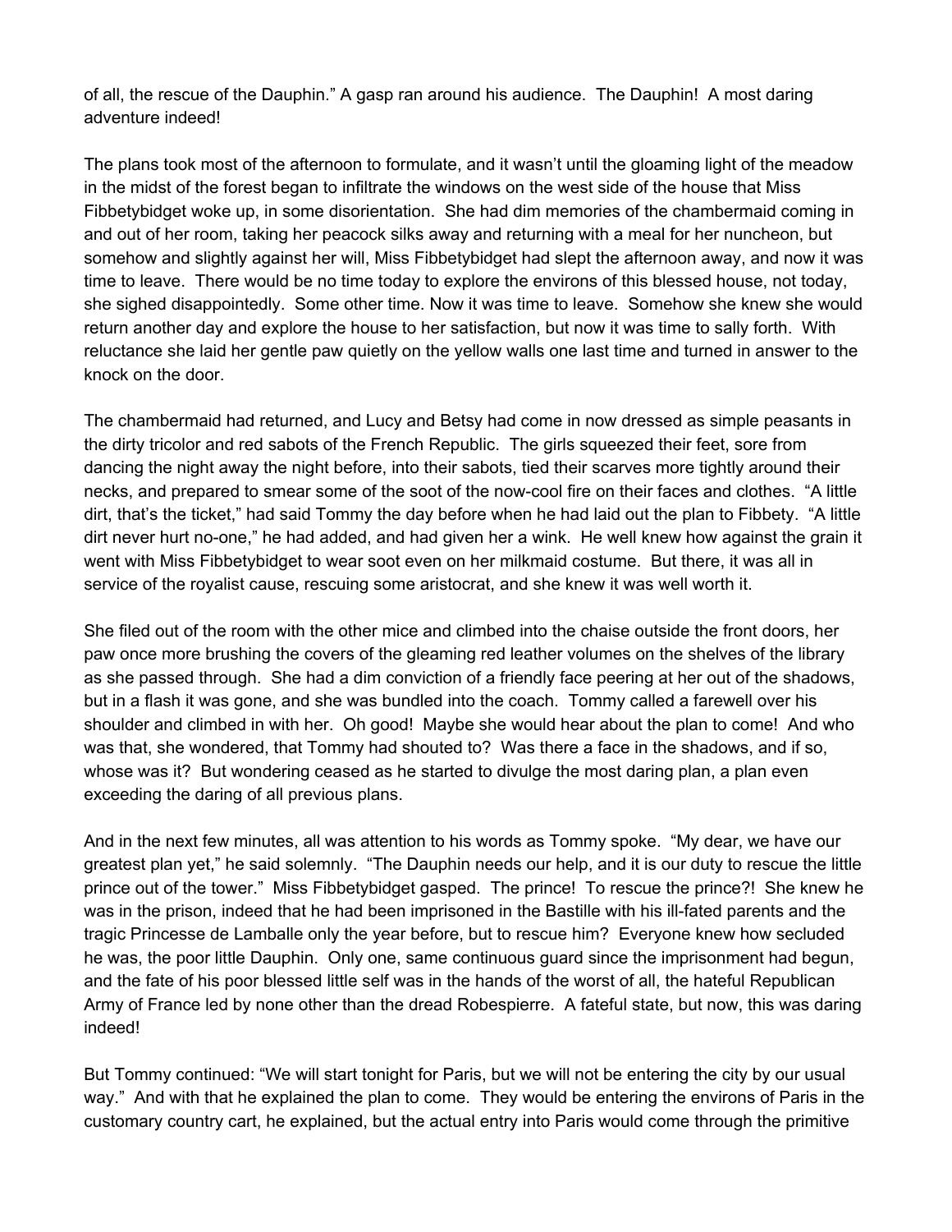of all, the rescue of the Dauphin." A gasp ran around his audience. The Dauphin! A most daring adventure indeed!

The plans took most of the afternoon to formulate, and it wasn't until the gloaming light of the meadow in the midst of the forest began to infiltrate the windows on the west side of the house that Miss Fibbetybidget woke up, in some disorientation. She had dim memories of the chambermaid coming in and out of her room, taking her peacock silks away and returning with a meal for her nuncheon, but somehow and slightly against her will, Miss Fibbetybidget had slept the afternoon away, and now it was time to leave. There would be no time today to explore the environs of this blessed house, not today, she sighed disappointedly. Some other time. Now it was time to leave. Somehow she knew she would return another day and explore the house to her satisfaction, but now it was time to sally forth. With reluctance she laid her gentle paw quietly on the yellow walls one last time and turned in answer to the knock on the door.

The chambermaid had returned, and Lucy and Betsy had come in now dressed as simple peasants in the dirty tricolor and red sabots of the French Republic. The girls squeezed their feet, sore from dancing the night away the night before, into their sabots, tied their scarves more tightly around their necks, and prepared to smear some of the soot of the now-cool fire on their faces and clothes. "A little dirt, that's the ticket," had said Tommy the day before when he had laid out the plan to Fibbety. "A little dirt never hurt no-one," he had added, and had given her a wink. He well knew how against the grain it went with Miss Fibbetybidget to wear soot even on her milkmaid costume. But there, it was all in service of the royalist cause, rescuing some aristocrat, and she knew it was well worth it.

She filed out of the room with the other mice and climbed into the chaise outside the front doors, her paw once more brushing the covers of the gleaming red leather volumes on the shelves of the library as she passed through. She had a dim conviction of a friendly face peering at her out of the shadows, but in a flash it was gone, and she was bundled into the coach. Tommy called a farewell over his shoulder and climbed in with her. Oh good! Maybe she would hear about the plan to come! And who was that, she wondered, that Tommy had shouted to? Was there a face in the shadows, and if so, whose was it? But wondering ceased as he started to divulge the most daring plan, a plan even exceeding the daring of all previous plans.

And in the next few minutes, all was attention to his words as Tommy spoke. "My dear, we have our greatest plan yet," he said solemnly. "The Dauphin needs our help, and it is our duty to rescue the little prince out of the tower." Miss Fibbetybidget gasped. The prince! To rescue the prince?! She knew he was in the prison, indeed that he had been imprisoned in the Bastille with his ill-fated parents and the tragic Princesse de Lamballe only the year before, but to rescue him? Everyone knew how secluded he was, the poor little Dauphin. Only one, same continuous guard since the imprisonment had begun, and the fate of his poor blessed little self was in the hands of the worst of all, the hateful Republican Army of France led by none other than the dread Robespierre. A fateful state, but now, this was daring indeed!

But Tommy continued: "We will start tonight for Paris, but we will not be entering the city by our usual way." And with that he explained the plan to come. They would be entering the environs of Paris in the customary country cart, he explained, but the actual entry into Paris would come through the primitive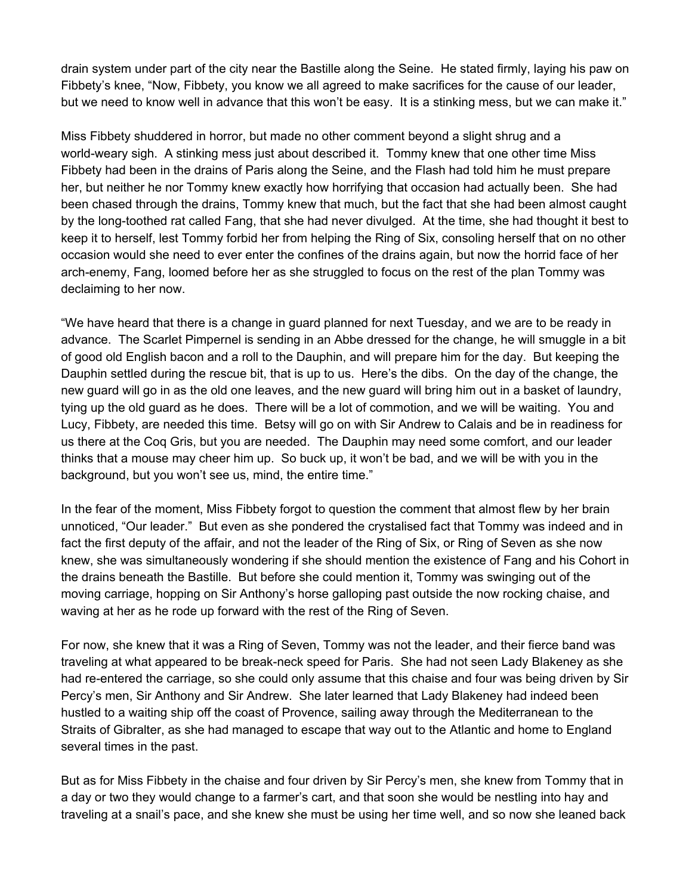drain system under part of the city near the Bastille along the Seine. He stated firmly, laying his paw on Fibbety's knee, "Now, Fibbety, you know we all agreed to make sacrifices for the cause of our leader, but we need to know well in advance that this won't be easy. It is a stinking mess, but we can make it."

Miss Fibbety shuddered in horror, but made no other comment beyond a slight shrug and a world-weary sigh. A stinking mess just about described it. Tommy knew that one other time Miss Fibbety had been in the drains of Paris along the Seine, and the Flash had told him he must prepare her, but neither he nor Tommy knew exactly how horrifying that occasion had actually been. She had been chased through the drains, Tommy knew that much, but the fact that she had been almost caught by the long-toothed rat called Fang, that she had never divulged. At the time, she had thought it best to keep it to herself, lest Tommy forbid her from helping the Ring of Six, consoling herself that on no other occasion would she need to ever enter the confines of the drains again, but now the horrid face of her arch-enemy, Fang, loomed before her as she struggled to focus on the rest of the plan Tommy was declaiming to her now.

"We have heard that there is a change in guard planned for next Tuesday, and we are to be ready in advance. The Scarlet Pimpernel is sending in an Abbe dressed for the change, he will smuggle in a bit of good old English bacon and a roll to the Dauphin, and will prepare him for the day. But keeping the Dauphin settled during the rescue bit, that is up to us. Here's the dibs. On the day of the change, the new guard will go in as the old one leaves, and the new guard will bring him out in a basket of laundry, tying up the old guard as he does. There will be a lot of commotion, and we will be waiting. You and Lucy, Fibbety, are needed this time. Betsy will go on with Sir Andrew to Calais and be in readiness for us there at the Coq Gris, but you are needed. The Dauphin may need some comfort, and our leader thinks that a mouse may cheer him up. So buck up, it won't be bad, and we will be with you in the background, but you won't see us, mind, the entire time."

In the fear of the moment, Miss Fibbety forgot to question the comment that almost flew by her brain unnoticed, "Our leader." But even as she pondered the crystalised fact that Tommy was indeed and in fact the first deputy of the affair, and not the leader of the Ring of Six, or Ring of Seven as she now knew, she was simultaneously wondering if she should mention the existence of Fang and his Cohort in the drains beneath the Bastille. But before she could mention it, Tommy was swinging out of the moving carriage, hopping on Sir Anthony's horse galloping past outside the now rocking chaise, and waving at her as he rode up forward with the rest of the Ring of Seven.

For now, she knew that it was a Ring of Seven, Tommy was not the leader, and their fierce band was traveling at what appeared to be break-neck speed for Paris. She had not seen Lady Blakeney as she had re-entered the carriage, so she could only assume that this chaise and four was being driven by Sir Percy's men, Sir Anthony and Sir Andrew. She later learned that Lady Blakeney had indeed been hustled to a waiting ship off the coast of Provence, sailing away through the Mediterranean to the Straits of Gibralter, as she had managed to escape that way out to the Atlantic and home to England several times in the past.

But as for Miss Fibbety in the chaise and four driven by Sir Percy's men, she knew from Tommy that in a day or two they would change to a farmer's cart, and that soon she would be nestling into hay and traveling at a snail's pace, and she knew she must be using her time well, and so now she leaned back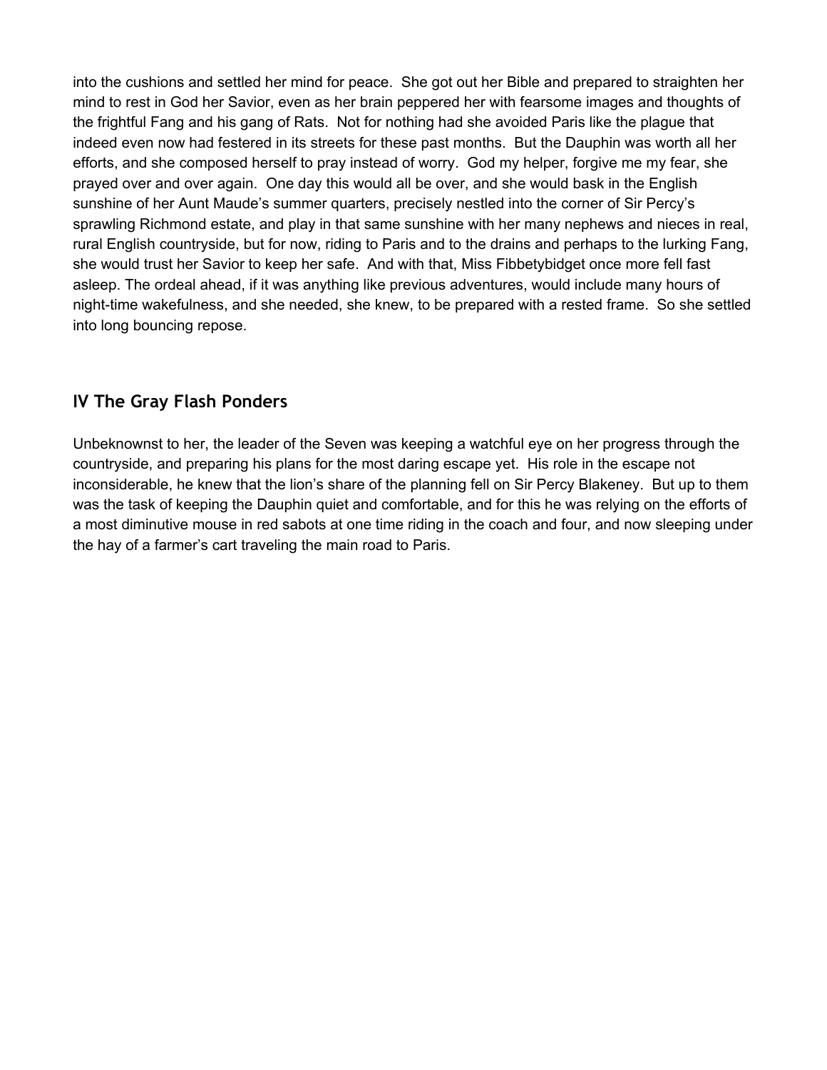into the cushions and settled her mind for peace. She got out her Bible and prepared to straighten her mind to rest in God her Savior, even as her brain peppered her with fearsome images and thoughts of the frightful Fang and his gang of Rats. Not for nothing had she avoided Paris like the plague that indeed even now had festered in its streets for these past months. But the Dauphin was worth all her efforts, and she composed herself to pray instead of worry. God my helper, forgive me my fear, she prayed over and over again. One day this would all be over, and she would bask in the English sunshine of her Aunt Maude's summer quarters, precisely nestled into the corner of Sir Percy's sprawling Richmond estate, and play in that same sunshine with her many nephews and nieces in real, rural English countryside, but for now, riding to Paris and to the drains and perhaps to the lurking Fang, she would trust her Savior to keep her safe. And with that, Miss Fibbetybidget once more fell fast asleep. The ordeal ahead, if it was anything like previous adventures, would include many hours of night-time wakefulness, and she needed, she knew, to be prepared with a rested frame. So she settled into long bouncing repose.

## IV The Gray Flash Ponders

Unbeknownst to her, the leader of the Seven was keeping a watchful eye on her progress through the countryside, and preparing his plans for the most daring escape yet. His role in the escape not inconsiderable, he knew that the lion's share of the planning fell on Sir Percy Blakeney. But up to them was the task of keeping the Dauphin quiet and comfortable, and for this he was relying on the efforts of a most diminutive mouse in red sabots at one time riding in the coach and four, and now sleeping under the hay of a farmer's cart traveling the main road to Paris.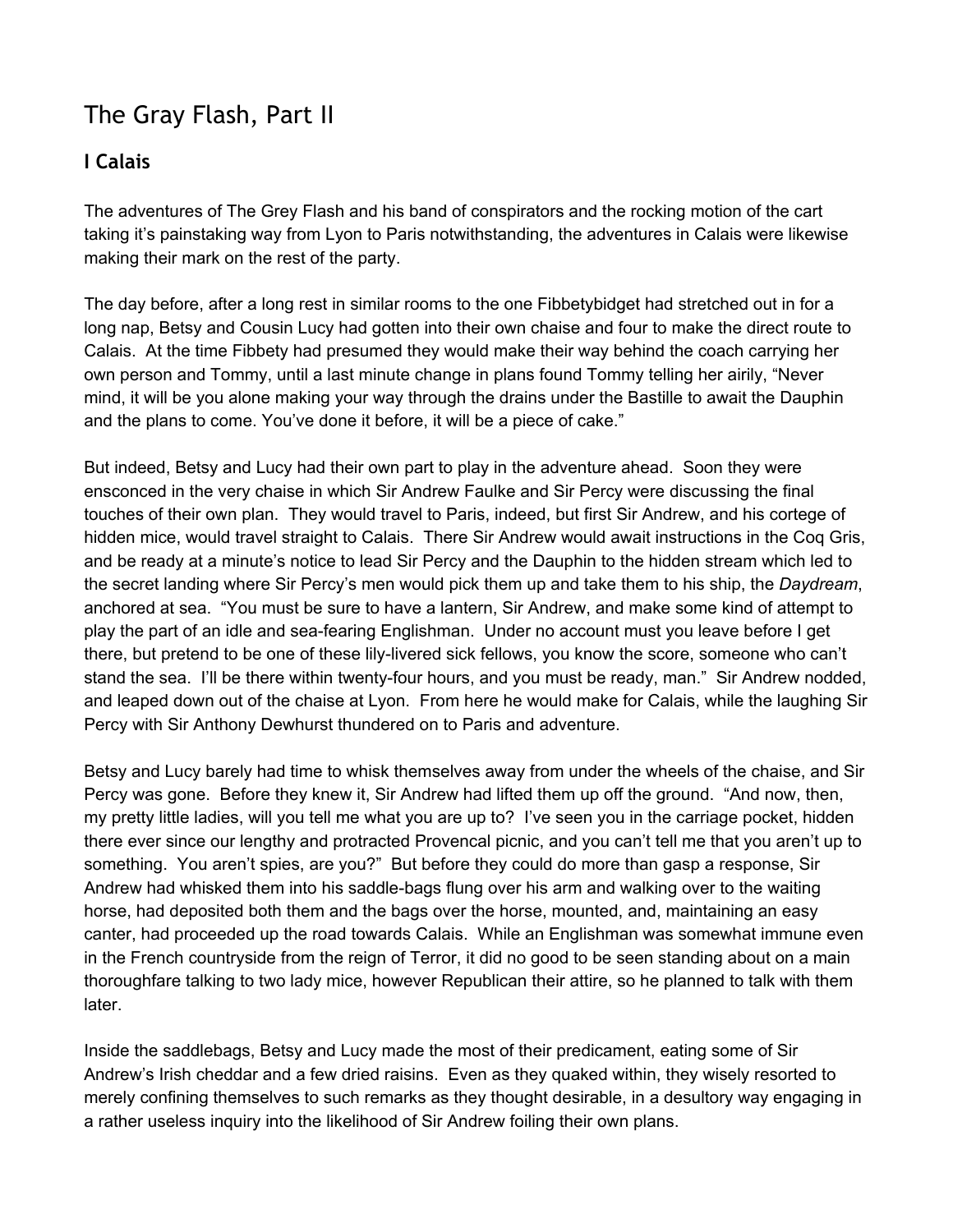# The Gray Flash, Part II

## I Calais

The adventures of The Grey Flash and his band of conspirators and the rocking motion of the cart taking it's painstaking way from Lyon to Paris notwithstanding, the adventures in Calais were likewise making their mark on the rest of the party.

The day before, after a long rest in similar rooms to the one Fibbetybidget had stretched out in for a long nap, Betsy and Cousin Lucy had gotten into their own chaise and four to make the direct route to Calais. At the time Fibbety had presumed they would make their way behind the coach carrying her own person and Tommy, until a last minute change in plans found Tommy telling her airily, "Never mind, it will be you alone making your way through the drains under the Bastille to await the Dauphin and the plans to come. You've done it before, it will be a piece of cake."

But indeed, Betsy and Lucy had their own part to play in the adventure ahead. Soon they were ensconced in the very chaise in which Sir Andrew Faulke and Sir Percy were discussing the final touches of their own plan. They would travel to Paris, indeed, but first Sir Andrew, and his cortege of hidden mice, would travel straight to Calais. There Sir Andrew would await instructions in the Coq Gris, and be ready at a minute's notice to lead Sir Percy and the Dauphin to the hidden stream which led to the secret landing where Sir Percy's men would pick them up and take them to his ship, the *Daydream*, anchored at sea. "You must be sure to have a lantern, Sir Andrew, and make some kind of attempt to play the part of an idle and sea-fearing Englishman. Under no account must you leave before I get there, but pretend to be one of these lily-livered sick fellows, you know the score, someone who can't stand the sea. I'll be there within twenty-four hours, and you must be ready, man." Sir Andrew nodded, and leaped down out of the chaise at Lyon. From here he would make for Calais, while the laughing Sir Percy with Sir Anthony Dewhurst thundered on to Paris and adventure.

Betsy and Lucy barely had time to whisk themselves away from under the wheels of the chaise, and Sir Percy was gone. Before they knew it, Sir Andrew had lifted them up off the ground. "And now, then, my pretty little ladies, will you tell me what you are up to? I've seen you in the carriage pocket, hidden there ever since our lengthy and protracted Provencal picnic, and you can't tell me that you aren't up to something. You aren't spies, are you?" But before they could do more than gasp a response, Sir Andrew had whisked them into his saddle-bags flung over his arm and walking over to the waiting horse, had deposited both them and the bags over the horse, mounted, and, maintaining an easy canter, had proceeded up the road towards Calais. While an Englishman was somewhat immune even in the French countryside from the reign of Terror, it did no good to be seen standing about on a main thoroughfare talking to two lady mice, however Republican their attire, so he planned to talk with them later.

Inside the saddlebags, Betsy and Lucy made the most of their predicament, eating some of Sir Andrew's Irish cheddar and a few dried raisins. Even as they quaked within, they wisely resorted to merely confining themselves to such remarks as they thought desirable, in a desultory way engaging in a rather useless inquiry into the likelihood of Sir Andrew foiling their own plans.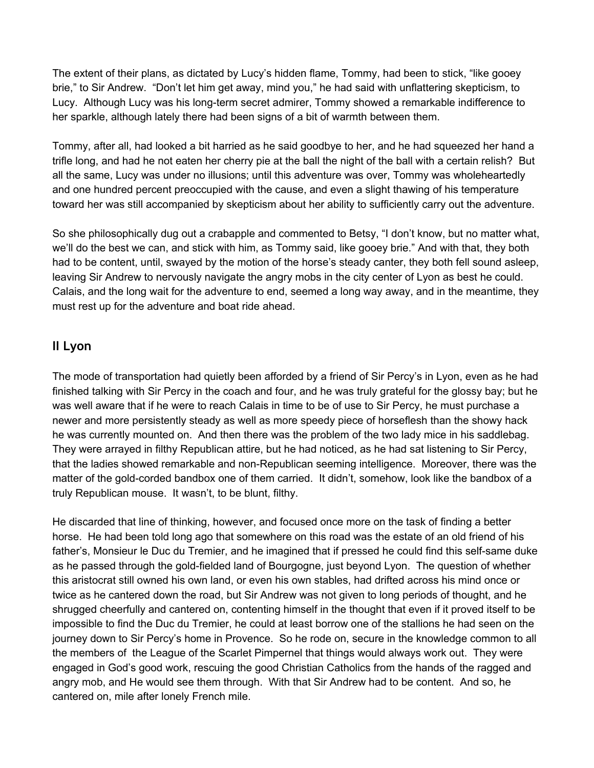The extent of their plans, as dictated by Lucy's hidden flame, Tommy, had been to stick, "like gooey brie," to Sir Andrew. "Don't let him get away, mind you," he had said with unflattering skepticism, to Lucy. Although Lucy was his long-term secret admirer, Tommy showed a remarkable indifference to her sparkle, although lately there had been signs of a bit of warmth between them.

Tommy, after all, had looked a bit harried as he said goodbye to her, and he had squeezed her hand a trifle long, and had he not eaten her cherry pie at the ball the night of the ball with a certain relish? But all the same, Lucy was under no illusions; until this adventure was over, Tommy was wholeheartedly and one hundred percent preoccupied with the cause, and even a slight thawing of his temperature toward her was still accompanied by skepticism about her ability to sufficiently carry out the adventure.

So she philosophically dug out a crabapple and commented to Betsy, "I don't know, but no matter what, we'll do the best we can, and stick with him, as Tommy said, like gooey brie." And with that, they both had to be content, until, swayed by the motion of the horse's steady canter, they both fell sound asleep, leaving Sir Andrew to nervously navigate the angry mobs in the city center of Lyon as best he could. Calais, and the long wait for the adventure to end, seemed a long way away, and in the meantime, they must rest up for the adventure and boat ride ahead.

## II Lyon

The mode of transportation had quietly been afforded by a friend of Sir Percy's in Lyon, even as he had finished talking with Sir Percy in the coach and four, and he was truly grateful for the glossy bay; but he was well aware that if he were to reach Calais in time to be of use to Sir Percy, he must purchase a newer and more persistently steady as well as more speedy piece of horseflesh than the showy hack he was currently mounted on. And then there was the problem of the two lady mice in his saddlebag. They were arrayed in filthy Republican attire, but he had noticed, as he had sat listening to Sir Percy, that the ladies showed remarkable and non-Republican seeming intelligence. Moreover, there was the matter of the gold-corded bandbox one of them carried. It didn't, somehow, look like the bandbox of a truly Republican mouse. It wasn't, to be blunt, filthy.

He discarded that line of thinking, however, and focused once more on the task of finding a better horse. He had been told long ago that somewhere on this road was the estate of an old friend of his father's, Monsieur le Duc du Tremier, and he imagined that if pressed he could find this self-same duke as he passed through the gold-fielded land of Bourgogne, just beyond Lyon. The question of whether this aristocrat still owned his own land, or even his own stables, had drifted across his mind once or twice as he cantered down the road, but Sir Andrew was not given to long periods of thought, and he shrugged cheerfully and cantered on, contenting himself in the thought that even if it proved itself to be impossible to find the Duc du Tremier, he could at least borrow one of the stallions he had seen on the journey down to Sir Percy's home in Provence. So he rode on, secure in the knowledge common to all the members of the League of the Scarlet Pimpernel that things would always work out. They were engaged in God's good work, rescuing the good Christian Catholics from the hands of the ragged and angry mob, and He would see them through. With that Sir Andrew had to be content. And so, he cantered on, mile after lonely French mile.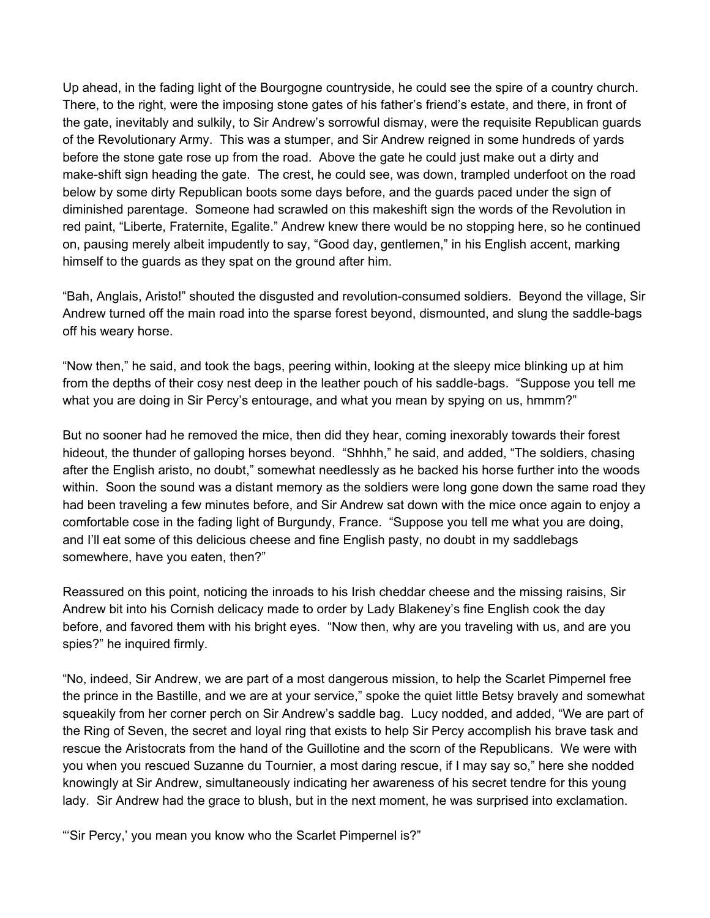Up ahead, in the fading light of the Bourgogne countryside, he could see the spire of a country church. There, to the right, were the imposing stone gates of his father's friend's estate, and there, in front of the gate, inevitably and sulkily, to Sir Andrew's sorrowful dismay, were the requisite Republican guards of the Revolutionary Army. This was a stumper, and Sir Andrew reigned in some hundreds of yards before the stone gate rose up from the road. Above the gate he could just make out a dirty and make-shift sign heading the gate. The crest, he could see, was down, trampled underfoot on the road below by some dirty Republican boots some days before, and the guards paced under the sign of diminished parentage. Someone had scrawled on this makeshift sign the words of the Revolution in red paint, "Liberte, Fraternite, Egalite." Andrew knew there would be no stopping here, so he continued on, pausing merely albeit impudently to say, "Good day, gentlemen," in his English accent, marking himself to the guards as they spat on the ground after him.

"Bah, Anglais, Aristo!" shouted the disgusted and revolution-consumed soldiers. Beyond the village, Sir Andrew turned off the main road into the sparse forest beyond, dismounted, and slung the saddle-bags off his weary horse.

"Now then," he said, and took the bags, peering within, looking at the sleepy mice blinking up at him from the depths of their cosy nest deep in the leather pouch of his saddle-bags. "Suppose you tell me what you are doing in Sir Percy's entourage, and what you mean by spying on us, hmmm?"

But no sooner had he removed the mice, then did they hear, coming inexorably towards their forest hideout, the thunder of galloping horses beyond. "Shhhh," he said, and added, "The soldiers, chasing after the English aristo, no doubt," somewhat needlessly as he backed his horse further into the woods within. Soon the sound was a distant memory as the soldiers were long gone down the same road they had been traveling a few minutes before, and Sir Andrew sat down with the mice once again to enjoy a comfortable cose in the fading light of Burgundy, France. "Suppose you tell me what you are doing, and I'll eat some of this delicious cheese and fine English pasty, no doubt in my saddlebags somewhere, have you eaten, then?"

Reassured on this point, noticing the inroads to his Irish cheddar cheese and the missing raisins, Sir Andrew bit into his Cornish delicacy made to order by Lady Blakeney's fine English cook the day before, and favored them with his bright eyes. "Now then, why are you traveling with us, and are you spies?" he inquired firmly.

"No, indeed, Sir Andrew, we are part of a most dangerous mission, to help the Scarlet Pimpernel free the prince in the Bastille, and we are at your service," spoke the quiet little Betsy bravely and somewhat squeakily from her corner perch on Sir Andrew's saddle bag. Lucy nodded, and added, "We are part of the Ring of Seven, the secret and loyal ring that exists to help Sir Percy accomplish his brave task and rescue the Aristocrats from the hand of the Guillotine and the scorn of the Republicans. We were with you when you rescued Suzanne du Tournier, a most daring rescue, if I may say so," here she nodded knowingly at Sir Andrew, simultaneously indicating her awareness of his secret tendre for this young lady. Sir Andrew had the grace to blush, but in the next moment, he was surprised into exclamation.

"'Sir Percy,' you mean you know who the Scarlet Pimpernel is?"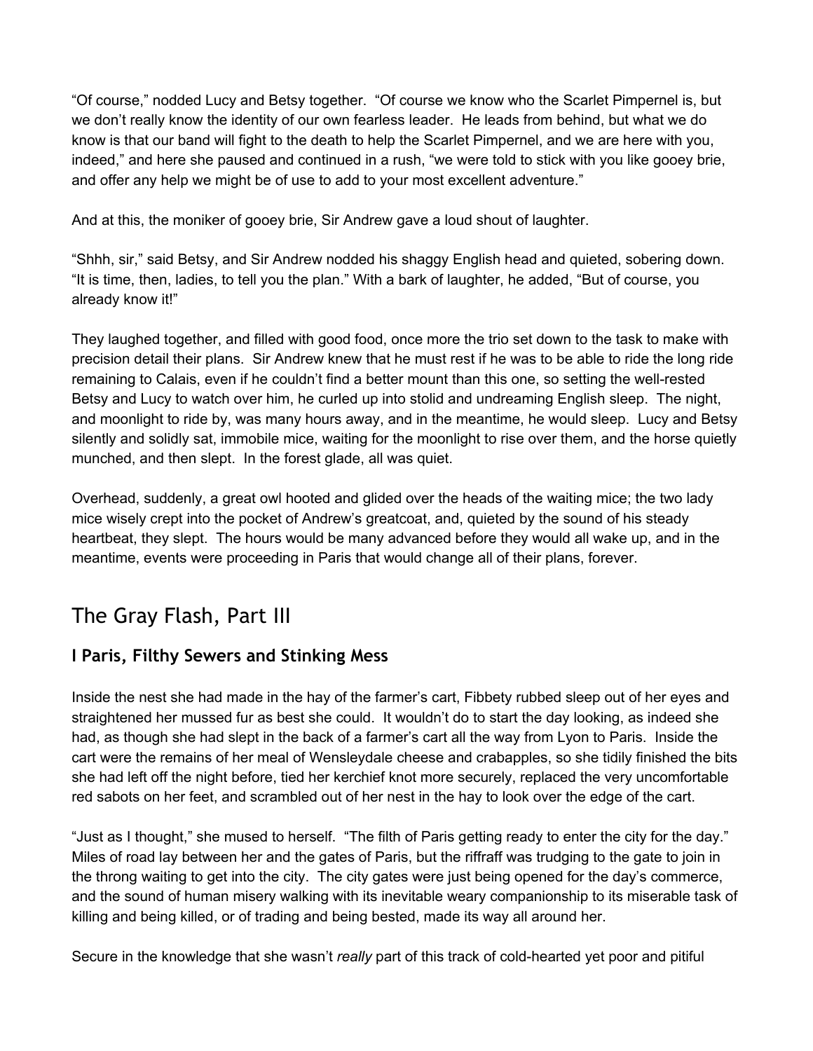"Of course," nodded Lucy and Betsy together. "Of course we know who the Scarlet Pimpernel is, but we don't really know the identity of our own fearless leader. He leads from behind, but what we do know is that our band will fight to the death to help the Scarlet Pimpernel, and we are here with you, indeed," and here she paused and continued in a rush, "we were told to stick with you like gooey brie, and offer any help we might be of use to add to your most excellent adventure."

And at this, the moniker of gooey brie, Sir Andrew gave a loud shout of laughter.

"Shhh, sir," said Betsy, and Sir Andrew nodded his shaggy English head and quieted, sobering down. "It is time, then, ladies, to tell you the plan." With a bark of laughter, he added, "But of course, you already know it!"

They laughed together, and filled with good food, once more the trio set down to the task to make with precision detail their plans. Sir Andrew knew that he must rest if he was to be able to ride the long ride remaining to Calais, even if he couldn't find a better mount than this one, so setting the well-rested Betsy and Lucy to watch over him, he curled up into stolid and undreaming English sleep. The night, and moonlight to ride by, was many hours away, and in the meantime, he would sleep. Lucy and Betsy silently and solidly sat, immobile mice, waiting for the moonlight to rise over them, and the horse quietly munched, and then slept. In the forest glade, all was quiet.

Overhead, suddenly, a great owl hooted and glided over the heads of the waiting mice; the two lady mice wisely crept into the pocket of Andrew's greatcoat, and, quieted by the sound of his steady heartbeat, they slept. The hours would be many advanced before they would all wake up, and in the meantime, events were proceeding in Paris that would change all of their plans, forever.

# The Gray Flash, Part III

## I Paris, Filthy Sewers and Stinking Mess

Inside the nest she had made in the hay of the farmer's cart, Fibbety rubbed sleep out of her eyes and straightened her mussed fur as best she could. It wouldn't do to start the day looking, as indeed she had, as though she had slept in the back of a farmer's cart all the way from Lyon to Paris. Inside the cart were the remains of her meal of Wensleydale cheese and crabapples, so she tidily finished the bits she had left off the night before, tied her kerchief knot more securely, replaced the very uncomfortable red sabots on her feet, and scrambled out of her nest in the hay to look over the edge of the cart.

"Just as I thought," she mused to herself. "The filth of Paris getting ready to enter the city for the day." Miles of road lay between her and the gates of Paris, but the riffraff was trudging to the gate to join in the throng waiting to get into the city. The city gates were just being opened for the day's commerce, and the sound of human misery walking with its inevitable weary companionship to its miserable task of killing and being killed, or of trading and being bested, made its way all around her.

Secure in the knowledge that she wasn't *really* part of this track of cold-hearted yet poor and pitiful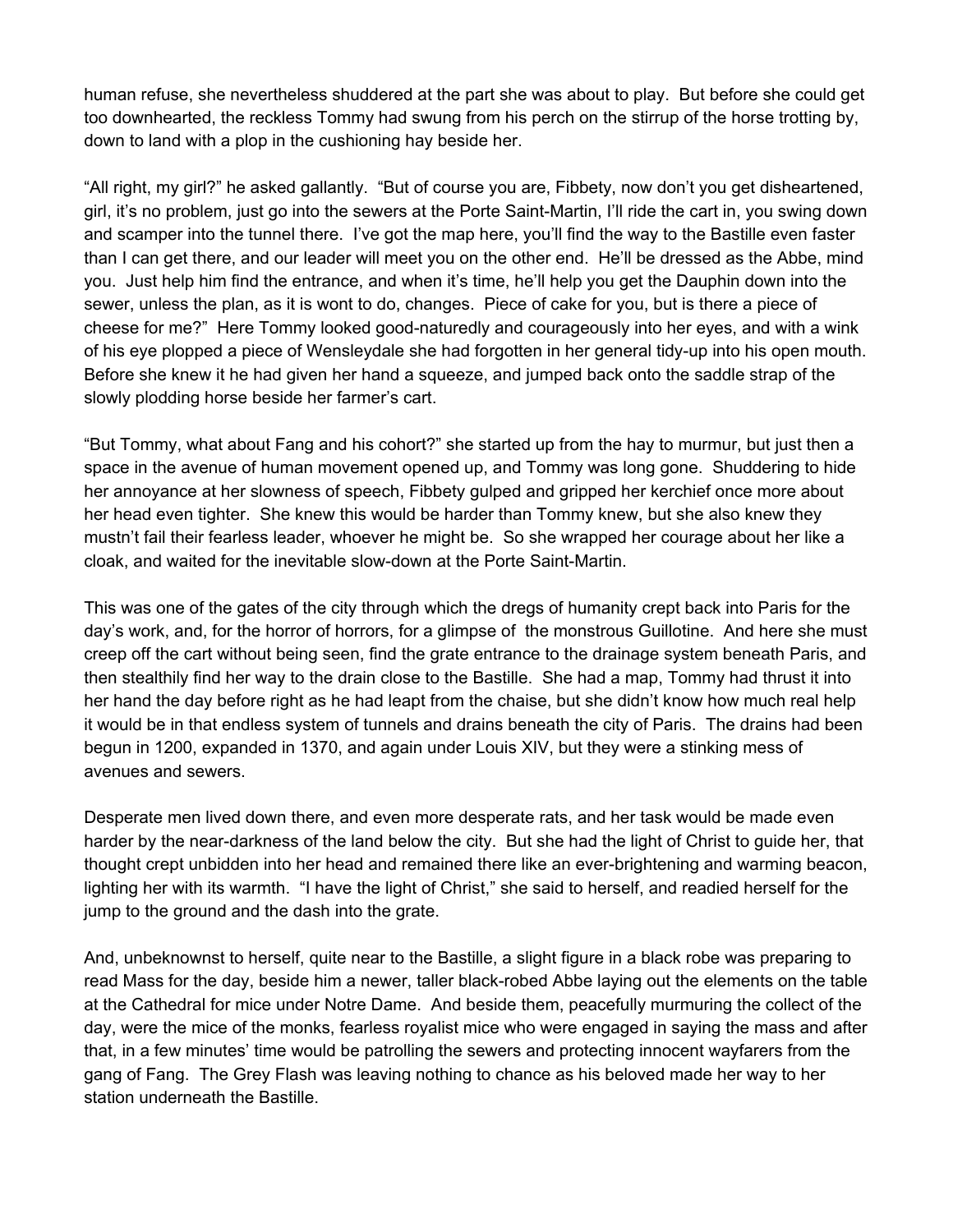human refuse, she nevertheless shuddered at the part she was about to play. But before she could get too downhearted, the reckless Tommy had swung from his perch on the stirrup of the horse trotting by, down to land with a plop in the cushioning hay beside her.

"All right, my girl?" he asked gallantly. "But of course you are, Fibbety, now don't you get disheartened, girl, it's no problem, just go into the sewers at the Porte Saint-Martin, I'll ride the cart in, you swing down and scamper into the tunnel there. I've got the map here, you'll find the way to the Bastille even faster than I can get there, and our leader will meet you on the other end. He'll be dressed as the Abbe, mind you. Just help him find the entrance, and when it's time, he'll help you get the Dauphin down into the sewer, unless the plan, as it is wont to do, changes. Piece of cake for you, but is there a piece of cheese for me?" Here Tommy looked good-naturedly and courageously into her eyes, and with a wink of his eye plopped a piece of Wensleydale she had forgotten in her general tidy-up into his open mouth. Before she knew it he had given her hand a squeeze, and jumped back onto the saddle strap of the slowly plodding horse beside her farmer's cart.

"But Tommy, what about Fang and his cohort?" she started up from the hay to murmur, but just then a space in the avenue of human movement opened up, and Tommy was long gone. Shuddering to hide her annoyance at her slowness of speech, Fibbety gulped and gripped her kerchief once more about her head even tighter. She knew this would be harder than Tommy knew, but she also knew they mustn't fail their fearless leader, whoever he might be. So she wrapped her courage about her like a cloak, and waited for the inevitable slow-down at the Porte Saint-Martin.

This was one of the gates of the city through which the dregs of humanity crept back into Paris for the day's work, and, for the horror of horrors, for a glimpse of the monstrous Guillotine. And here she must creep off the cart without being seen, find the grate entrance to the drainage system beneath Paris, and then stealthily find her way to the drain close to the Bastille. She had a map, Tommy had thrust it into her hand the day before right as he had leapt from the chaise, but she didn't know how much real help it would be in that endless system of tunnels and drains beneath the city of Paris. The drains had been begun in 1200, expanded in 1370, and again under Louis XIV, but they were a stinking mess of avenues and sewers.

Desperate men lived down there, and even more desperate rats, and her task would be made even harder by the near-darkness of the land below the city. But she had the light of Christ to guide her, that thought crept unbidden into her head and remained there like an ever-brightening and warming beacon, lighting her with its warmth. "I have the light of Christ," she said to herself, and readied herself for the jump to the ground and the dash into the grate.

And, unbeknownst to herself, quite near to the Bastille, a slight figure in a black robe was preparing to read Mass for the day, beside him a newer, taller black-robed Abbe laying out the elements on the table at the Cathedral for mice under Notre Dame. And beside them, peacefully murmuring the collect of the day, were the mice of the monks, fearless royalist mice who were engaged in saying the mass and after that, in a few minutes' time would be patrolling the sewers and protecting innocent wayfarers from the gang of Fang. The Grey Flash was leaving nothing to chance as his beloved made her way to her station underneath the Bastille.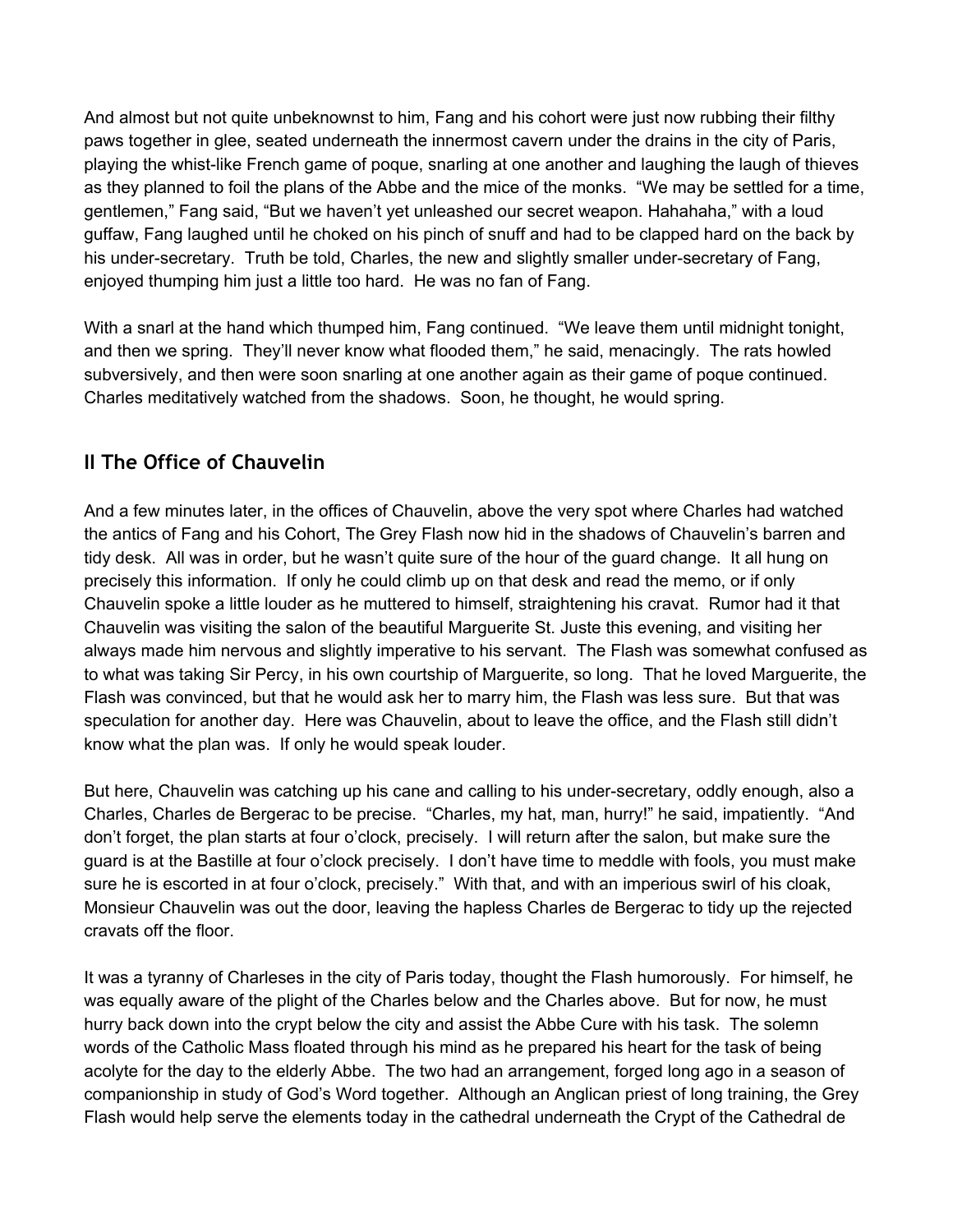And almost but not quite unbeknownst to him, Fang and his cohort were just now rubbing their filthy paws together in glee, seated underneath the innermost cavern under the drains in the city of Paris, playing the whist-like French game of poque, snarling at one another and laughing the laugh of thieves as they planned to foil the plans of the Abbe and the mice of the monks. “We may be settled for a time, gentlemen,” Fang said, “But we haven’t yet unleashed our secret weapon. Hahahaha,” with a loud guffaw, Fang laughed until he choked on his pinch of snuff and had to be clapped hard on the back by his under-secretary. Truth be told, Charles, the new and slightly smaller under-secretary of Fang, enjoyed thumping him just a little too hard. He was no fan of Fang.

With a snarl at the hand which thumped him, Fang continued. “We leave them until midnight tonight, and then we spring. They’ll never know what flooded them,” he said, menacingly. The rats howled subversively, and then were soon snarling at one another again as their game of poque continued. Charles meditatively watched from the shadows. Soon, he thought, he would spring.

## II The Office of Chauvelin

And a few minutes later, in the offices of Chauvelin, above the very spot where Charles had watched the antics of Fang and his Cohort, The Grey Flash now hid in the shadows of Chauvelin’s barren and tidy desk. All was in order, but he wasn’t quite sure of the hour of the guard change. It all hung on precisely this information. If only he could climb up on that desk and read the memo, or if only Chauvelin spoke a little louder as he muttered to himself, straightening his cravat. Rumor had it that Chauvelin was visiting the salon of the beautiful Marguerite St. Juste this evening, and visiting her always made him nervous and slightly imperative to his servant. The Flash was somewhat confused as to what was taking Sir Percy, in his own courtship of Marguerite, so long. That he loved Marguerite, the Flash was convinced, but that he would ask her to marry him, the Flash was less sure. But that was speculation for another day. Here was Chauvelin, about to leave the office, and the Flash still didn’t know what the plan was. If only he would speak louder.

But here, Chauvelin was catching up his cane and calling to his under-secretary, oddly enough, also a Charles, Charles de Bergerac to be precise. “Charles, my hat, man, hurry!” he said, impatiently. “And don’t forget, the plan starts at four o’clock, precisely. I will return after the salon, but make sure the guard is at the Bastille at four o’clock precisely. I don’t have time to meddle with fools, you must make sure he is escorted in at four o’clock, precisely.” With that, and with an imperious swirl of his cloak, Monsieur Chauvelin was out the door, leaving the hapless Charles de Bergerac to tidy up the rejected cravats off the floor.

It was a tyranny of Charleses in the city of Paris today, thought the Flash humorously. For himself, he was equally aware of the plight of the Charles below and the Charles above. But for now, he must hurry back down into the crypt below the city and assist the Abbe Cure with his task. The solemn words of the Catholic Mass floated through his mind as he prepared his heart for the task of being acolyte for the day to the elderly Abbe. The two had an arrangement, forged long ago in a season of companionship in study of God’s Word together. Although an Anglican priest of long training, the Grey Flash would help serve the elements today in the cathedral underneath the Crypt of the Cathedral de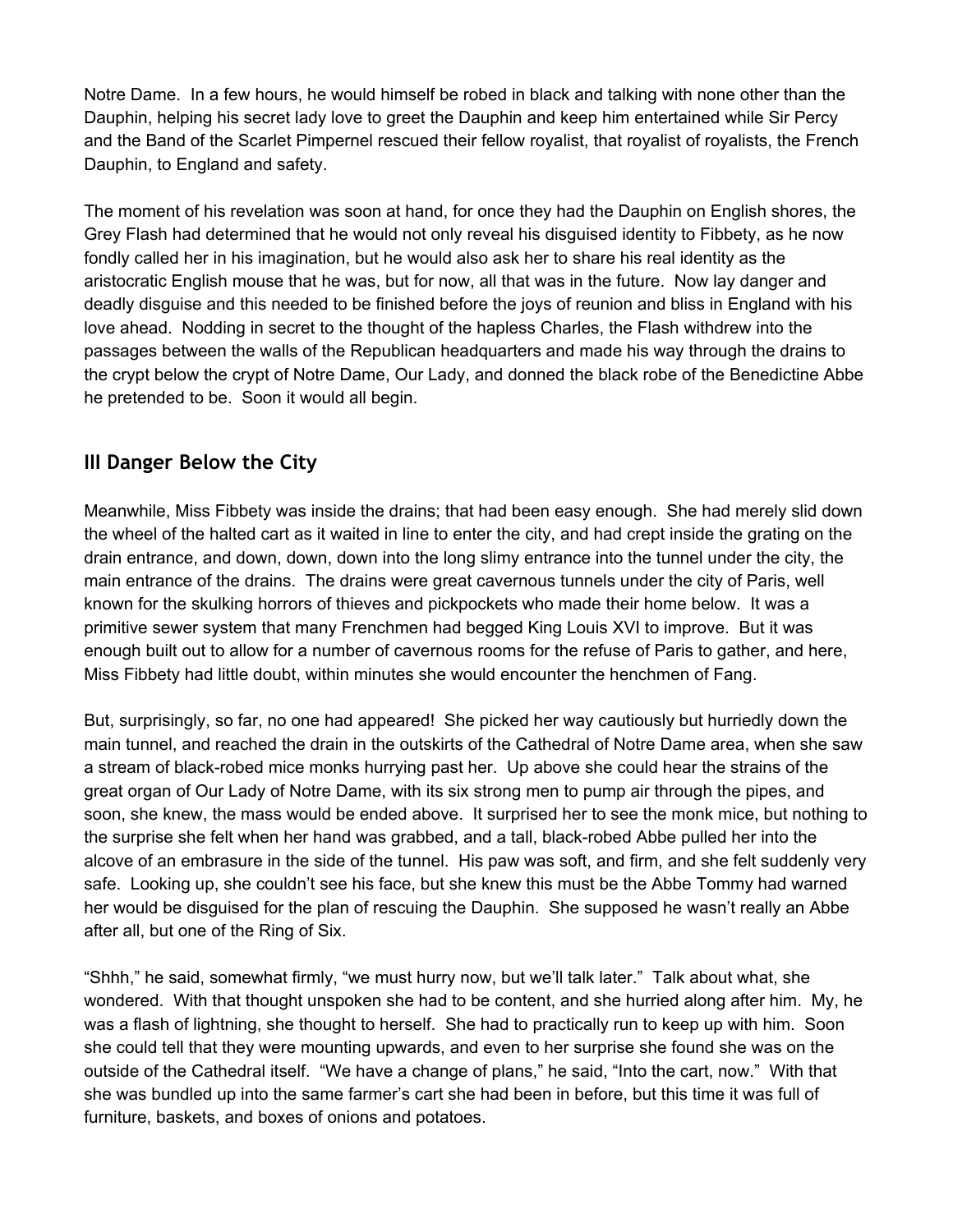Notre Dame. In a few hours, he would himself be robed in black and talking with none other than the Dauphin, helping his secret lady love to greet the Dauphin and keep him entertained while Sir Percy and the Band of the Scarlet Pimpernel rescued their fellow royalist, that royalist of royalists, the French Dauphin, to England and safety.

The moment of his revelation was soon at hand, for once they had the Dauphin on English shores, the Grey Flash had determined that he would not only reveal his disguised identity to Fibbety, as he now fondly called her in his imagination, but he would also ask her to share his real identity as the aristocratic English mouse that he was, but for now, all that was in the future. Now lay danger and deadly disguise and this needed to be finished before the joys of reunion and bliss in England with his love ahead. Nodding in secret to the thought of the hapless Charles, the Flash withdrew into the passages between the walls of the Republican headquarters and made his way through the drains to the crypt below the crypt of Notre Dame, Our Lady, and donned the black robe of the Benedictine Abbe he pretended to be. Soon it would all begin.

## III Danger Below the City

Meanwhile, Miss Fibbety was inside the drains; that had been easy enough. She had merely slid down the wheel of the halted cart as it waited in line to enter the city, and had crept inside the grating on the drain entrance, and down, down, down into the long slimy entrance into the tunnel under the city, the main entrance of the drains. The drains were great cavernous tunnels under the city of Paris, well known for the skulking horrors of thieves and pickpockets who made their home below. It was a primitive sewer system that many Frenchmen had begged King Louis XVI to improve. But it was enough built out to allow for a number of cavernous rooms for the refuse of Paris to gather, and here, Miss Fibbety had little doubt, within minutes she would encounter the henchmen of Fang.

But, surprisingly, so far, no one had appeared! She picked her way cautiously but hurriedly down the main tunnel, and reached the drain in the outskirts of the Cathedral of Notre Dame area, when she saw a stream of black-robed mice monks hurrying past her. Up above she could hear the strains of the great organ of Our Lady of Notre Dame, with its six strong men to pump air through the pipes, and soon, she knew, the mass would be ended above. It surprised her to see the monk mice, but nothing to the surprise she felt when her hand was grabbed, and a tall, black-robed Abbe pulled her into the alcove of an embrasure in the side of the tunnel. His paw was soft, and firm, and she felt suddenly very safe. Looking up, she couldn't see his face, but she knew this must be the Abbe Tommy had warned her would be disguised for the plan of rescuing the Dauphin. She supposed he wasn't really an Abbe after all, but one of the Ring of Six.

"Shhh," he said, somewhat firmly, "we must hurry now, but we'll talk later." Talk about what, she wondered. With that thought unspoken she had to be content, and she hurried along after him. My, he was a flash of lightning, she thought to herself. She had to practically run to keep up with him. Soon she could tell that they were mounting upwards, and even to her surprise she found she was on the outside of the Cathedral itself. "We have a change of plans," he said, "Into the cart, now." With that she was bundled up into the same farmer's cart she had been in before, but this time it was full of furniture, baskets, and boxes of onions and potatoes.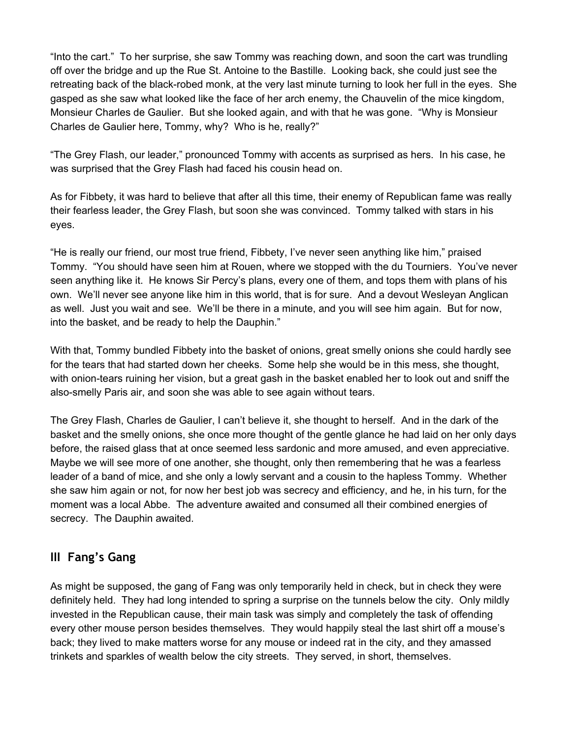"Into the cart." To her surprise, she saw Tommy was reaching down, and soon the cart was trundling off over the bridge and up the Rue St. Antoine to the Bastille. Looking back, she could just see the retreating back of the black-robed monk, at the very last minute turning to look her full in the eyes. She gasped as she saw what looked like the face of her arch enemy, the Chauvelin of the mice kingdom, Monsieur Charles de Gaulier. But she looked again, and with that he was gone. "Why is Monsieur Charles de Gaulier here, Tommy, why? Who is he, really?"

"The Grey Flash, our leader," pronounced Tommy with accents as surprised as hers. In his case, he was surprised that the Grey Flash had faced his cousin head on.

As for Fibbety, it was hard to believe that after all this time, their enemy of Republican fame was really their fearless leader, the Grey Flash, but soon she was convinced. Tommy talked with stars in his eyes.

"He is really our friend, our most true friend, Fibbety, I've never seen anything like him," praised Tommy. "You should have seen him at Rouen, where we stopped with the du Tourniers. You've never seen anything like it. He knows Sir Percy's plans, every one of them, and tops them with plans of his own. We'll never see anyone like him in this world, that is for sure. And a devout Wesleyan Anglican as well. Just you wait and see. We'll be there in a minute, and you will see him again. But for now, into the basket, and be ready to help the Dauphin."

With that, Tommy bundled Fibbety into the basket of onions, great smelly onions she could hardly see for the tears that had started down her cheeks. Some help she would be in this mess, she thought, with onion-tears ruining her vision, but a great gash in the basket enabled her to look out and sniff the also-smelly Paris air, and soon she was able to see again without tears.

The Grey Flash, Charles de Gaulier, I can't believe it, she thought to herself. And in the dark of the basket and the smelly onions, she once more thought of the gentle glance he had laid on her only days before, the raised glass that at once seemed less sardonic and more amused, and even appreciative. Maybe we will see more of one another, she thought, only then remembering that he was a fearless leader of a band of mice, and she only a lowly servant and a cousin to the hapless Tommy. Whether she saw him again or not, for now her best job was secrecy and efficiency, and he, in his turn, for the moment was a local Abbe. The adventure awaited and consumed all their combined energies of secrecy. The Dauphin awaited.

## III Fang's Gang

As might be supposed, the gang of Fang was only temporarily held in check, but in check they were definitely held. They had long intended to spring a surprise on the tunnels below the city. Only mildly invested in the Republican cause, their main task was simply and completely the task of offending every other mouse person besides themselves. They would happily steal the last shirt off a mouse's back; they lived to make matters worse for any mouse or indeed rat in the city, and they amassed trinkets and sparkles of wealth below the city streets. They served, in short, themselves.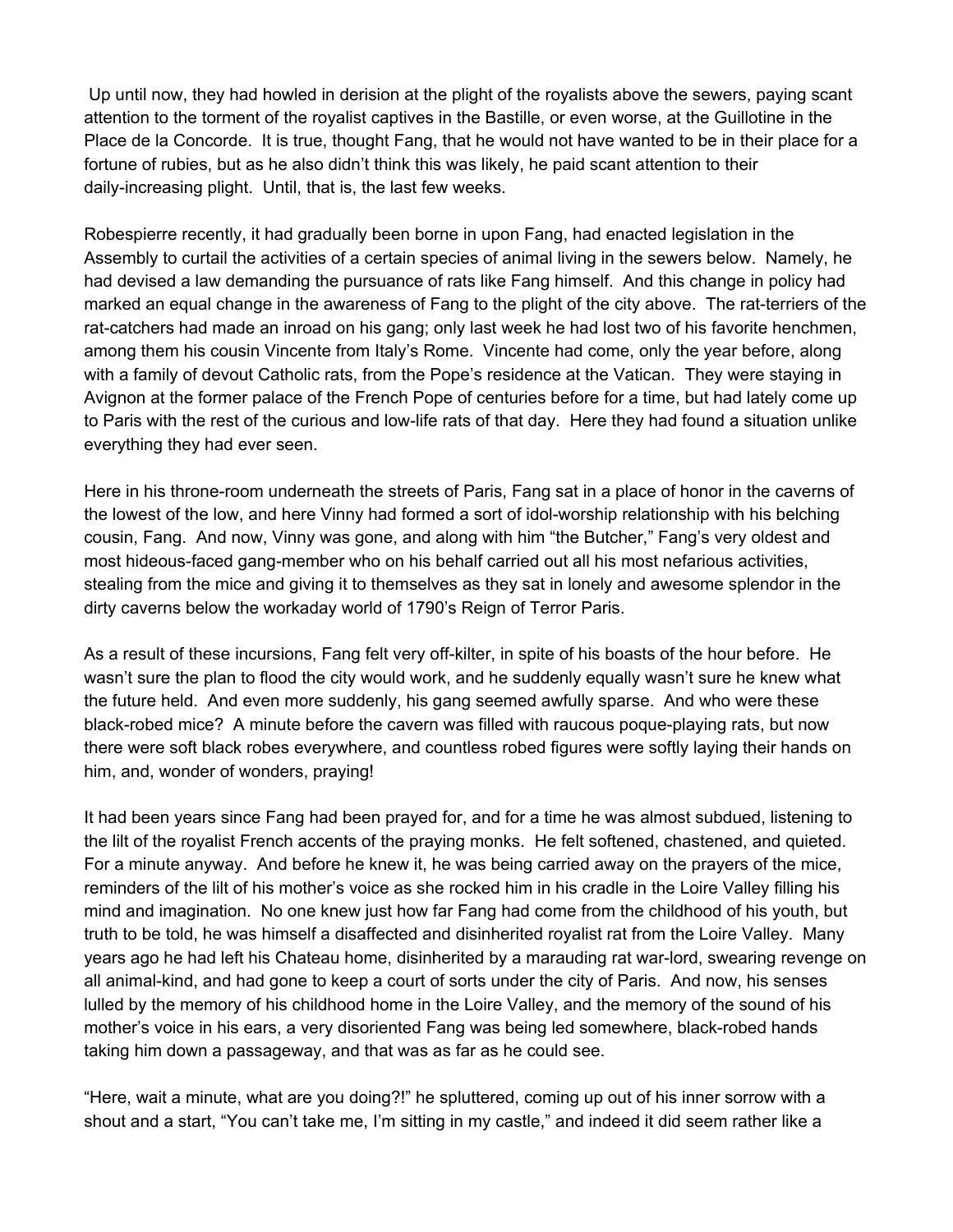Up until now, they had howled in derision at the plight of the royalists above the sewers, paying scant attention to the torment of the royalist captives in the Bastille, or even worse, at the Guillotine in the Place de la Concorde. It is true, thought Fang, that he would not have wanted to be in their place for a fortune of rubies, but as he also didn't think this was likely, he paid scant attention to their daily-increasing plight. Until, that is, the last few weeks.

Robespierre recently, it had gradually been borne in upon Fang, had enacted legislation in the Assembly to curtail the activities of a certain species of animal living in the sewers below. Namely, he had devised a law demanding the pursuance of rats like Fang himself. And this change in policy had marked an equal change in the awareness of Fang to the plight of the city above. The rat-terriers of the rat-catchers had made an inroad on his gang; only last week he had lost two of his favorite henchmen, among them his cousin Vincente from Italy's Rome. Vincente had come, only the year before, along with a family of devout Catholic rats, from the Pope's residence at the Vatican. They were staying in Avignon at the former palace of the French Pope of centuries before for a time, but had lately come up to Paris with the rest of the curious and low-life rats of that day. Here they had found a situation unlike everything they had ever seen.

Here in his throne-room underneath the streets of Paris, Fang sat in a place of honor in the caverns of the lowest of the low, and here Vinny had formed a sort of idol-worship relationship with his belching cousin, Fang. And now, Vinny was gone, and along with him "the Butcher," Fang's very oldest and most hideous-faced gang-member who on his behalf carried out all his most nefarious activities, stealing from the mice and giving it to themselves as they sat in lonely and awesome splendor in the dirty caverns below the workaday world of 1790's Reign of Terror Paris.

As a result of these incursions, Fang felt very off-kilter, in spite of his boasts of the hour before. He wasn't sure the plan to flood the city would work, and he suddenly equally wasn't sure he knew what the future held. And even more suddenly, his gang seemed awfully sparse. And who were these black-robed mice? A minute before the cavern was filled with raucous poque-playing rats, but now there were soft black robes everywhere, and countless robed figures were softly laying their hands on him, and, wonder of wonders, praying!

It had been years since Fang had been prayed for, and for a time he was almost subdued, listening to the lilt of the royalist French accents of the praying monks. He felt softened, chastened, and quieted. For a minute anyway. And before he knew it, he was being carried away on the prayers of the mice, reminders of the lilt of his mother's voice as she rocked him in his cradle in the Loire Valley filling his mind and imagination. No one knew just how far Fang had come from the childhood of his youth, but truth to be told, he was himself a disaffected and disinherited royalist rat from the Loire Valley. Many years ago he had left his Chateau home, disinherited by a marauding rat war-lord, swearing revenge on all animal-kind, and had gone to keep a court of sorts under the city of Paris. And now, his senses lulled by the memory of his childhood home in the Loire Valley, and the memory of the sound of his mother's voice in his ears, a very disoriented Fang was being led somewhere, black-robed hands taking him down a passageway, and that was as far as he could see.

"Here, wait a minute, what are you doing?!" he spluttered, coming up out of his inner sorrow with a shout and a start, "You can't take me, I'm sitting in my castle," and indeed it did seem rather like a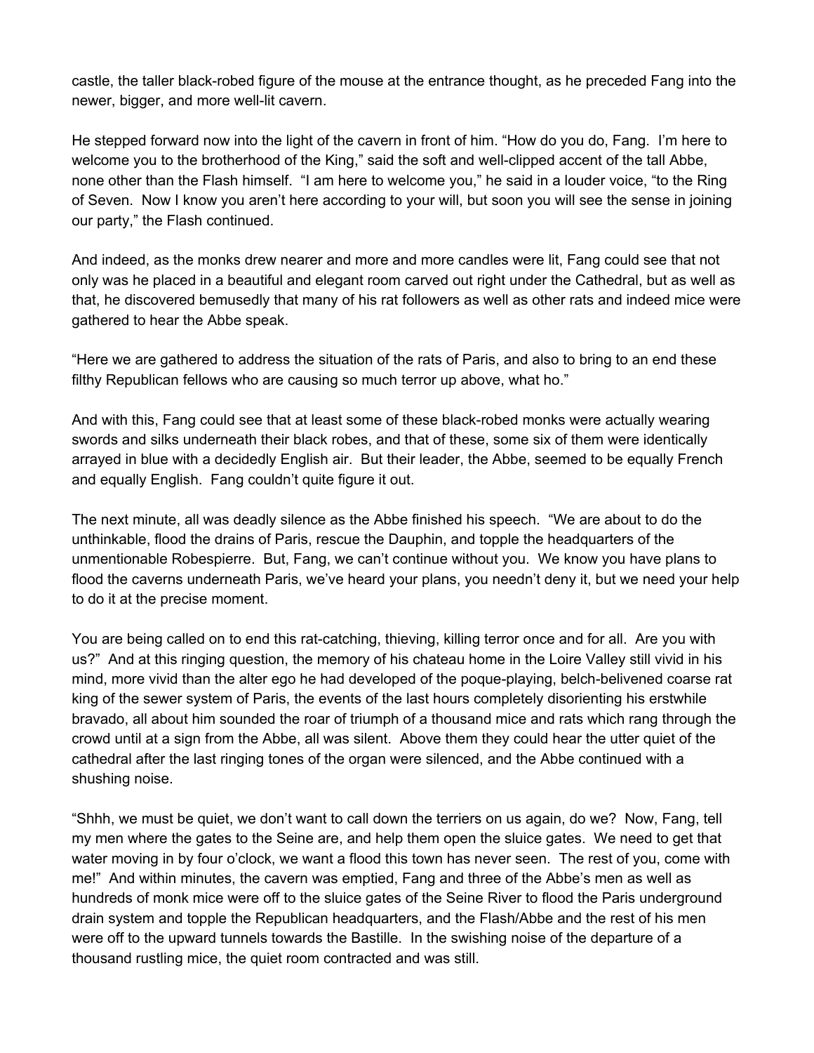castle, the taller black-robed figure of the mouse at the entrance thought, as he preceded Fang into the newer, bigger, and more well-lit cavern.

He stepped forward now into the light of the cavern in front of him. "How do you do, Fang. I'm here to welcome you to the brotherhood of the King," said the soft and well-clipped accent of the tall Abbe, none other than the Flash himself. "I am here to welcome you," he said in a louder voice, "to the Ring of Seven. Now I know you aren't here according to your will, but soon you will see the sense in joining our party," the Flash continued.

And indeed, as the monks drew nearer and more and more candles were lit, Fang could see that not only was he placed in a beautiful and elegant room carved out right under the Cathedral, but as well as that, he discovered bemusedly that many of his rat followers as well as other rats and indeed mice were gathered to hear the Abbe speak.

"Here we are gathered to address the situation of the rats of Paris, and also to bring to an end these filthy Republican fellows who are causing so much terror up above, what ho."

And with this, Fang could see that at least some of these black-robed monks were actually wearing swords and silks underneath their black robes, and that of these, some six of them were identically arrayed in blue with a decidedly English air. But their leader, the Abbe, seemed to be equally French and equally English. Fang couldn't quite figure it out.

The next minute, all was deadly silence as the Abbe finished his speech. "We are about to do the unthinkable, flood the drains of Paris, rescue the Dauphin, and topple the headquarters of the unmentionable Robespierre. But, Fang, we can't continue without you. We know you have plans to flood the caverns underneath Paris, we've heard your plans, you needn't deny it, but we need your help to do it at the precise moment.

You are being called on to end this rat-catching, thieving, killing terror once and for all. Are you with us?" And at this ringing question, the memory of his chateau home in the Loire Valley still vivid in his mind, more vivid than the alter ego he had developed of the poque-playing, belch-belivened coarse rat king of the sewer system of Paris, the events of the last hours completely disorienting his erstwhile bravado, all about him sounded the roar of triumph of a thousand mice and rats which rang through the crowd until at a sign from the Abbe, all was silent. Above them they could hear the utter quiet of the cathedral after the last ringing tones of the organ were silenced, and the Abbe continued with a shushing noise.

"Shhh, we must be quiet, we don't want to call down the terriers on us again, do we? Now, Fang, tell my men where the gates to the Seine are, and help them open the sluice gates. We need to get that water moving in by four o'clock, we want a flood this town has never seen. The rest of you, come with me!" And within minutes, the cavern was emptied, Fang and three of the Abbe's men as well as hundreds of monk mice were off to the sluice gates of the Seine River to flood the Paris underground drain system and topple the Republican headquarters, and the Flash/Abbe and the rest of his men were off to the upward tunnels towards the Bastille. In the swishing noise of the departure of a thousand rustling mice, the quiet room contracted and was still.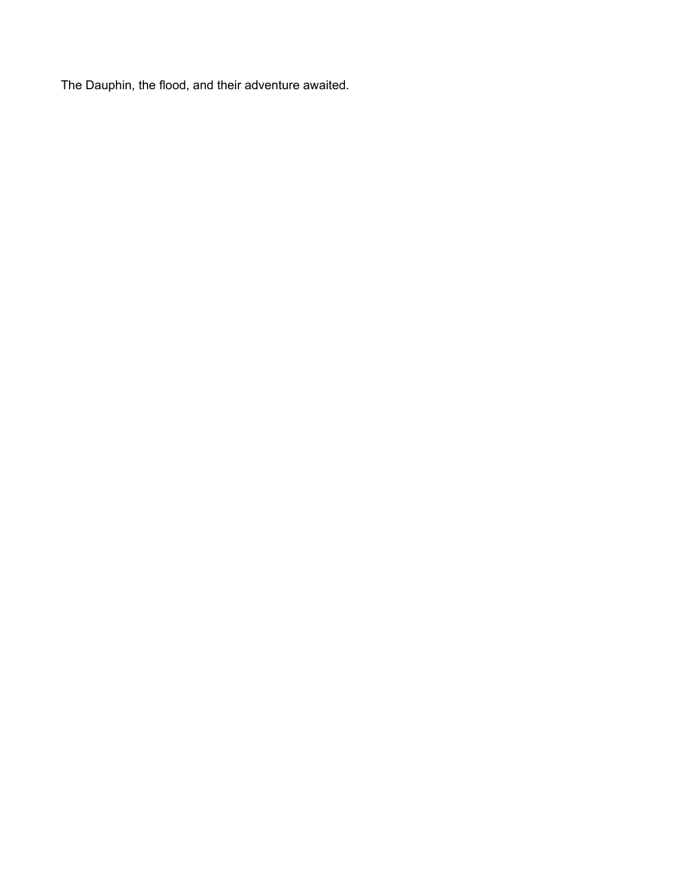The Dauphin, the flood, and their adventure awaited.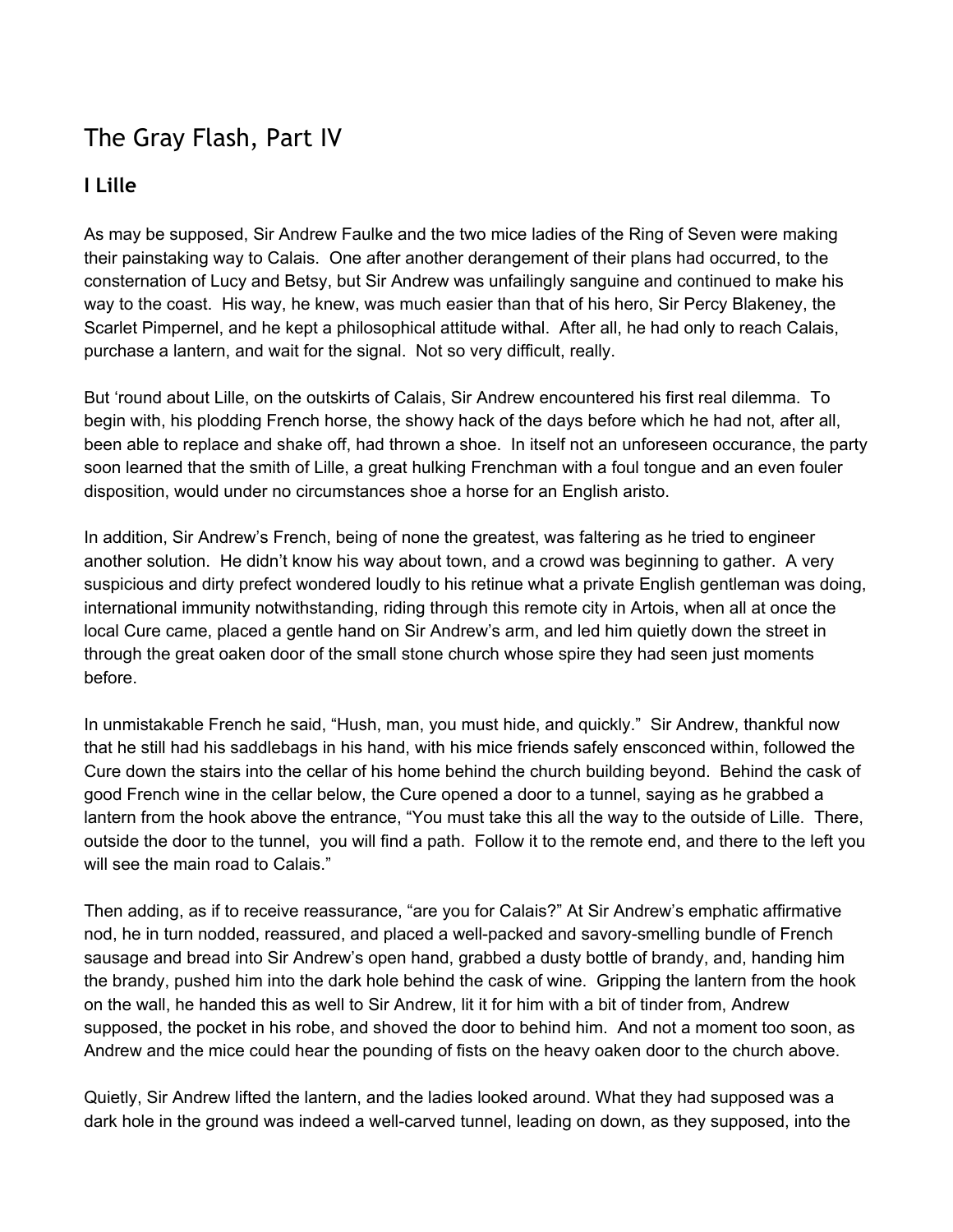# The Gray Flash, Part IV

## I Lille

As may be supposed, Sir Andrew Faulke and the two mice ladies of the Ring of Seven were making their painstaking way to Calais. One after another derangement of their plans had occurred, to the consternation of Lucy and Betsy, but Sir Andrew was unfailingly sanguine and continued to make his way to the coast. His way, he knew, was much easier than that of his hero, Sir Percy Blakeney, the Scarlet Pimpernel, and he kept a philosophical attitude withal. After all, he had only to reach Calais, purchase a lantern, and wait for the signal. Not so very difficult, really.

But 'round about Lille, on the outskirts of Calais, Sir Andrew encountered his first real dilemma. To begin with, his plodding French horse, the showy hack of the days before which he had not, after all, been able to replace and shake off, had thrown a shoe. In itself not an unforeseen occurance, the party soon learned that the smith of Lille, a great hulking Frenchman with a foul tongue and an even fouler disposition, would under no circumstances shoe a horse for an English aristo.

In addition, Sir Andrew's French, being of none the greatest, was faltering as he tried to engineer another solution. He didn't know his way about town, and a crowd was beginning to gather. A very suspicious and dirty prefect wondered loudly to his retinue what a private English gentleman was doing, international immunity notwithstanding, riding through this remote city in Artois, when all at once the local Cure came, placed a gentle hand on Sir Andrew's arm, and led him quietly down the street in through the great oaken door of the small stone church whose spire they had seen just moments before.

In unmistakable French he said, "Hush, man, you must hide, and quickly." Sir Andrew, thankful now that he still had his saddlebags in his hand, with his mice friends safely ensconced within, followed the Cure down the stairs into the cellar of his home behind the church building beyond. Behind the cask of good French wine in the cellar below, the Cure opened a door to a tunnel, saying as he grabbed a lantern from the hook above the entrance, "You must take this all the way to the outside of Lille. There, outside the door to the tunnel, you will find a path. Follow it to the remote end, and there to the left you will see the main road to Calais."

Then adding, as if to receive reassurance, "are you for Calais?" At Sir Andrew's emphatic affirmative nod, he in turn nodded, reassured, and placed a well-packed and savory-smelling bundle of French sausage and bread into Sir Andrew's open hand, grabbed a dusty bottle of brandy, and, handing him the brandy, pushed him into the dark hole behind the cask of wine. Gripping the lantern from the hook on the wall, he handed this as well to Sir Andrew, lit it for him with a bit of tinder from, Andrew supposed, the pocket in his robe, and shoved the door to behind him. And not a moment too soon, as Andrew and the mice could hear the pounding of fists on the heavy oaken door to the church above.

Quietly, Sir Andrew lifted the lantern, and the ladies looked around. What they had supposed was a dark hole in the ground was indeed a well-carved tunnel, leading on down, as they supposed, into the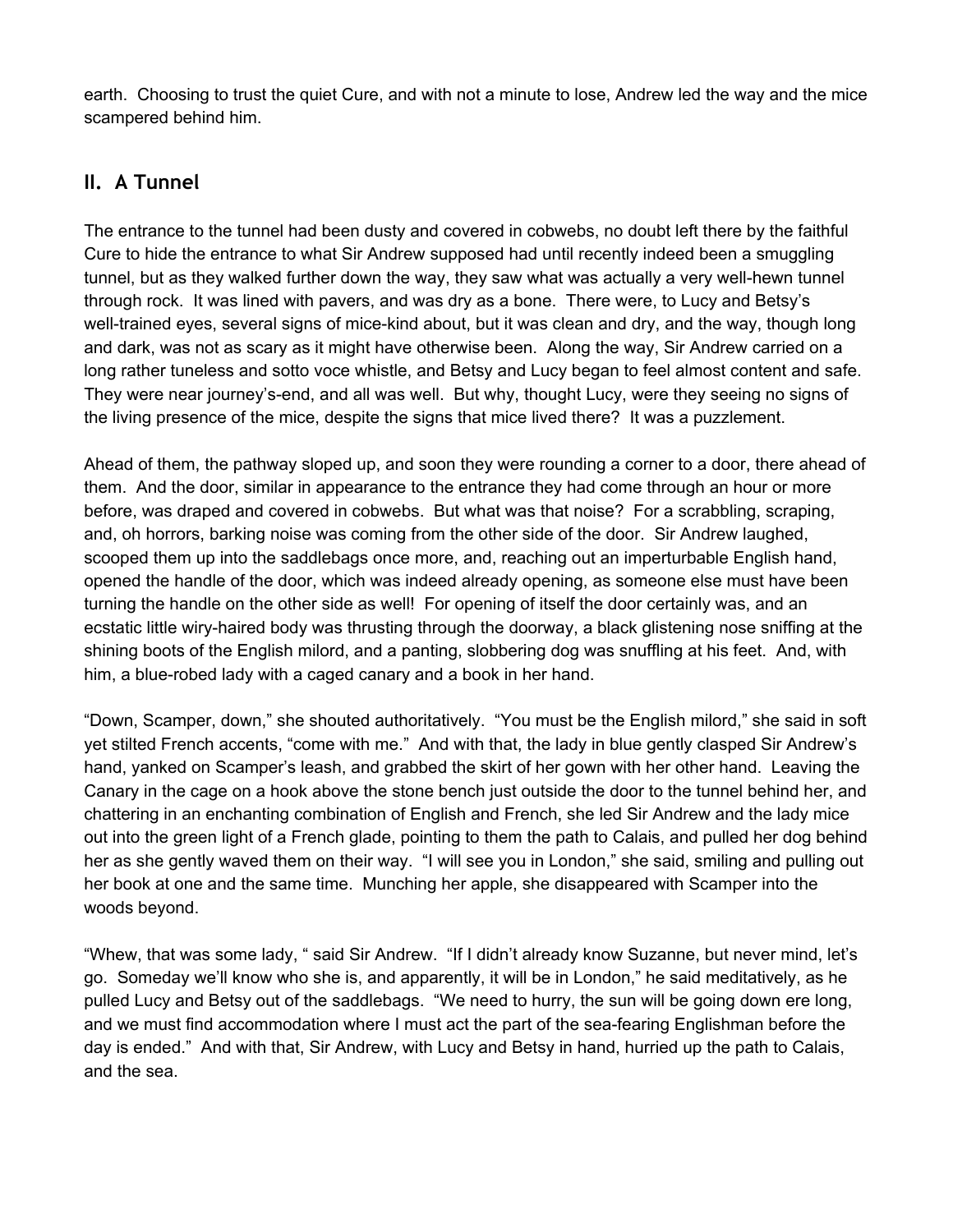earth. Choosing to trust the quiet Cure, and with not a minute to lose, Andrew led the way and the mice scampered behind him.

## II. A Tunnel

The entrance to the tunnel had been dusty and covered in cobwebs, no doubt left there by the faithful Cure to hide the entrance to what Sir Andrew supposed had until recently indeed been a smuggling tunnel, but as they walked further down the way, they saw what was actually a very well-hewn tunnel through rock. It was lined with pavers, and was dry as a bone. There were, to Lucy and Betsy's well-trained eyes, several signs of mice-kind about, but it was clean and dry, and the way, though long and dark, was not as scary as it might have otherwise been. Along the way, Sir Andrew carried on a long rather tuneless and sotto voce whistle, and Betsy and Lucy began to feel almost content and safe. They were near journey's-end, and all was well. But why, thought Lucy, were they seeing no signs of the living presence of the mice, despite the signs that mice lived there? It was a puzzlement.

Ahead of them, the pathway sloped up, and soon they were rounding a corner to a door, there ahead of them. And the door, similar in appearance to the entrance they had come through an hour or more before, was draped and covered in cobwebs. But what was that noise? For a scrabbling, scraping, and, oh horrors, barking noise was coming from the other side of the door. Sir Andrew laughed, scooped them up into the saddlebags once more, and, reaching out an imperturbable English hand, opened the handle of the door, which was indeed already opening, as someone else must have been turning the handle on the other side as well! For opening of itself the door certainly was, and an ecstatic little wiry-haired body was thrusting through the doorway, a black glistening nose sniffing at the shining boots of the English milord, and a panting, slobbering dog was snuffling at his feet. And, with him, a blue-robed lady with a caged canary and a book in her hand.

"Down, Scamper, down," she shouted authoritatively. "You must be the English milord," she said in soft yet stilted French accents, "come with me." And with that, the lady in blue gently clasped Sir Andrew's hand, yanked on Scamper's leash, and grabbed the skirt of her gown with her other hand. Leaving the Canary in the cage on a hook above the stone bench just outside the door to the tunnel behind her, and chattering in an enchanting combination of English and French, she led Sir Andrew and the lady mice out into the green light of a French glade, pointing to them the path to Calais, and pulled her dog behind her as she gently waved them on their way. "I will see you in London," she said, smiling and pulling out her book at one and the same time. Munching her apple, she disappeared with Scamper into the woods beyond.

"Whew, that was some lady, " said Sir Andrew. "If I didn't already know Suzanne, but never mind, let's go. Someday we'll know who she is, and apparently, it will be in London," he said meditatively, as he pulled Lucy and Betsy out of the saddlebags. "We need to hurry, the sun will be going down ere long, and we must find accommodation where I must act the part of the sea-fearing Englishman before the day is ended." And with that, Sir Andrew, with Lucy and Betsy in hand, hurried up the path to Calais, and the sea.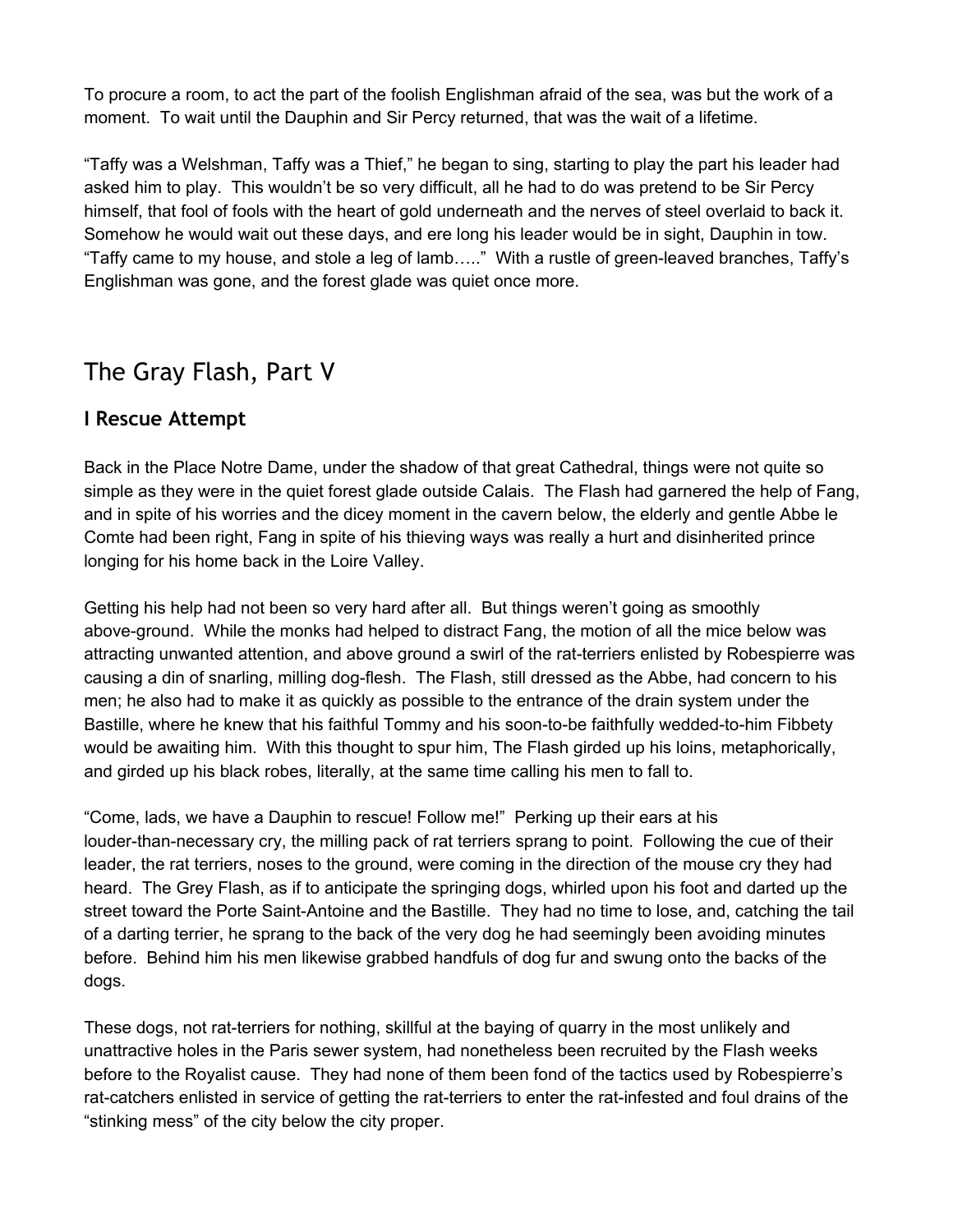To procure a room, to act the part of the foolish Englishman afraid of the sea, was but the work of a moment. To wait until the Dauphin and Sir Percy returned, that was the wait of a lifetime.

“Taffy was a Welshman, Taffy was a Thief,” he began to sing, starting to play the part his leader had asked him to play. This wouldn’t be so very difficult, all he had to do was pretend to be Sir Percy himself, that fool of fools with the heart of gold underneath and the nerves of steel overlaid to back it. Somehow he would wait out these days, and ere long his leader would be in sight, Dauphin in tow. “Taffy came to my house, and stole a leg of lamb…..” With a rustle of green-leaved branches, Taffy’s Englishman was gone, and the forest glade was quiet once more.

# The Gray Flash, Part V

## I Rescue Attempt

Back in the Place Notre Dame, under the shadow of that great Cathedral, things were not quite so simple as they were in the quiet forest glade outside Calais. The Flash had garnered the help of Fang, and in spite of his worries and the dicey moment in the cavern below, the elderly and gentle Abbe le Comte had been right, Fang in spite of his thieving ways was really a hurt and disinherited prince longing for his home back in the Loire Valley.

Getting his help had not been so very hard after all. But things weren’t going as smoothly above-ground. While the monks had helped to distract Fang, the motion of all the mice below was attracting unwanted attention, and above ground a swirl of the rat-terriers enlisted by Robespierre was causing a din of snarling, milling dog-flesh. The Flash, still dressed as the Abbe, had concern to his men; he also had to make it as quickly as possible to the entrance of the drain system under the Bastille, where he knew that his faithful Tommy and his soon-to-be faithfully wedded-to-him Fibbety would be awaiting him. With this thought to spur him, The Flash girded up his loins, metaphorically, and girded up his black robes, literally, at the same time calling his men to fall to.

“Come, lads, we have a Dauphin to rescue! Follow me!” Perking up their ears at his louder-than-necessary cry, the milling pack of rat terriers sprang to point. Following the cue of their leader, the rat terriers, noses to the ground, were coming in the direction of the mouse cry they had heard. The Grey Flash, as if to anticipate the springing dogs, whirled upon his foot and darted up the street toward the Porte Saint-Antoine and the Bastille. They had no time to lose, and, catching the tail of a darting terrier, he sprang to the back of the very dog he had seemingly been avoiding minutes before. Behind him his men likewise grabbed handfuls of dog fur and swung onto the backs of the dogs.

These dogs, not rat-terriers for nothing, skillful at the baying of quarry in the most unlikely and unattractive holes in the Paris sewer system, had nonetheless been recruited by the Flash weeks before to the Royalist cause. They had none of them been fond of the tactics used by Robespierre’s rat-catchers enlisted in service of getting the rat-terriers to enter the rat-infested and foul drains of the “stinking mess” of the city below the city proper.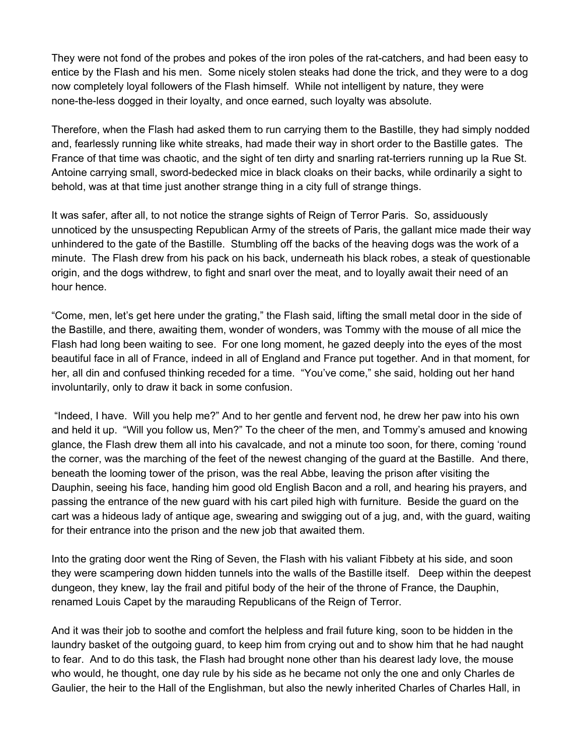They were not fond of the probes and pokes of the iron poles of the rat-catchers, and had been easy to entice by the Flash and his men. Some nicely stolen steaks had done the trick, and they were to a dog now completely loyal followers of the Flash himself. While not intelligent by nature, they were none-the-less dogged in their loyalty, and once earned, such loyalty was absolute.

Therefore, when the Flash had asked them to run carrying them to the Bastille, they had simply nodded and, fearlessly running like white streaks, had made their way in short order to the Bastille gates. The France of that time was chaotic, and the sight of ten dirty and snarling rat-terriers running up la Rue St. Antoine carrying small, sword-bedecked mice in black cloaks on their backs, while ordinarily a sight to behold, was at that time just another strange thing in a city full of strange things.

It was safer, after all, to not notice the strange sights of Reign of Terror Paris. So, assiduously unnoticed by the unsuspecting Republican Army of the streets of Paris, the gallant mice made their way unhindered to the gate of the Bastille. Stumbling off the backs of the heaving dogs was the work of a minute. The Flash drew from his pack on his back, underneath his black robes, a steak of questionable origin, and the dogs withdrew, to fight and snarl over the meat, and to loyally await their need of an hour hence.

"Come, men, let's get here under the grating," the Flash said, lifting the small metal door in the side of the Bastille, and there, awaiting them, wonder of wonders, was Tommy with the mouse of all mice the Flash had long been waiting to see. For one long moment, he gazed deeply into the eyes of the most beautiful face in all of France, indeed in all of England and France put together. And in that moment, for her, all din and confused thinking receded for a time. "You've come," she said, holding out her hand involuntarily, only to draw it back in some confusion.

"Indeed, I have. Will you help me?" And to her gentle and fervent nod, he drew her paw into his own and held it up. "Will you follow us, Men?" To the cheer of the men, and Tommy's amused and knowing glance, the Flash drew them all into his cavalcade, and not a minute too soon, for there, coming 'round the corner, was the marching of the feet of the newest changing of the guard at the Bastille. And there, beneath the looming tower of the prison, was the real Abbe, leaving the prison after visiting the Dauphin, seeing his face, handing him good old English Bacon and a roll, and hearing his prayers, and passing the entrance of the new guard with his cart piled high with furniture. Beside the guard on the cart was a hideous lady of antique age, swearing and swigging out of a jug, and, with the guard, waiting for their entrance into the prison and the new job that awaited them.

Into the grating door went the Ring of Seven, the Flash with his valiant Fibbety at his side, and soon they were scampering down hidden tunnels into the walls of the Bastille itself. Deep within the deepest dungeon, they knew, lay the frail and pitiful body of the heir of the throne of France, the Dauphin, renamed Louis Capet by the marauding Republicans of the Reign of Terror.

And it was their job to soothe and comfort the helpless and frail future king, soon to be hidden in the laundry basket of the outgoing guard, to keep him from crying out and to show him that he had naught to fear. And to do this task, the Flash had brought none other than his dearest lady love, the mouse who would, he thought, one day rule by his side as he became not only the one and only Charles de Gaulier, the heir to the Hall of the Englishman, but also the newly inherited Charles of Charles Hall, in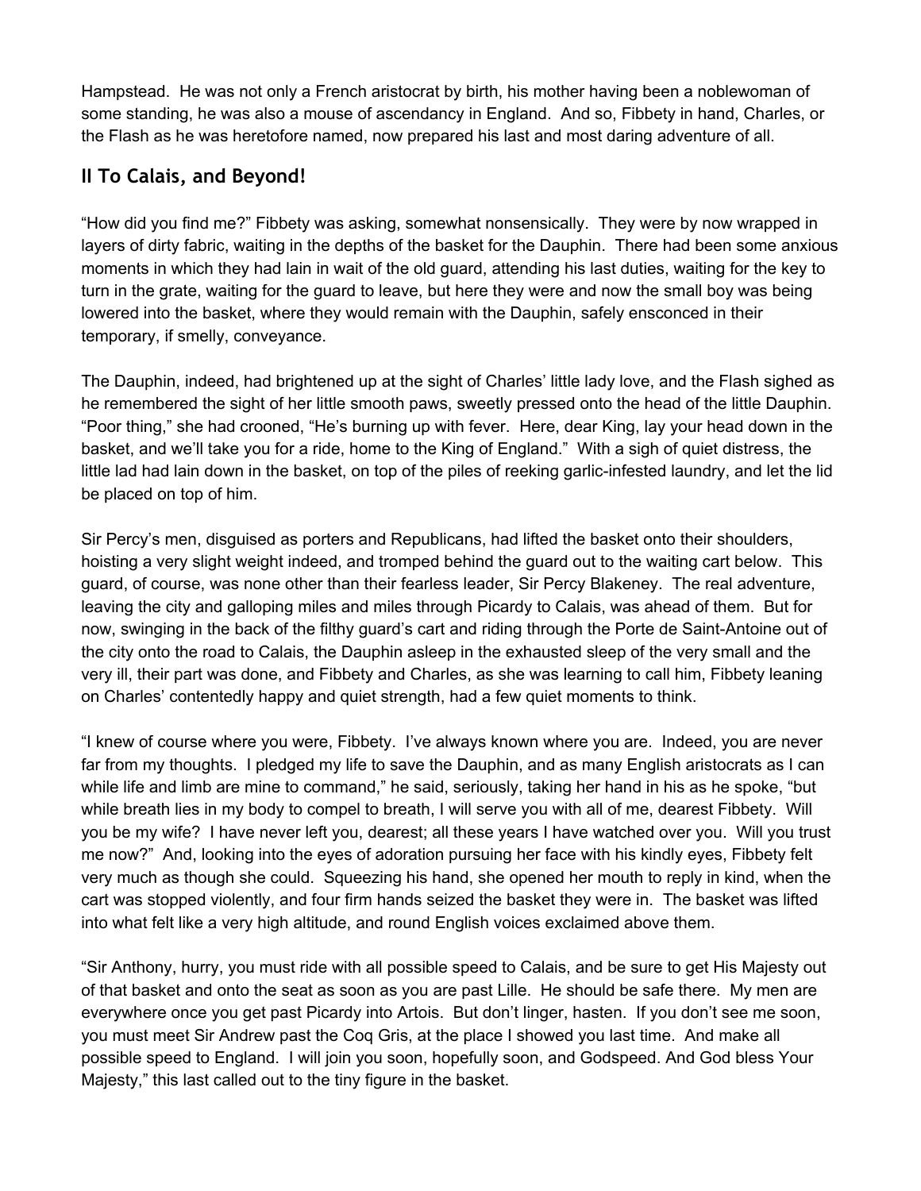Hampstead. He was not only a French aristocrat by birth, his mother having been a noblewoman of some standing, he was also a mouse of ascendancy in England. And so, Fibbety in hand, Charles, or the Flash as he was heretofore named, now prepared his last and most daring adventure of all.

## II To Calais, and Beyond!

"How did you find me?" Fibbety was asking, somewhat nonsensically. They were by now wrapped in layers of dirty fabric, waiting in the depths of the basket for the Dauphin. There had been some anxious moments in which they had lain in wait of the old guard, attending his last duties, waiting for the key to turn in the grate, waiting for the guard to leave, but here they were and now the small boy was being lowered into the basket, where they would remain with the Dauphin, safely ensconced in their temporary, if smelly, conveyance.

The Dauphin, indeed, had brightened up at the sight of Charles' little lady love, and the Flash sighed as he remembered the sight of her little smooth paws, sweetly pressed onto the head of the little Dauphin. "Poor thing," she had crooned, "He's burning up with fever. Here, dear King, lay your head down in the basket, and we'll take you for a ride, home to the King of England." With a sigh of quiet distress, the little lad had lain down in the basket, on top of the piles of reeking garlic-infested laundry, and let the lid be placed on top of him.

Sir Percy's men, disguised as porters and Republicans, had lifted the basket onto their shoulders, hoisting a very slight weight indeed, and tromped behind the guard out to the waiting cart below. This guard, of course, was none other than their fearless leader, Sir Percy Blakeney. The real adventure, leaving the city and galloping miles and miles through Picardy to Calais, was ahead of them. But for now, swinging in the back of the filthy guard's cart and riding through the Porte de Saint-Antoine out of the city onto the road to Calais, the Dauphin asleep in the exhausted sleep of the very small and the very ill, their part was done, and Fibbety and Charles, as she was learning to call him, Fibbety leaning on Charles' contentedly happy and quiet strength, had a few quiet moments to think.

"I knew of course where you were, Fibbety. I've always known where you are. Indeed, you are never far from my thoughts. I pledged my life to save the Dauphin, and as many English aristocrats as I can while life and limb are mine to command," he said, seriously, taking her hand in his as he spoke, "but while breath lies in my body to compel to breath, I will serve you with all of me, dearest Fibbety. Will you be my wife? I have never left you, dearest; all these years I have watched over you. Will you trust me now?" And, looking into the eyes of adoration pursuing her face with his kindly eyes, Fibbety felt very much as though she could. Squeezing his hand, she opened her mouth to reply in kind, when the cart was stopped violently, and four firm hands seized the basket they were in. The basket was lifted into what felt like a very high altitude, and round English voices exclaimed above them.

"Sir Anthony, hurry, you must ride with all possible speed to Calais, and be sure to get His Majesty out of that basket and onto the seat as soon as you are past Lille. He should be safe there. My men are everywhere once you get past Picardy into Artois. But don't linger, hasten. If you don't see me soon, you must meet Sir Andrew past the Coq Gris, at the place I showed you last time. And make all possible speed to England. I will join you soon, hopefully soon, and Godspeed. And God bless Your Majesty," this last called out to the tiny figure in the basket.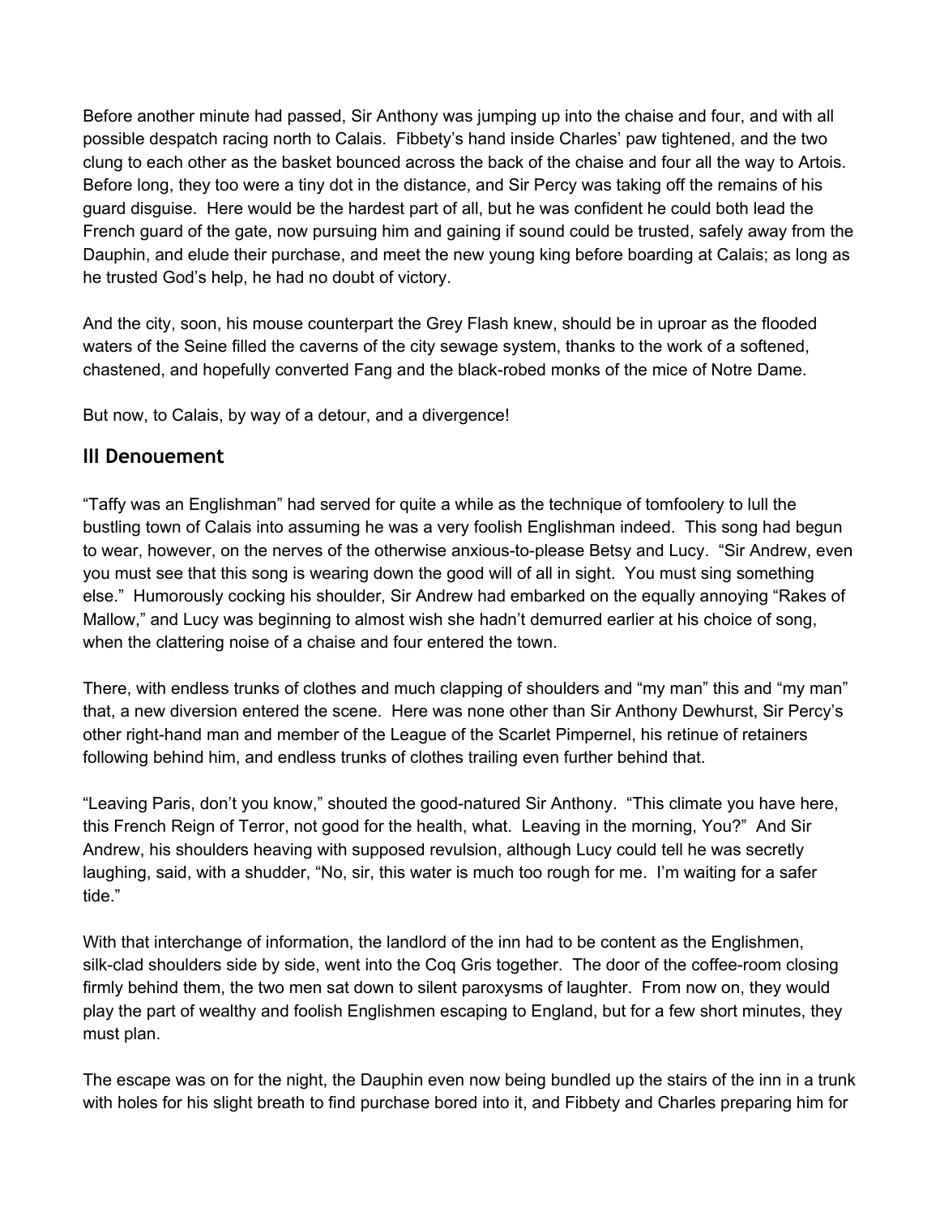Before another minute had passed, Sir Anthony was jumping up into the chaise and four, and with all possible despatch racing north to Calais. Fibbety's hand inside Charles' paw tightened, and the two clung to each other as the basket bounced across the back of the chaise and four all the way to Artois. Before long, they too were a tiny dot in the distance, and Sir Percy was taking off the remains of his guard disguise. Here would be the hardest part of all, but he was confident he could both lead the French guard of the gate, now pursuing him and gaining if sound could be trusted, safely away from the Dauphin, and elude their purchase, and meet the new young king before boarding at Calais; as long as he trusted God's help, he had no doubt of victory.

And the city, soon, his mouse counterpart the Grey Flash knew, should be in uproar as the flooded waters of the Seine filled the caverns of the city sewage system, thanks to the work of a softened, chastened, and hopefully converted Fang and the black-robed monks of the mice of Notre Dame.

But now, to Calais, by way of a detour, and a divergence!

## III Denouement

"Taffy was an Englishman" had served for quite a while as the technique of tomfoolery to lull the bustling town of Calais into assuming he was a very foolish Englishman indeed. This song had begun to wear, however, on the nerves of the otherwise anxious-to-please Betsy and Lucy. "Sir Andrew, even you must see that this song is wearing down the good will of all in sight. You must sing something else." Humorously cocking his shoulder, Sir Andrew had embarked on the equally annoying "Rakes of Mallow," and Lucy was beginning to almost wish she hadn't demurred earlier at his choice of song, when the clattering noise of a chaise and four entered the town.

There, with endless trunks of clothes and much clapping of shoulders and "my man" this and "my man" that, a new diversion entered the scene. Here was none other than Sir Anthony Dewhurst, Sir Percy's other right-hand man and member of the League of the Scarlet Pimpernel, his retinue of retainers following behind him, and endless trunks of clothes trailing even further behind that.

"Leaving Paris, don't you know," shouted the good-natured Sir Anthony. "This climate you have here, this French Reign of Terror, not good for the health, what. Leaving in the morning, You?" And Sir Andrew, his shoulders heaving with supposed revulsion, although Lucy could tell he was secretly laughing, said, with a shudder, "No, sir, this water is much too rough for me. I'm waiting for a safer tide."

With that interchange of information, the landlord of the inn had to be content as the Englishmen, silk-clad shoulders side by side, went into the Coq Gris together. The door of the coffee-room closing firmly behind them, the two men sat down to silent paroxysms of laughter. From now on, they would play the part of wealthy and foolish Englishmen escaping to England, but for a few short minutes, they must plan.

The escape was on for the night, the Dauphin even now being bundled up the stairs of the inn in a trunk with holes for his slight breath to find purchase bored into it, and Fibbety and Charles preparing him for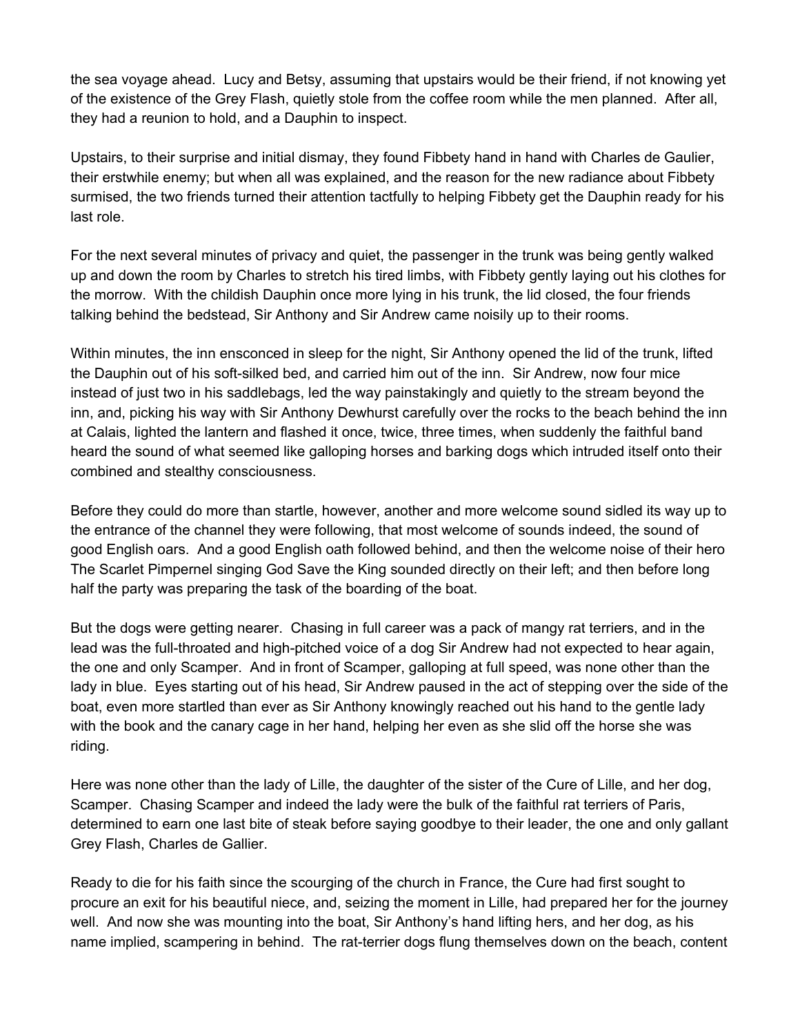the sea voyage ahead. Lucy and Betsy, assuming that upstairs would be their friend, if not knowing yet of the existence of the Grey Flash, quietly stole from the coffee room while the men planned. After all, they had a reunion to hold, and a Dauphin to inspect.

Upstairs, to their surprise and initial dismay, they found Fibbety hand in hand with Charles de Gaulier, their erstwhile enemy; but when all was explained, and the reason for the new radiance about Fibbety surmised, the two friends turned their attention tactfully to helping Fibbety get the Dauphin ready for his last role.

For the next several minutes of privacy and quiet, the passenger in the trunk was being gently walked up and down the room by Charles to stretch his tired limbs, with Fibbety gently laying out his clothes for the morrow. With the childish Dauphin once more lying in his trunk, the lid closed, the four friends talking behind the bedstead, Sir Anthony and Sir Andrew came noisily up to their rooms.

Within minutes, the inn ensconced in sleep for the night, Sir Anthony opened the lid of the trunk, lifted the Dauphin out of his soft-silked bed, and carried him out of the inn. Sir Andrew, now four mice instead of just two in his saddlebags, led the way painstakingly and quietly to the stream beyond the inn, and, picking his way with Sir Anthony Dewhurst carefully over the rocks to the beach behind the inn at Calais, lighted the lantern and flashed it once, twice, three times, when suddenly the faithful band heard the sound of what seemed like galloping horses and barking dogs which intruded itself onto their combined and stealthy consciousness.

Before they could do more than startle, however, another and more welcome sound sidled its way up to the entrance of the channel they were following, that most welcome of sounds indeed, the sound of good English oars. And a good English oath followed behind, and then the welcome noise of their hero The Scarlet Pimpernel singing God Save the King sounded directly on their left; and then before long half the party was preparing the task of the boarding of the boat.

But the dogs were getting nearer. Chasing in full career was a pack of mangy rat terriers, and in the lead was the full-throated and high-pitched voice of a dog Sir Andrew had not expected to hear again, the one and only Scamper. And in front of Scamper, galloping at full speed, was none other than the lady in blue. Eyes starting out of his head, Sir Andrew paused in the act of stepping over the side of the boat, even more startled than ever as Sir Anthony knowingly reached out his hand to the gentle lady with the book and the canary cage in her hand, helping her even as she slid off the horse she was riding.

Here was none other than the lady of Lille, the daughter of the sister of the Cure of Lille, and her dog, Scamper. Chasing Scamper and indeed the lady were the bulk of the faithful rat terriers of Paris, determined to earn one last bite of steak before saying goodbye to their leader, the one and only gallant Grey Flash, Charles de Gallier.

Ready to die for his faith since the scourging of the church in France, the Cure had first sought to procure an exit for his beautiful niece, and, seizing the moment in Lille, had prepared her for the journey well. And now she was mounting into the boat, Sir Anthony's hand lifting hers, and her dog, as his name implied, scampering in behind. The rat-terrier dogs flung themselves down on the beach, content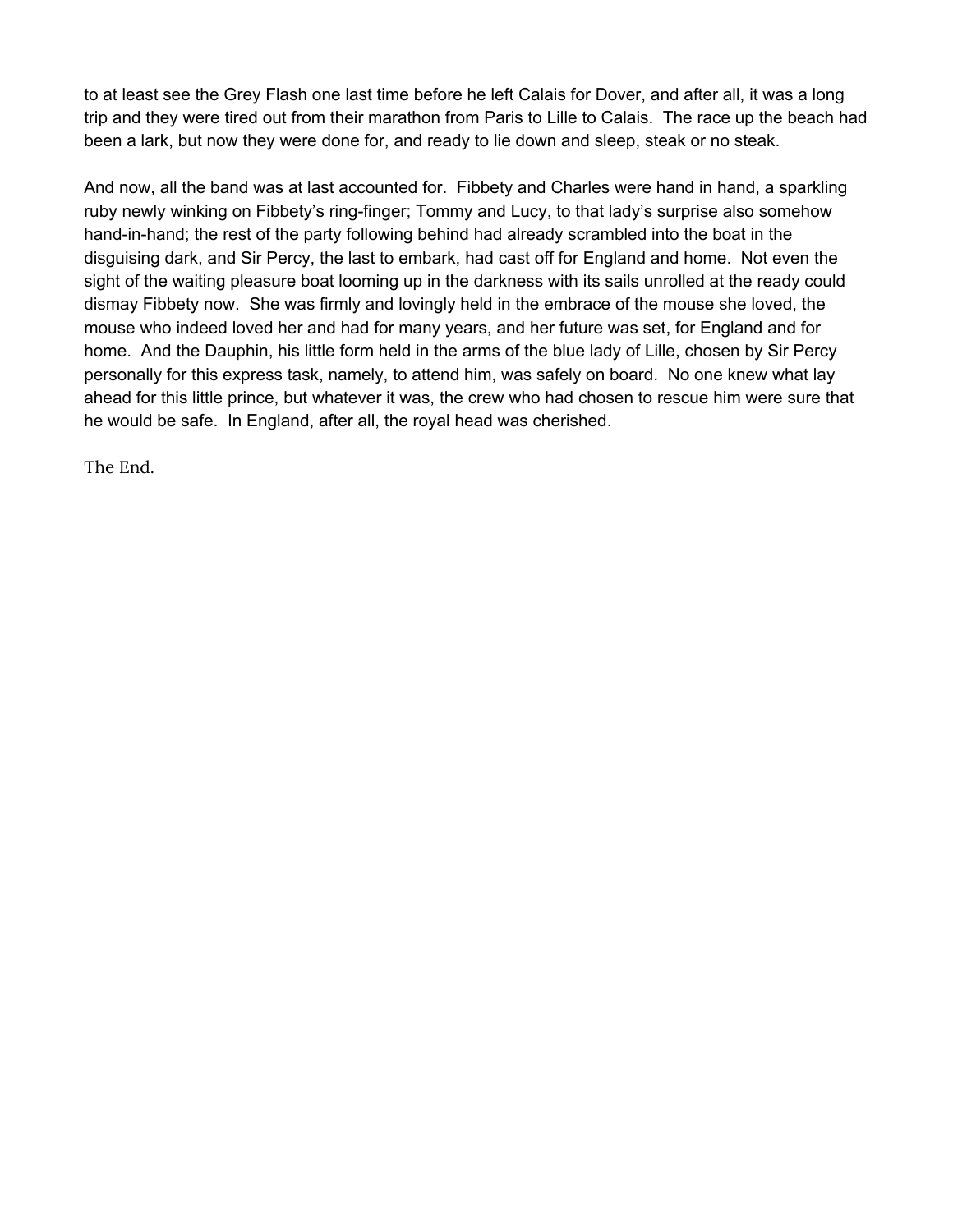to at least see the Grey Flash one last time before he left Calais for Dover, and after all, it was a long trip and they were tired out from their marathon from Paris to Lille to Calais. The race up the beach had been a lark, but now they were done for, and ready to lie down and sleep, steak or no steak.

And now, all the band was at last accounted for. Fibbety and Charles were hand in hand, a sparkling ruby newly winking on Fibbety's ring-finger; Tommy and Lucy, to that lady's surprise also somehow hand-in-hand; the rest of the party following behind had already scrambled into the boat in the disguising dark, and Sir Percy, the last to embark, had cast off for England and home. Not even the sight of the waiting pleasure boat looming up in the darkness with its sails unrolled at the ready could dismay Fibbety now. She was firmly and lovingly held in the embrace of the mouse she loved, the mouse who indeed loved her and had for many years, and her future was set, for England and for home. And the Dauphin, his little form held in the arms of the blue lady of Lille, chosen by Sir Percy personally for this express task, namely, to attend him, was safely on board. No one knew what lay ahead for this little prince, but whatever it was, the crew who had chosen to rescue him were sure that he would be safe. In England, after all, the royal head was cherished.

The End.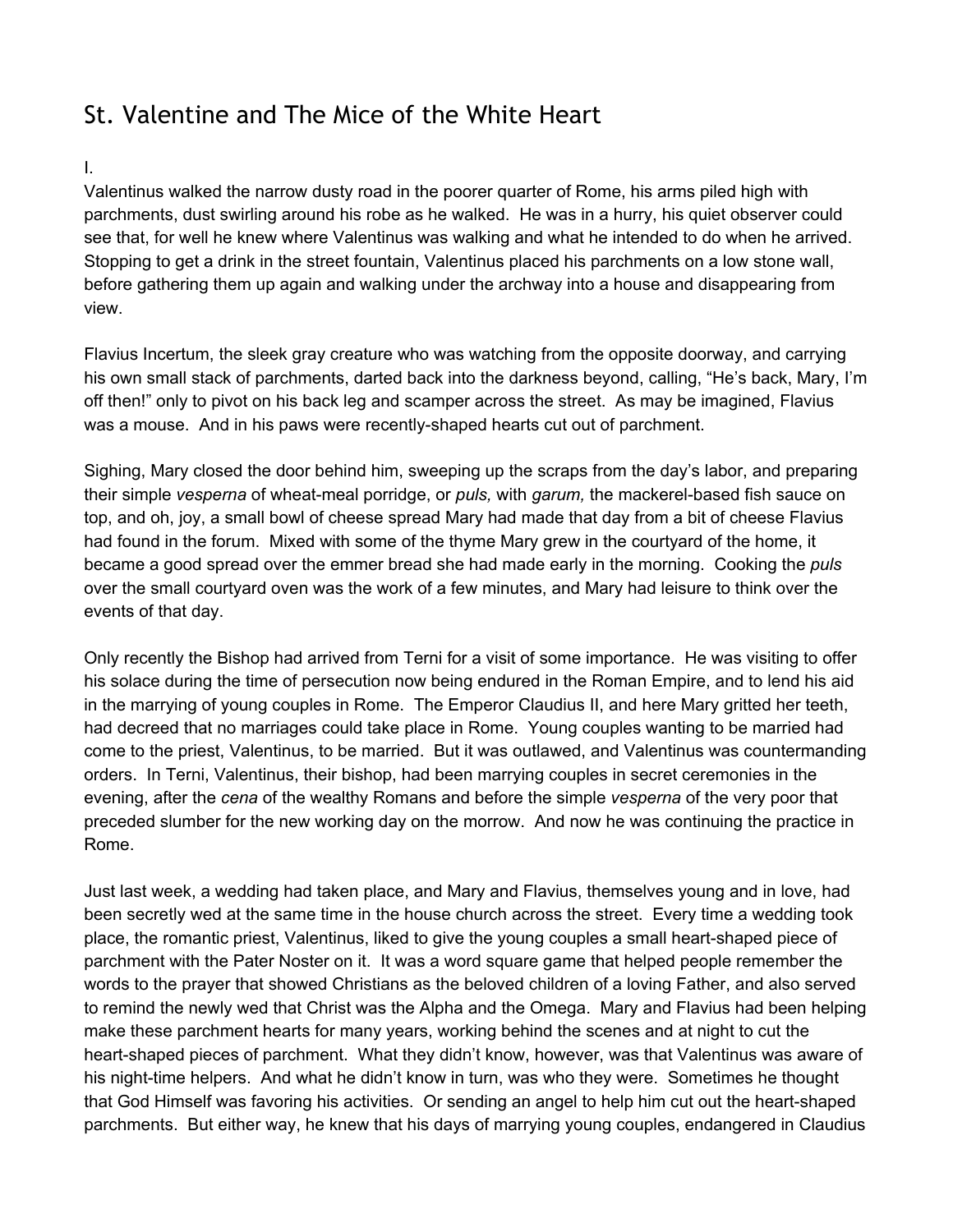# St. Valentine and The Mice of the White Heart

I.

Valentinus walked the narrow dusty road in the poorer quarter of Rome, his arms piled high with parchments, dust swirling around his robe as he walked. He was in a hurry, his quiet observer could see that, for well he knew where Valentinus was walking and what he intended to do when he arrived. Stopping to get a drink in the street fountain, Valentinus placed his parchments on a low stone wall, before gathering them up again and walking under the archway into a house and disappearing from view.

Flavius Incertum, the sleek gray creature who was watching from the opposite doorway, and carrying his own small stack of parchments, darted back into the darkness beyond, calling, "He's back, Mary, I'm off then!" only to pivot on his back leg and scamper across the street. As may be imagined, Flavius was a mouse. And in his paws were recently-shaped hearts cut out of parchment.

Sighing, Mary closed the door behind him, sweeping up the scraps from the day's labor, and preparing their simple *vesperna* of wheat-meal porridge, or *puls,* with *garum,* the mackerel-based fish sauce on top, and oh, joy, a small bowl of cheese spread Mary had made that day from a bit of cheese Flavius had found in the forum. Mixed with some of the thyme Mary grew in the courtyard of the home, it became a good spread over the emmer bread she had made early in the morning. Cooking the *puls* over the small courtyard oven was the work of a few minutes, and Mary had leisure to think over the events of that day.

Only recently the Bishop had arrived from Terni for a visit of some importance. He was visiting to offer his solace during the time of persecution now being endured in the Roman Empire, and to lend his aid in the marrying of young couples in Rome. The Emperor Claudius II, and here Mary gritted her teeth, had decreed that no marriages could take place in Rome. Young couples wanting to be married had come to the priest, Valentinus, to be married. But it was outlawed, and Valentinus was countermanding orders. In Terni, Valentinus, their bishop, had been marrying couples in secret ceremonies in the evening, after the *cena* of the wealthy Romans and before the simple *vesperna* of the very poor that preceded slumber for the new working day on the morrow. And now he was continuing the practice in Rome.

Just last week, a wedding had taken place, and Mary and Flavius, themselves young and in love, had been secretly wed at the same time in the house church across the street. Every time a wedding took place, the romantic priest, Valentinus, liked to give the young couples a small heart-shaped piece of parchment with the Pater Noster on it. It was a word square game that helped people remember the words to the prayer that showed Christians as the beloved children of a loving Father, and also served to remind the newly wed that Christ was the Alpha and the Omega. Mary and Flavius had been helping make these parchment hearts for many years, working behind the scenes and at night to cut the heart-shaped pieces of parchment. What they didn't know, however, was that Valentinus was aware of his night-time helpers. And what he didn't know in turn, was who they were. Sometimes he thought that God Himself was favoring his activities. Or sending an angel to help him cut out the heart-shaped parchments. But either way, he knew that his days of marrying young couples, endangered in Claudius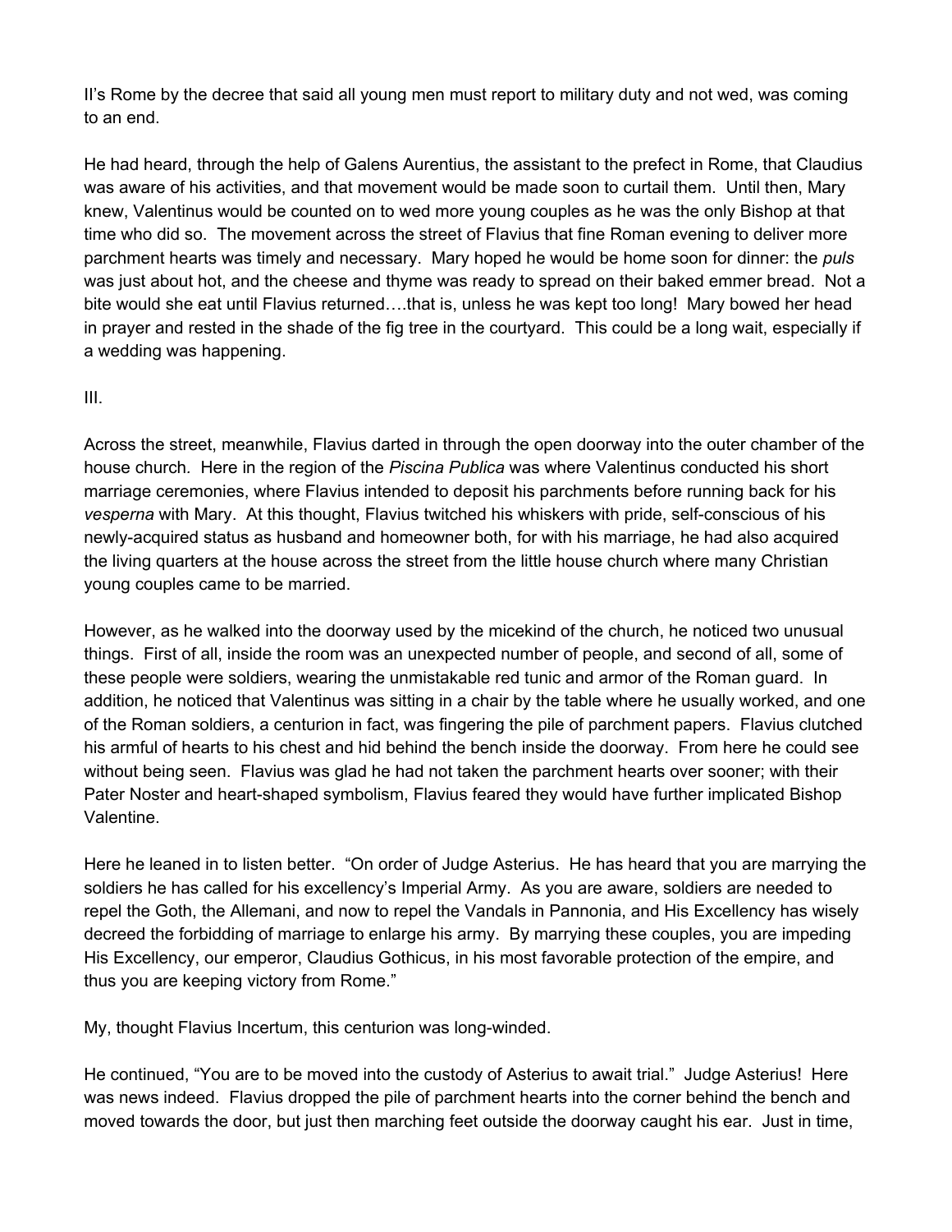II's Rome by the decree that said all young men must report to military duty and not wed, was coming to an end.

He had heard, through the help of Galens Aurentius, the assistant to the prefect in Rome, that Claudius was aware of his activities, and that movement would be made soon to curtail them. Until then, Mary knew, Valentinus would be counted on to wed more young couples as he was the only Bishop at that time who did so. The movement across the street of Flavius that fine Roman evening to deliver more parchment hearts was timely and necessary. Mary hoped he would be home soon for dinner: the *puls* was just about hot, and the cheese and thyme was ready to spread on their baked emmer bread. Not a bite would she eat until Flavius returned….that is, unless he was kept too long! Mary bowed her head in prayer and rested in the shade of the fig tree in the courtyard. This could be a long wait, especially if a wedding was happening.

III.

Across the street, meanwhile, Flavius darted in through the open doorway into the outer chamber of the house church. Here in the region of the *Piscina Publica* was where Valentinus conducted his short marriage ceremonies, where Flavius intended to deposit his parchments before running back for his *vesperna* with Mary. At this thought, Flavius twitched his whiskers with pride, self-conscious of his newly-acquired status as husband and homeowner both, for with his marriage, he had also acquired the living quarters at the house across the street from the little house church where many Christian young couples came to be married.

However, as he walked into the doorway used by the micekind of the church, he noticed two unusual things. First of all, inside the room was an unexpected number of people, and second of all, some of these people were soldiers, wearing the unmistakable red tunic and armor of the Roman guard. In addition, he noticed that Valentinus was sitting in a chair by the table where he usually worked, and one of the Roman soldiers, a centurion in fact, was fingering the pile of parchment papers. Flavius clutched his armful of hearts to his chest and hid behind the bench inside the doorway. From here he could see without being seen. Flavius was glad he had not taken the parchment hearts over sooner; with their Pater Noster and heart-shaped symbolism, Flavius feared they would have further implicated Bishop Valentine.

Here he leaned in to listen better. "On order of Judge Asterius. He has heard that you are marrying the soldiers he has called for his excellency's Imperial Army. As you are aware, soldiers are needed to repel the Goth, the Allemani, and now to repel the Vandals in Pannonia, and His Excellency has wisely decreed the forbidding of marriage to enlarge his army. By marrying these couples, you are impeding His Excellency, our emperor, Claudius Gothicus, in his most favorable protection of the empire, and thus you are keeping victory from Rome."

My, thought Flavius Incertum, this centurion was long-winded.

He continued, "You are to be moved into the custody of Asterius to await trial." Judge Asterius! Here was news indeed. Flavius dropped the pile of parchment hearts into the corner behind the bench and moved towards the door, but just then marching feet outside the doorway caught his ear. Just in time,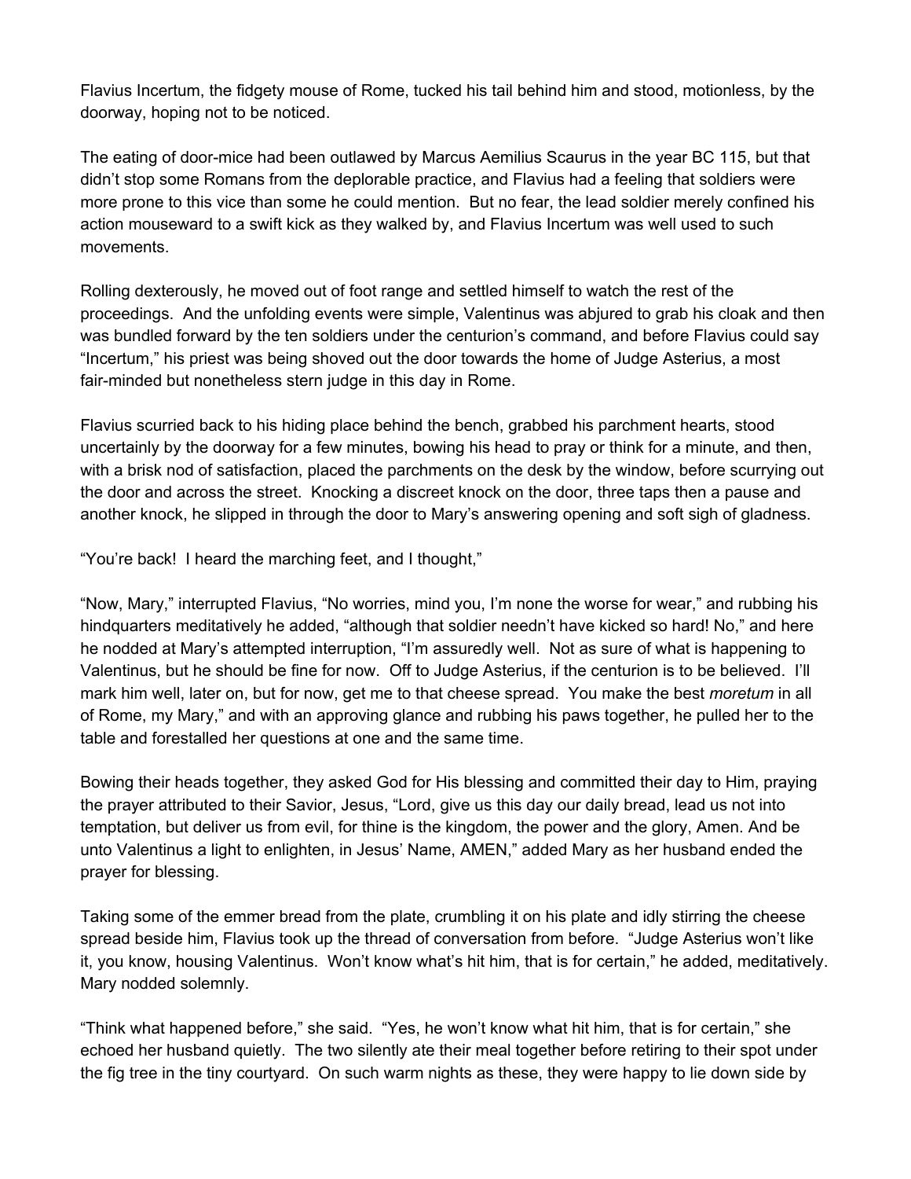Flavius Incertum, the fidgety mouse of Rome, tucked his tail behind him and stood, motionless, by the doorway, hoping not to be noticed.

The eating of door-mice had been outlawed by Marcus Aemilius Scaurus in the year BC 115, but that didn't stop some Romans from the deplorable practice, and Flavius had a feeling that soldiers were more prone to this vice than some he could mention. But no fear, the lead soldier merely confined his action mouseward to a swift kick as they walked by, and Flavius Incertum was well used to such movements.

Rolling dexterously, he moved out of foot range and settled himself to watch the rest of the proceedings. And the unfolding events were simple, Valentinus was abjured to grab his cloak and then was bundled forward by the ten soldiers under the centurion's command, and before Flavius could say "Incertum," his priest was being shoved out the door towards the home of Judge Asterius, a most fair-minded but nonetheless stern judge in this day in Rome.

Flavius scurried back to his hiding place behind the bench, grabbed his parchment hearts, stood uncertainly by the doorway for a few minutes, bowing his head to pray or think for a minute, and then, with a brisk nod of satisfaction, placed the parchments on the desk by the window, before scurrying out the door and across the street. Knocking a discreet knock on the door, three taps then a pause and another knock, he slipped in through the door to Mary's answering opening and soft sigh of gladness.

"You're back! I heard the marching feet, and I thought,"

"Now, Mary," interrupted Flavius, "No worries, mind you, I'm none the worse for wear," and rubbing his hindquarters meditatively he added, "although that soldier needn't have kicked so hard! No," and here he nodded at Mary's attempted interruption, "I'm assuredly well. Not as sure of what is happening to Valentinus, but he should be fine for now. Off to Judge Asterius, if the centurion is to be believed. I'll mark him well, later on, but for now, get me to that cheese spread. You make the best *moretum* in all of Rome, my Mary," and with an approving glance and rubbing his paws together, he pulled her to the table and forestalled her questions at one and the same time.

Bowing their heads together, they asked God for His blessing and committed their day to Him, praying the prayer attributed to their Savior, Jesus, "Lord, give us this day our daily bread, lead us not into temptation, but deliver us from evil, for thine is the kingdom, the power and the glory, Amen. And be unto Valentinus a light to enlighten, in Jesus' Name, AMEN," added Mary as her husband ended the prayer for blessing.

Taking some of the emmer bread from the plate, crumbling it on his plate and idly stirring the cheese spread beside him, Flavius took up the thread of conversation from before. "Judge Asterius won't like it, you know, housing Valentinus. Won't know what's hit him, that is for certain," he added, meditatively. Mary nodded solemnly.

"Think what happened before," she said. "Yes, he won't know what hit him, that is for certain," she echoed her husband quietly. The two silently ate their meal together before retiring to their spot under the fig tree in the tiny courtyard. On such warm nights as these, they were happy to lie down side by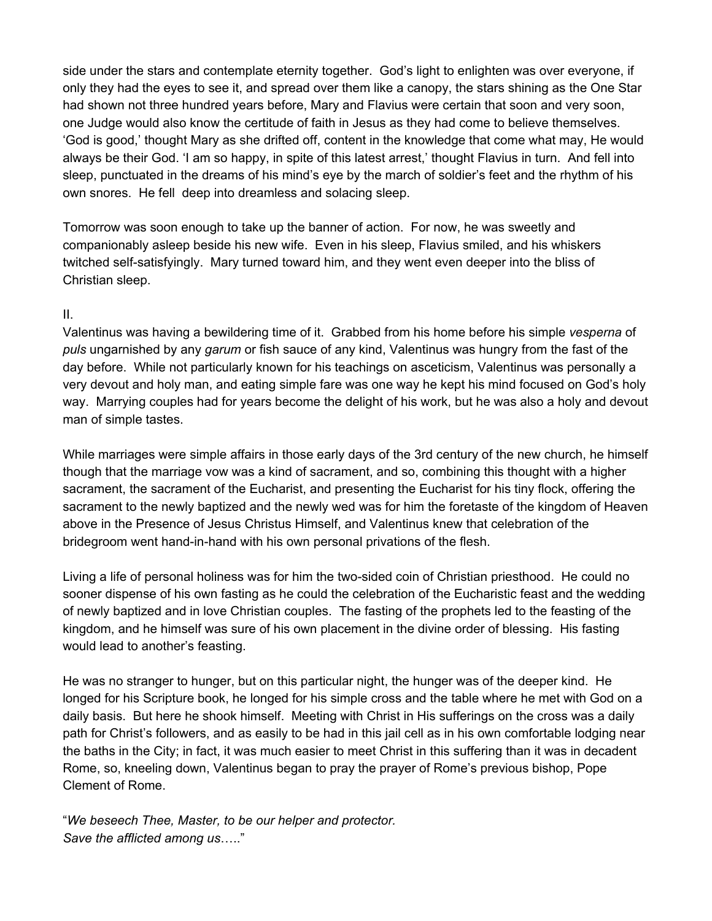side under the stars and contemplate eternity together. God's light to enlighten was over everyone, if only they had the eyes to see it, and spread over them like a canopy, the stars shining as the One Star had shown not three hundred years before, Mary and Flavius were certain that soon and very soon, one Judge would also know the certitude of faith in Jesus as they had come to believe themselves. 'God is good,' thought Mary as she drifted off, content in the knowledge that come what may, He would always be their God. 'I am so happy, in spite of this latest arrest,' thought Flavius in turn. And fell into sleep, punctuated in the dreams of his mind's eye by the march of soldier's feet and the rhythm of his own snores. He fell deep into dreamless and solacing sleep.

Tomorrow was soon enough to take up the banner of action. For now, he was sweetly and companionably asleep beside his new wife. Even in his sleep, Flavius smiled, and his whiskers twitched self-satisfyingly. Mary turned toward him, and they went even deeper into the bliss of Christian sleep.

II.

Valentinus was having a bewildering time of it. Grabbed from his home before his simple *vesperna* of *puls* ungarnished by any *garum* or fish sauce of any kind, Valentinus was hungry from the fast of the day before. While not particularly known for his teachings on asceticism, Valentinus was personally a very devout and holy man, and eating simple fare was one way he kept his mind focused on God's holy way. Marrying couples had for years become the delight of his work, but he was also a holy and devout man of simple tastes.

While marriages were simple affairs in those early days of the 3rd century of the new church, he himself though that the marriage vow was a kind of sacrament, and so, combining this thought with a higher sacrament, the sacrament of the Eucharist, and presenting the Eucharist for his tiny flock, offering the sacrament to the newly baptized and the newly wed was for him the foretaste of the kingdom of Heaven above in the Presence of Jesus Christus Himself, and Valentinus knew that celebration of the bridegroom went hand-in-hand with his own personal privations of the flesh.

Living a life of personal holiness was for him the two-sided coin of Christian priesthood. He could no sooner dispense of his own fasting as he could the celebration of the Eucharistic feast and the wedding of newly baptized and in love Christian couples. The fasting of the prophets led to the feasting of the kingdom, and he himself was sure of his own placement in the divine order of blessing. His fasting would lead to another's feasting.

He was no stranger to hunger, but on this particular night, the hunger was of the deeper kind. He longed for his Scripture book, he longed for his simple cross and the table where he met with God on a daily basis. But here he shook himself. Meeting with Christ in His sufferings on the cross was a daily path for Christ's followers, and as easily to be had in this jail cell as in his own comfortable lodging near the baths in the City; in fact, it was much easier to meet Christ in this suffering than it was in decadent Rome, so, kneeling down, Valentinus began to pray the prayer of Rome's previous bishop, Pope Clement of Rome.

"*We beseech Thee, Master, to be our helper and protector.*
*Save the afflicted among us*….."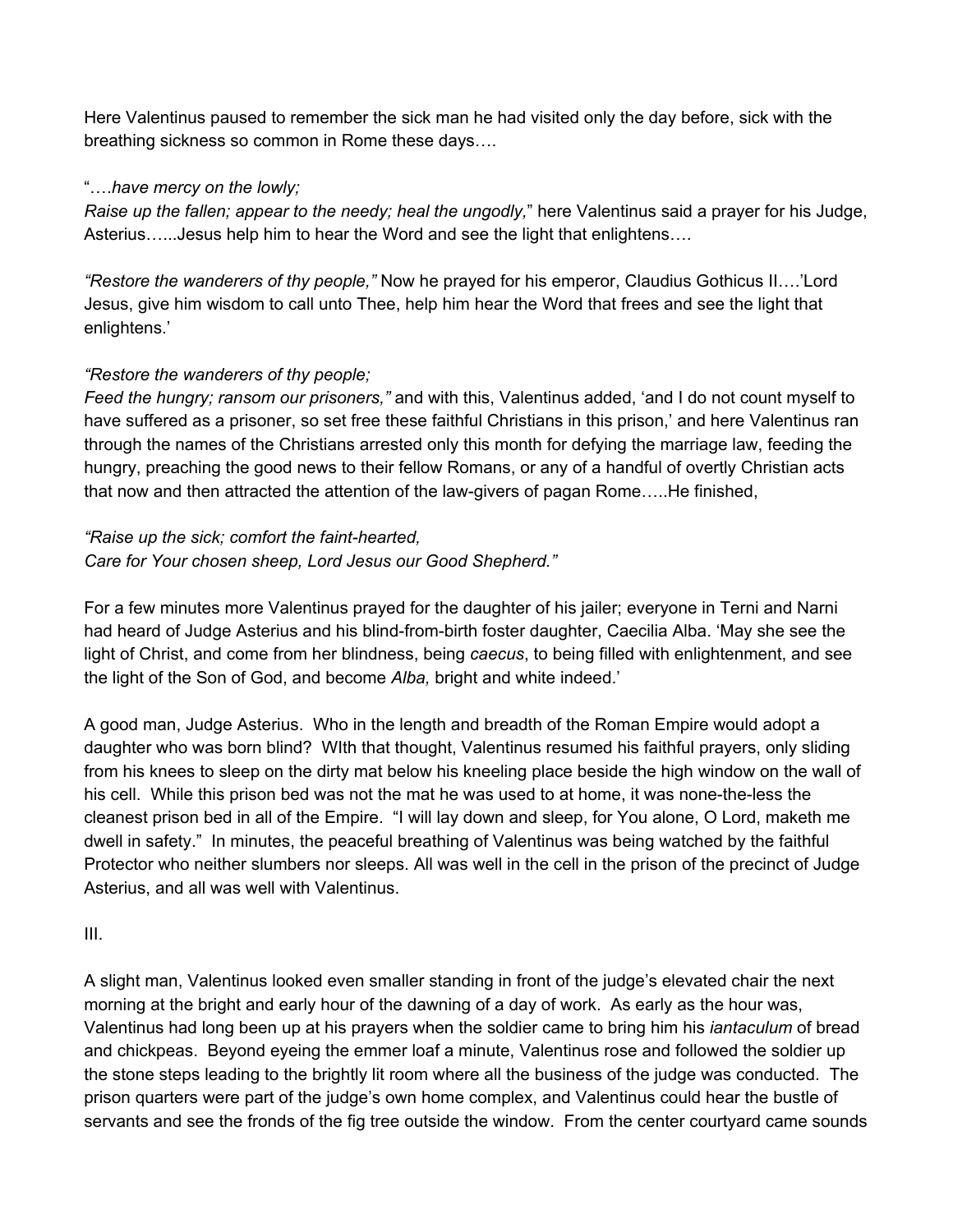Here Valentinus paused to remember the sick man he had visited only the day before, sick with the breathing sickness so common in Rome these days….

"….*have mercy on the lowly;*
*Raise up the fallen; appear to the needy; heal the ungodly,*" here Valentinus said a prayer for his Judge, Asterius…...Jesus help him to hear the Word and see the light that enlightens….

*"Restore the wanderers of thy people,"* Now he prayed for his emperor, Claudius Gothicus II….'Lord Jesus, give him wisdom to call unto Thee, help him hear the Word that frees and see the light that enlightens.'

*"Restore the wanderers of thy people;*
*Feed the hungry; ransom our prisoners,"* and with this, Valentinus added, 'and I do not count myself to have suffered as a prisoner, so set free these faithful Christians in this prison,' and here Valentinus ran through the names of the Christians arrested only this month for defying the marriage law, feeding the hungry, preaching the good news to their fellow Romans, or any of a handful of overtly Christian acts that now and then attracted the attention of the law-givers of pagan Rome…..He finished,

*"Raise up the sick; comfort the faint-hearted,*
*Care for Your chosen sheep, Lord Jesus our Good Shepherd."*

For a few minutes more Valentinus prayed for the daughter of his jailer; everyone in Terni and Narni had heard of Judge Asterius and his blind-from-birth foster daughter, Caecilia Alba. 'May she see the light of Christ, and come from her blindness, being *caecus*, to being filled with enlightenment, and see the light of the Son of God, and become *Alba,* bright and white indeed.'

A good man, Judge Asterius. Who in the length and breadth of the Roman Empire would adopt a daughter who was born blind? WIth that thought, Valentinus resumed his faithful prayers, only sliding from his knees to sleep on the dirty mat below his kneeling place beside the high window on the wall of his cell. While this prison bed was not the mat he was used to at home, it was none-the-less the cleanest prison bed in all of the Empire. "I will lay down and sleep, for You alone, O Lord, maketh me dwell in safety." In minutes, the peaceful breathing of Valentinus was being watched by the faithful Protector who neither slumbers nor sleeps. All was well in the cell in the prison of the precinct of Judge Asterius, and all was well with Valentinus.

III.

A slight man, Valentinus looked even smaller standing in front of the judge's elevated chair the next morning at the bright and early hour of the dawning of a day of work. As early as the hour was, Valentinus had long been up at his prayers when the soldier came to bring him his *iantaculum* of bread and chickpeas. Beyond eyeing the emmer loaf a minute, Valentinus rose and followed the soldier up the stone steps leading to the brightly lit room where all the business of the judge was conducted. The prison quarters were part of the judge's own home complex, and Valentinus could hear the bustle of servants and see the fronds of the fig tree outside the window. From the center courtyard came sounds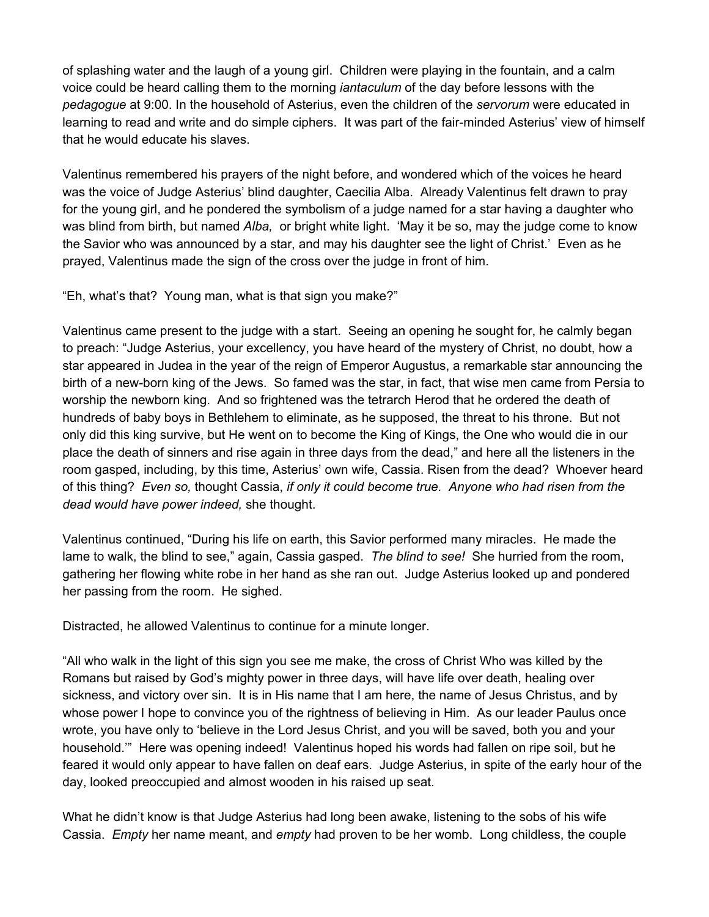of splashing water and the laugh of a young girl. Children were playing in the fountain, and a calm voice could be heard calling them to the morning *iantaculum* of the day before lessons with the *pedagogue* at 9:00. In the household of Asterius, even the children of the *servorum* were educated in learning to read and write and do simple ciphers. It was part of the fair-minded Asterius' view of himself that he would educate his slaves.

Valentinus remembered his prayers of the night before, and wondered which of the voices he heard was the voice of Judge Asterius' blind daughter, Caecilia Alba. Already Valentinus felt drawn to pray for the young girl, and he pondered the symbolism of a judge named for a star having a daughter who was blind from birth, but named *Alba,* or bright white light. 'May it be so, may the judge come to know the Savior who was announced by a star, and may his daughter see the light of Christ.' Even as he prayed, Valentinus made the sign of the cross over the judge in front of him.

"Eh, what's that? Young man, what is that sign you make?"

Valentinus came present to the judge with a start. Seeing an opening he sought for, he calmly began to preach: "Judge Asterius, your excellency, you have heard of the mystery of Christ, no doubt, how a star appeared in Judea in the year of the reign of Emperor Augustus, a remarkable star announcing the birth of a new-born king of the Jews. So famed was the star, in fact, that wise men came from Persia to worship the newborn king. And so frightened was the tetrarch Herod that he ordered the death of hundreds of baby boys in Bethlehem to eliminate, as he supposed, the threat to his throne. But not only did this king survive, but He went on to become the King of Kings, the One who would die in our place the death of sinners and rise again in three days from the dead," and here all the listeners in the room gasped, including, by this time, Asterius' own wife, Cassia. Risen from the dead? Whoever heard of this thing? *Even so,* thought Cassia, *if only it could become true. Anyone who had risen from the dead would have power indeed,* she thought.

Valentinus continued, "During his life on earth, this Savior performed many miracles. He made the lame to walk, the blind to see," again, Cassia gasped. *The blind to see!* She hurried from the room, gathering her flowing white robe in her hand as she ran out. Judge Asterius looked up and pondered her passing from the room. He sighed.

Distracted, he allowed Valentinus to continue for a minute longer.

"All who walk in the light of this sign you see me make, the cross of Christ Who was killed by the Romans but raised by God's mighty power in three days, will have life over death, healing over sickness, and victory over sin. It is in His name that I am here, the name of Jesus Christus, and by whose power I hope to convince you of the rightness of believing in Him. As our leader Paulus once wrote, you have only to 'believe in the Lord Jesus Christ, and you will be saved, both you and your household.'" Here was opening indeed! Valentinus hoped his words had fallen on ripe soil, but he feared it would only appear to have fallen on deaf ears. Judge Asterius, in spite of the early hour of the day, looked preoccupied and almost wooden in his raised up seat.

What he didn't know is that Judge Asterius had long been awake, listening to the sobs of his wife Cassia. *Empty* her name meant, and *empty* had proven to be her womb. Long childless, the couple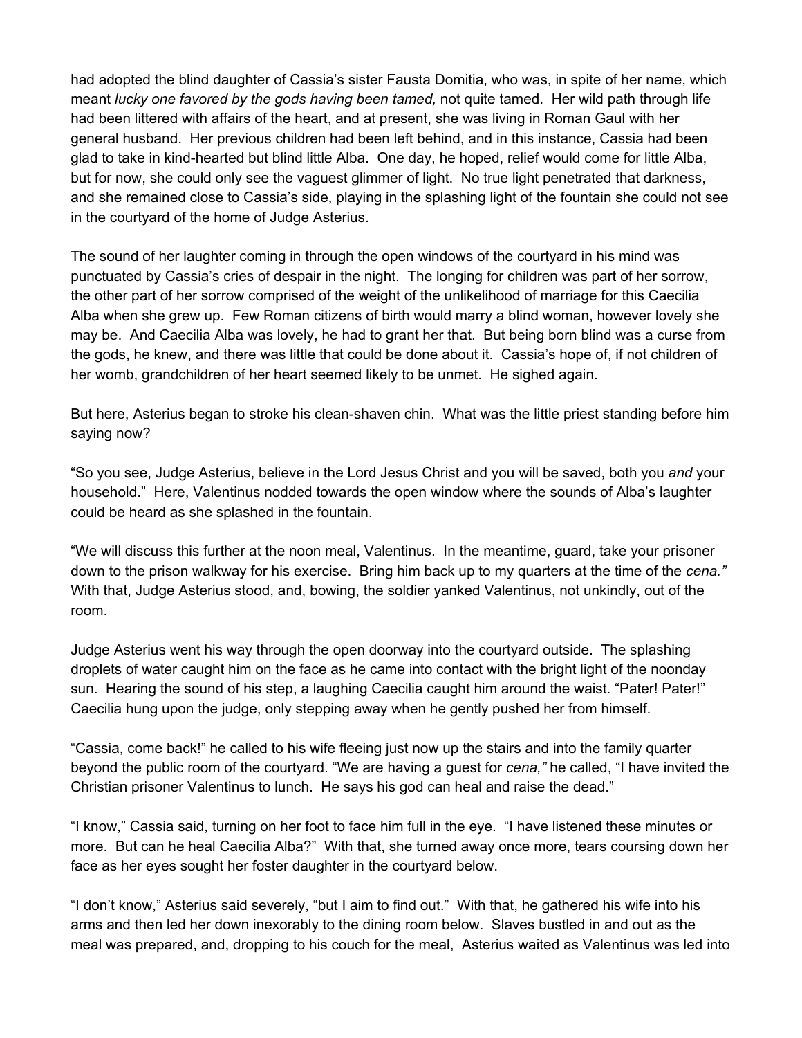had adopted the blind daughter of Cassia's sister Fausta Domitia, who was, in spite of her name, which meant *lucky one favored by the gods having been tamed,* not quite tamed. Her wild path through life had been littered with affairs of the heart, and at present, she was living in Roman Gaul with her general husband. Her previous children had been left behind, and in this instance, Cassia had been glad to take in kind-hearted but blind little Alba. One day, he hoped, relief would come for little Alba, but for now, she could only see the vaguest glimmer of light. No true light penetrated that darkness, and she remained close to Cassia's side, playing in the splashing light of the fountain she could not see in the courtyard of the home of Judge Asterius.

The sound of her laughter coming in through the open windows of the courtyard in his mind was punctuated by Cassia's cries of despair in the night. The longing for children was part of her sorrow, the other part of her sorrow comprised of the weight of the unlikelihood of marriage for this Caecilia Alba when she grew up. Few Roman citizens of birth would marry a blind woman, however lovely she may be. And Caecilia Alba was lovely, he had to grant her that. But being born blind was a curse from the gods, he knew, and there was little that could be done about it. Cassia's hope of, if not children of her womb, grandchildren of her heart seemed likely to be unmet. He sighed again.

But here, Asterius began to stroke his clean-shaven chin. What was the little priest standing before him saying now?

"So you see, Judge Asterius, believe in the Lord Jesus Christ and you will be saved, both you *and* your household." Here, Valentinus nodded towards the open window where the sounds of Alba's laughter could be heard as she splashed in the fountain.

"We will discuss this further at the noon meal, Valentinus. In the meantime, guard, take your prisoner down to the prison walkway for his exercise. Bring him back up to my quarters at the time of the *cena."* With that, Judge Asterius stood, and, bowing, the soldier yanked Valentinus, not unkindly, out of the room.

Judge Asterius went his way through the open doorway into the courtyard outside. The splashing droplets of water caught him on the face as he came into contact with the bright light of the noonday sun. Hearing the sound of his step, a laughing Caecilia caught him around the waist. "Pater! Pater!" Caecilia hung upon the judge, only stepping away when he gently pushed her from himself.

"Cassia, come back!" he called to his wife fleeing just now up the stairs and into the family quarter beyond the public room of the courtyard. "We are having a guest for *cena,"* he called, "I have invited the Christian prisoner Valentinus to lunch. He says his god can heal and raise the dead."

"I know," Cassia said, turning on her foot to face him full in the eye. "I have listened these minutes or more. But can he heal Caecilia Alba?" With that, she turned away once more, tears coursing down her face as her eyes sought her foster daughter in the courtyard below.

"I don't know," Asterius said severely, "but I aim to find out." With that, he gathered his wife into his arms and then led her down inexorably to the dining room below. Slaves bustled in and out as the meal was prepared, and, dropping to his couch for the meal, Asterius waited as Valentinus was led into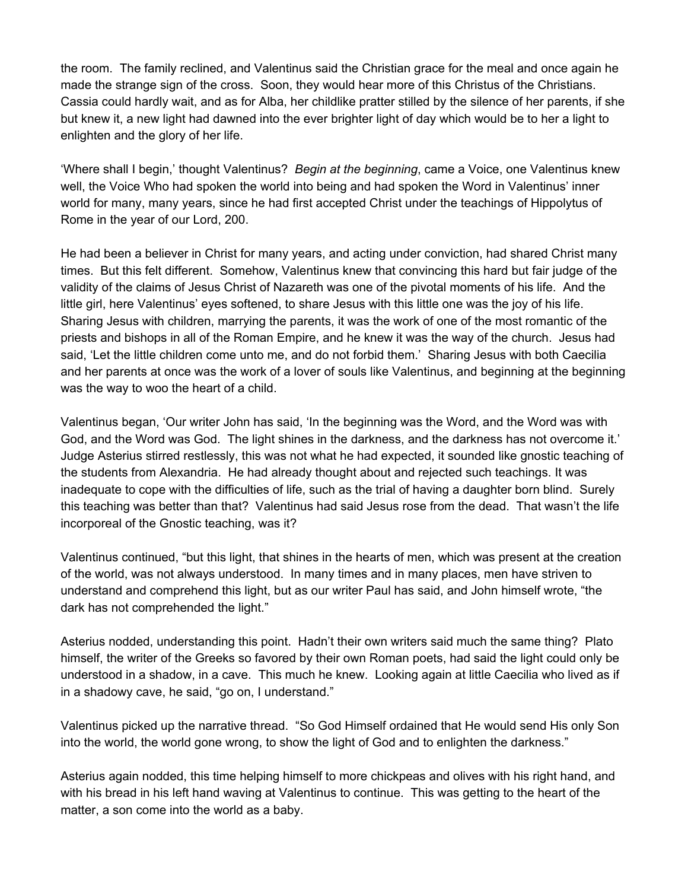the room.  The family reclined, and Valentinus said the Christian grace for the meal and once again he made the strange sign of the cross.  Soon, they would hear more of this Christus of the Christians.  Cassia could hardly wait, and as for Alba, her childlike pratter stilled by the silence of her parents, if she but knew it, a new light had dawned into the ever brighter light of day which would be to her a light to enlighten and the glory of her life.

'Where shall I begin,' thought Valentinus?  *Begin at the beginning*, came a Voice, one Valentinus knew well, the Voice Who had spoken the world into being and had spoken the Word in Valentinus' inner world for many, many years, since he had first accepted Christ under the teachings of Hippolytus of Rome in the year of our Lord, 200.

He had been a believer in Christ for many years, and acting under conviction, had shared Christ many times.  But this felt different.  Somehow, Valentinus knew that convincing this hard but fair judge of the validity of the claims of Jesus Christ of Nazareth was one of the pivotal moments of his life.  And the little girl, here Valentinus' eyes softened, to share Jesus with this little one was the joy of his life.  Sharing Jesus with children, marrying the parents, it was the work of one of the most romantic of the priests and bishops in all of the Roman Empire, and he knew it was the way of the church.  Jesus had said, 'Let the little children come unto me, and do not forbid them.'  Sharing Jesus with both Caecilia and her parents at once was the work of a lover of souls like Valentinus, and beginning at the beginning was the way to woo the heart of a child.

Valentinus began, 'Our writer John has said, 'In the beginning was the Word, and the Word was with God, and the Word was God.  The light shines in the darkness, and the darkness has not overcome it.'  Judge Asterius stirred restlessly, this was not what he had expected, it sounded like gnostic teaching of the students from Alexandria.  He had already thought about and rejected such teachings. It was inadequate to cope with the difficulties of life, such as the trial of having a daughter born blind.  Surely this teaching was better than that?  Valentinus had said Jesus rose from the dead.  That wasn't the life incorporeal of the Gnostic teaching, was it?

Valentinus continued, "but this light, that shines in the hearts of men, which was present at the creation of the world, was not always understood.  In many times and in many places, men have striven to understand and comprehend this light, but as our writer Paul has said, and John himself wrote, "the dark has not comprehended the light."

Asterius nodded, understanding this point.  Hadn't their own writers said much the same thing?  Plato himself, the writer of the Greeks so favored by their own Roman poets, had said the light could only be understood in a shadow, in a cave.  This much he knew.  Looking again at little Caecilia who lived as if in a shadowy cave, he said, "go on, I understand."

Valentinus picked up the narrative thread.  "So God Himself ordained that He would send His only Son into the world, the world gone wrong, to show the light of God and to enlighten the darkness."

Asterius again nodded, this time helping himself to more chickpeas and olives with his right hand, and with his bread in his left hand waving at Valentinus to continue.  This was getting to the heart of the matter, a son come into the world as a baby.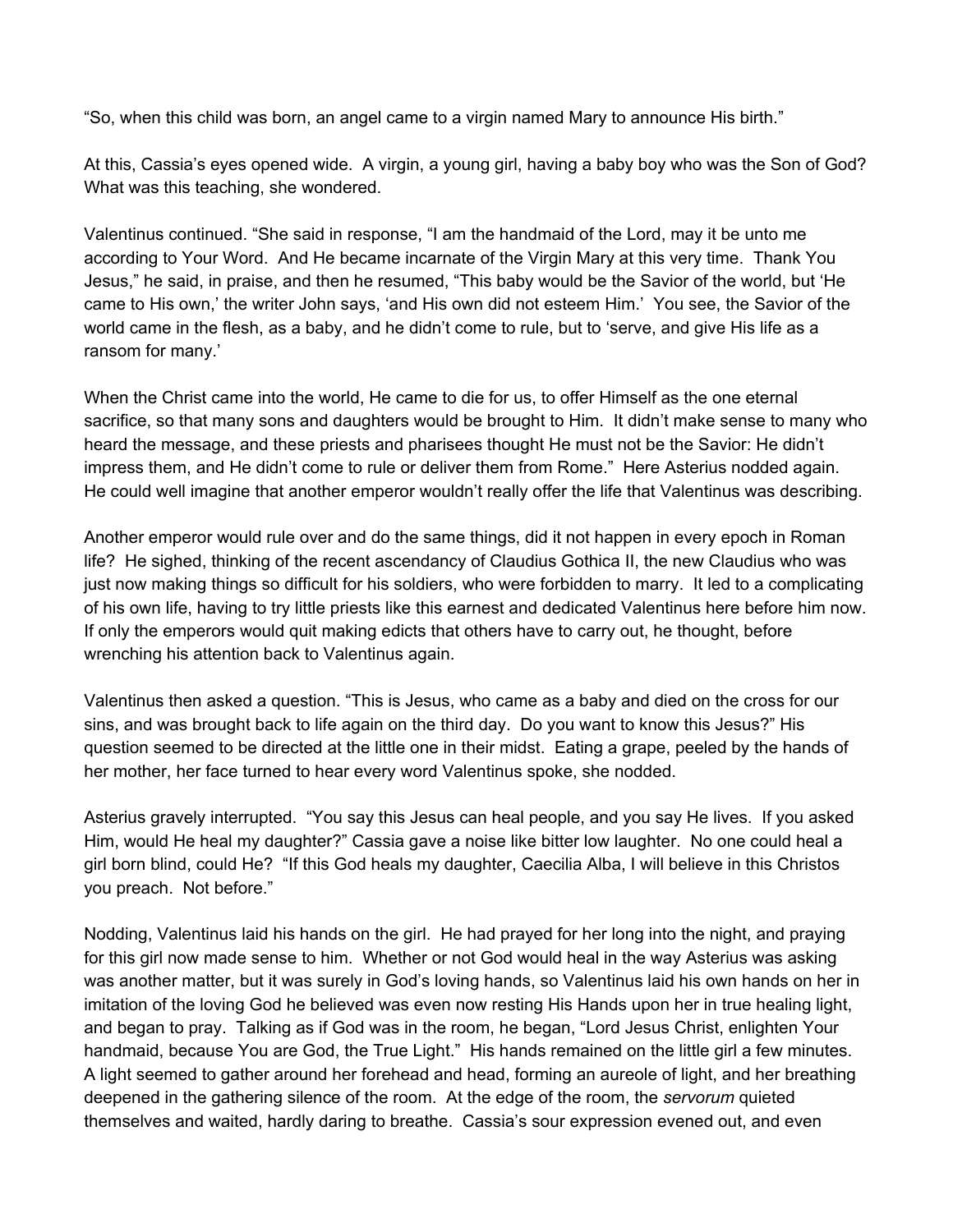"So, when this child was born, an angel came to a virgin named Mary to announce His birth."

At this, Cassia's eyes opened wide. A virgin, a young girl, having a baby boy who was the Son of God? What was this teaching, she wondered.

Valentinus continued. "She said in response, "I am the handmaid of the Lord, may it be unto me according to Your Word. And He became incarnate of the Virgin Mary at this very time. Thank You Jesus," he said, in praise, and then he resumed, "This baby would be the Savior of the world, but 'He came to His own,' the writer John says, 'and His own did not esteem Him.' You see, the Savior of the world came in the flesh, as a baby, and he didn't come to rule, but to 'serve, and give His life as a ransom for many.'

When the Christ came into the world, He came to die for us, to offer Himself as the one eternal sacrifice, so that many sons and daughters would be brought to Him. It didn't make sense to many who heard the message, and these priests and pharisees thought He must not be the Savior: He didn't impress them, and He didn't come to rule or deliver them from Rome." Here Asterius nodded again. He could well imagine that another emperor wouldn't really offer the life that Valentinus was describing.

Another emperor would rule over and do the same things, did it not happen in every epoch in Roman life? He sighed, thinking of the recent ascendancy of Claudius Gothica II, the new Claudius who was just now making things so difficult for his soldiers, who were forbidden to marry. It led to a complicating of his own life, having to try little priests like this earnest and dedicated Valentinus here before him now. If only the emperors would quit making edicts that others have to carry out, he thought, before wrenching his attention back to Valentinus again.

Valentinus then asked a question. "This is Jesus, who came as a baby and died on the cross for our sins, and was brought back to life again on the third day. Do you want to know this Jesus?" His question seemed to be directed at the little one in their midst. Eating a grape, peeled by the hands of her mother, her face turned to hear every word Valentinus spoke, she nodded.

Asterius gravely interrupted. "You say this Jesus can heal people, and you say He lives. If you asked Him, would He heal my daughter?" Cassia gave a noise like bitter low laughter. No one could heal a girl born blind, could He? "If this God heals my daughter, Caecilia Alba, I will believe in this Christos you preach. Not before."

Nodding, Valentinus laid his hands on the girl. He had prayed for her long into the night, and praying for this girl now made sense to him. Whether or not God would heal in the way Asterius was asking was another matter, but it was surely in God's loving hands, so Valentinus laid his own hands on her in imitation of the loving God he believed was even now resting His Hands upon her in true healing light, and began to pray. Talking as if God was in the room, he began, "Lord Jesus Christ, enlighten Your handmaid, because You are God, the True Light." His hands remained on the little girl a few minutes. A light seemed to gather around her forehead and head, forming an aureole of light, and her breathing deepened in the gathering silence of the room. At the edge of the room, the *servorum* quieted themselves and waited, hardly daring to breathe. Cassia's sour expression evened out, and even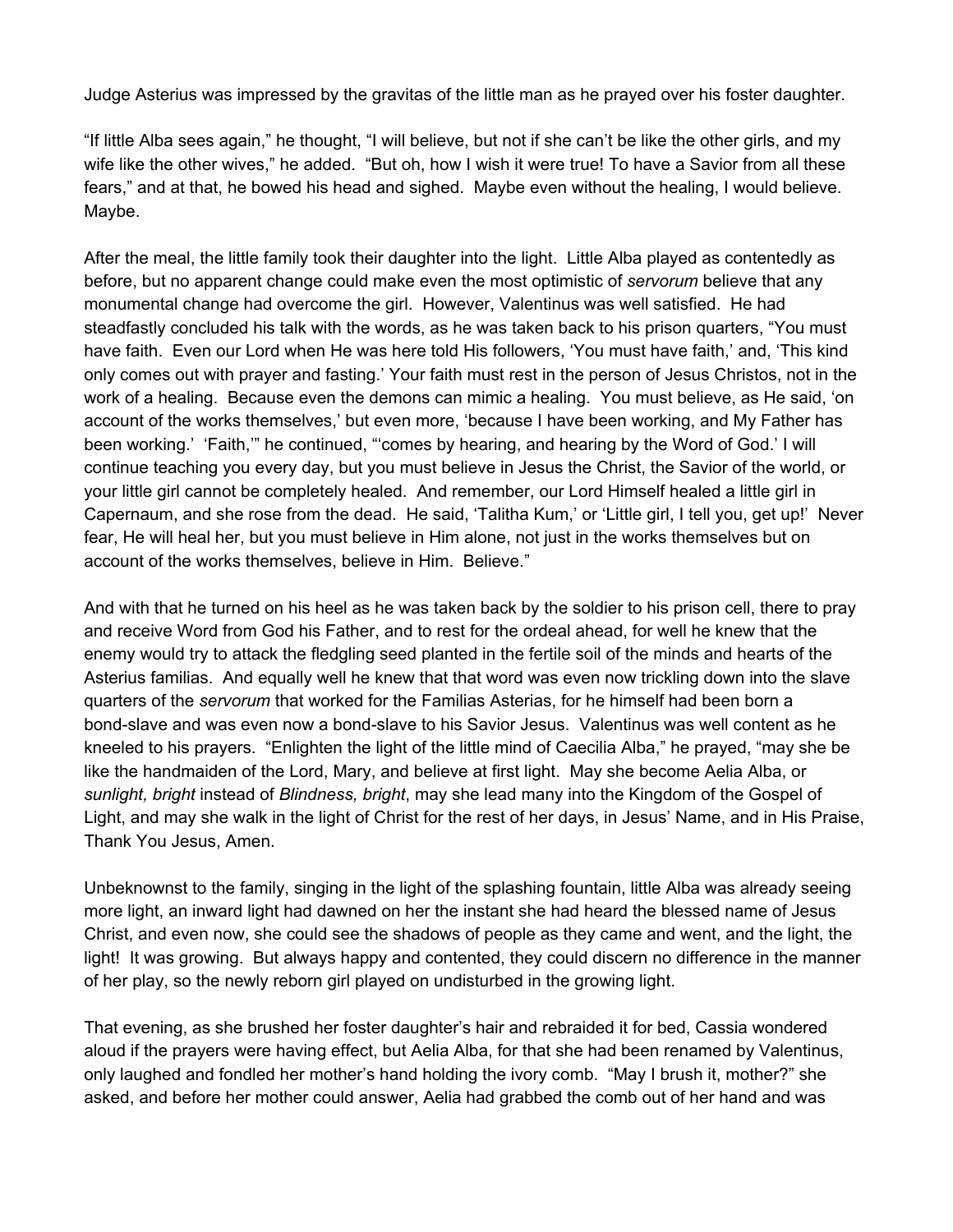Judge Asterius was impressed by the gravitas of the little man as he prayed over his foster daughter.

“If little Alba sees again,” he thought, “I will believe, but not if she can’t be like the other girls, and my wife like the other wives,” he added. “But oh, how I wish it were true! To have a Savior from all these fears,” and at that, he bowed his head and sighed. Maybe even without the healing, I would believe. Maybe.

After the meal, the little family took their daughter into the light. Little Alba played as contentedly as before, but no apparent change could make even the most optimistic of *servorum* believe that any monumental change had overcome the girl. However, Valentinus was well satisfied. He had steadfastly concluded his talk with the words, as he was taken back to his prison quarters, “You must have faith. Even our Lord when He was here told His followers, ‘You must have faith,’ and, ‘This kind only comes out with prayer and fasting.’ Your faith must rest in the person of Jesus Christos, not in the work of a healing. Because even the demons can mimic a healing. You must believe, as He said, ‘on account of the works themselves,’ but even more, ‘because I have been working, and My Father has been working.’ ‘Faith,’” he continued, “‘comes by hearing, and hearing by the Word of God.’ I will continue teaching you every day, but you must believe in Jesus the Christ, the Savior of the world, or your little girl cannot be completely healed. And remember, our Lord Himself healed a little girl in Capernaum, and she rose from the dead. He said, ‘Talitha Kum,’ or ‘Little girl, I tell you, get up!’ Never fear, He will heal her, but you must believe in Him alone, not just in the works themselves but on account of the works themselves, believe in Him. Believe.”

And with that he turned on his heel as he was taken back by the soldier to his prison cell, there to pray and receive Word from God his Father, and to rest for the ordeal ahead, for well he knew that the enemy would try to attack the fledgling seed planted in the fertile soil of the minds and hearts of the Asterius familias. And equally well he knew that that word was even now trickling down into the slave quarters of the *servorum* that worked for the Familias Asterias, for he himself had been born a bond-slave and was even now a bond-slave to his Savior Jesus. Valentinus was well content as he kneeled to his prayers. “Enlighten the light of the little mind of Caecilia Alba,” he prayed, “may she be like the handmaiden of the Lord, Mary, and believe at first light. May she become Aelia Alba, or *sunlight, bright* instead of *Blindness, bright*, may she lead many into the Kingdom of the Gospel of Light, and may she walk in the light of Christ for the rest of her days, in Jesus’ Name, and in His Praise, Thank You Jesus, Amen.

Unbeknownst to the family, singing in the light of the splashing fountain, little Alba was already seeing more light, an inward light had dawned on her the instant she had heard the blessed name of Jesus Christ, and even now, she could see the shadows of people as they came and went, and the light, the light! It was growing. But always happy and contented, they could discern no difference in the manner of her play, so the newly reborn girl played on undisturbed in the growing light.

That evening, as she brushed her foster daughter’s hair and rebraided it for bed, Cassia wondered aloud if the prayers were having effect, but Aelia Alba, for that she had been renamed by Valentinus, only laughed and fondled her mother’s hand holding the ivory comb. “May I brush it, mother?” she asked, and before her mother could answer, Aelia had grabbed the comb out of her hand and was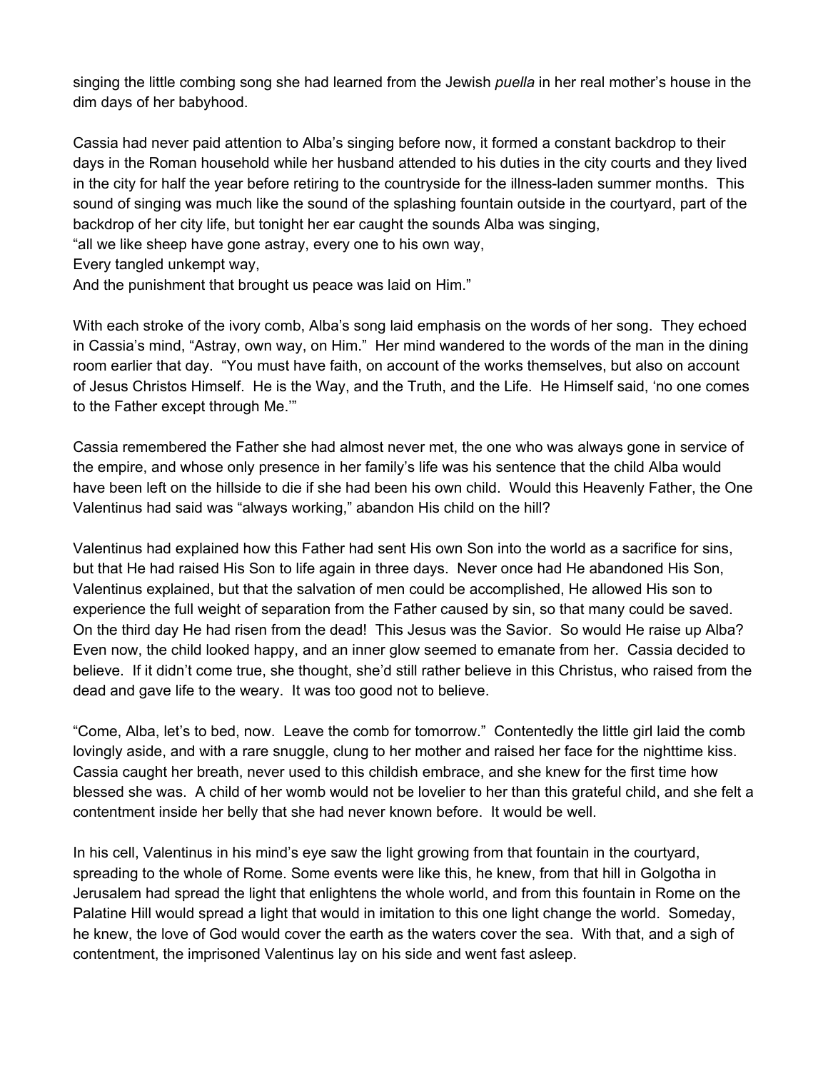singing the little combing song she had learned from the Jewish *puella* in her real mother's house in the dim days of her babyhood.

Cassia had never paid attention to Alba's singing before now, it formed a constant backdrop to their days in the Roman household while her husband attended to his duties in the city courts and they lived in the city for half the year before retiring to the countryside for the illness-laden summer months. This sound of singing was much like the sound of the splashing fountain outside in the courtyard, part of the backdrop of her city life, but tonight her ear caught the sounds Alba was singing,
"all we like sheep have gone astray, every one to his own way,
Every tangled unkempt way,
And the punishment that brought us peace was laid on Him."

With each stroke of the ivory comb, Alba's song laid emphasis on the words of her song. They echoed in Cassia's mind, "Astray, own way, on Him." Her mind wandered to the words of the man in the dining room earlier that day. "You must have faith, on account of the works themselves, but also on account of Jesus Christos Himself. He is the Way, and the Truth, and the Life. He Himself said, 'no one comes to the Father except through Me.'"

Cassia remembered the Father she had almost never met, the one who was always gone in service of the empire, and whose only presence in her family's life was his sentence that the child Alba would have been left on the hillside to die if she had been his own child. Would this Heavenly Father, the One Valentinus had said was "always working," abandon His child on the hill?

Valentinus had explained how this Father had sent His own Son into the world as a sacrifice for sins, but that He had raised His Son to life again in three days. Never once had He abandoned His Son, Valentinus explained, but that the salvation of men could be accomplished, He allowed His son to experience the full weight of separation from the Father caused by sin, so that many could be saved. On the third day He had risen from the dead! This Jesus was the Savior. So would He raise up Alba? Even now, the child looked happy, and an inner glow seemed to emanate from her. Cassia decided to believe. If it didn't come true, she thought, she'd still rather believe in this Christus, who raised from the dead and gave life to the weary. It was too good not to believe.

"Come, Alba, let's to bed, now. Leave the comb for tomorrow." Contentedly the little girl laid the comb lovingly aside, and with a rare snuggle, clung to her mother and raised her face for the nighttime kiss. Cassia caught her breath, never used to this childish embrace, and she knew for the first time how blessed she was. A child of her womb would not be lovelier to her than this grateful child, and she felt a contentment inside her belly that she had never known before. It would be well.

In his cell, Valentinus in his mind's eye saw the light growing from that fountain in the courtyard, spreading to the whole of Rome. Some events were like this, he knew, from that hill in Golgotha in Jerusalem had spread the light that enlightens the whole world, and from this fountain in Rome on the Palatine Hill would spread a light that would in imitation to this one light change the world. Someday, he knew, the love of God would cover the earth as the waters cover the sea. With that, and a sigh of contentment, the imprisoned Valentinus lay on his side and went fast asleep.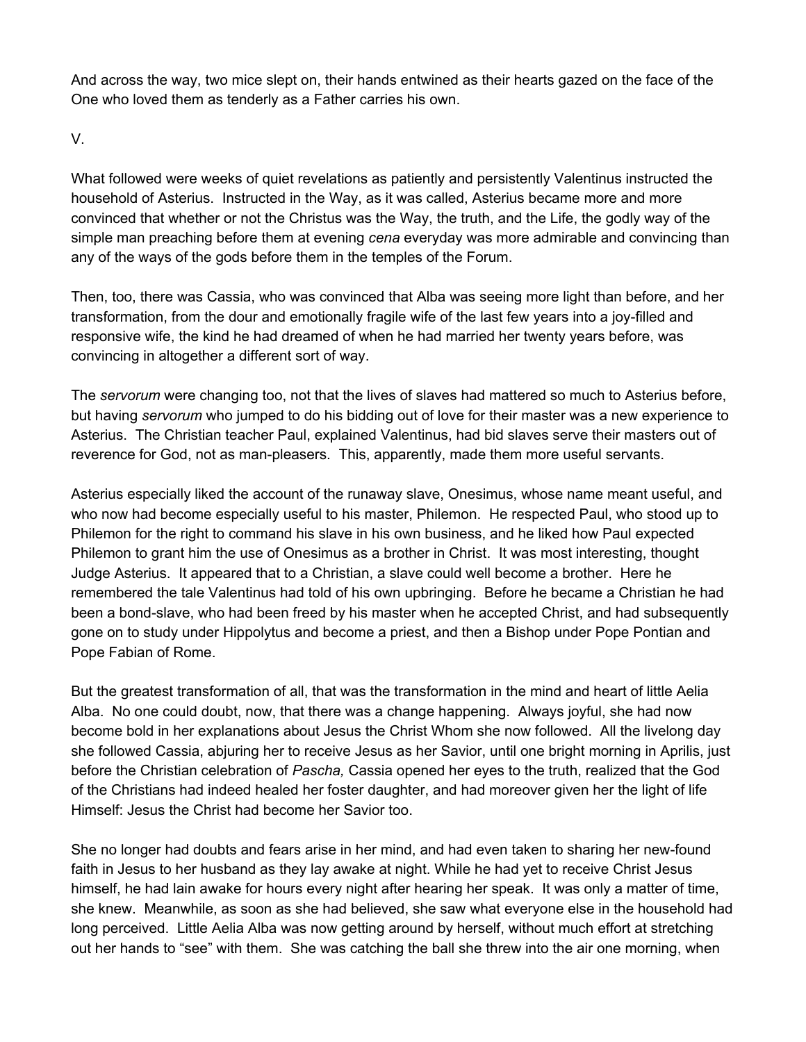And across the way, two mice slept on, their hands entwined as their hearts gazed on the face of the One who loved them as tenderly as a Father carries his own.

V.

What followed were weeks of quiet revelations as patiently and persistently Valentinus instructed the household of Asterius. Instructed in the Way, as it was called, Asterius became more and more convinced that whether or not the Christus was the Way, the truth, and the Life, the godly way of the simple man preaching before them at evening *cena* everyday was more admirable and convincing than any of the ways of the gods before them in the temples of the Forum.

Then, too, there was Cassia, who was convinced that Alba was seeing more light than before, and her transformation, from the dour and emotionally fragile wife of the last few years into a joy-filled and responsive wife, the kind he had dreamed of when he had married her twenty years before, was convincing in altogether a different sort of way.

The *servorum* were changing too, not that the lives of slaves had mattered so much to Asterius before, but having *servorum* who jumped to do his bidding out of love for their master was a new experience to Asterius. The Christian teacher Paul, explained Valentinus, had bid slaves serve their masters out of reverence for God, not as man-pleasers. This, apparently, made them more useful servants.

Asterius especially liked the account of the runaway slave, Onesimus, whose name meant useful, and who now had become especially useful to his master, Philemon. He respected Paul, who stood up to Philemon for the right to command his slave in his own business, and he liked how Paul expected Philemon to grant him the use of Onesimus as a brother in Christ. It was most interesting, thought Judge Asterius. It appeared that to a Christian, a slave could well become a brother. Here he remembered the tale Valentinus had told of his own upbringing. Before he became a Christian he had been a bond-slave, who had been freed by his master when he accepted Christ, and had subsequently gone on to study under Hippolytus and become a priest, and then a Bishop under Pope Pontian and Pope Fabian of Rome.

But the greatest transformation of all, that was the transformation in the mind and heart of little Aelia Alba. No one could doubt, now, that there was a change happening. Always joyful, she had now become bold in her explanations about Jesus the Christ Whom she now followed. All the livelong day she followed Cassia, abjuring her to receive Jesus as her Savior, until one bright morning in Aprilis, just before the Christian celebration of *Pascha,* Cassia opened her eyes to the truth, realized that the God of the Christians had indeed healed her foster daughter, and had moreover given her the light of life Himself: Jesus the Christ had become her Savior too.

She no longer had doubts and fears arise in her mind, and had even taken to sharing her new-found faith in Jesus to her husband as they lay awake at night. While he had yet to receive Christ Jesus himself, he had lain awake for hours every night after hearing her speak. It was only a matter of time, she knew. Meanwhile, as soon as she had believed, she saw what everyone else in the household had long perceived. Little Aelia Alba was now getting around by herself, without much effort at stretching out her hands to "see" with them. She was catching the ball she threw into the air one morning, when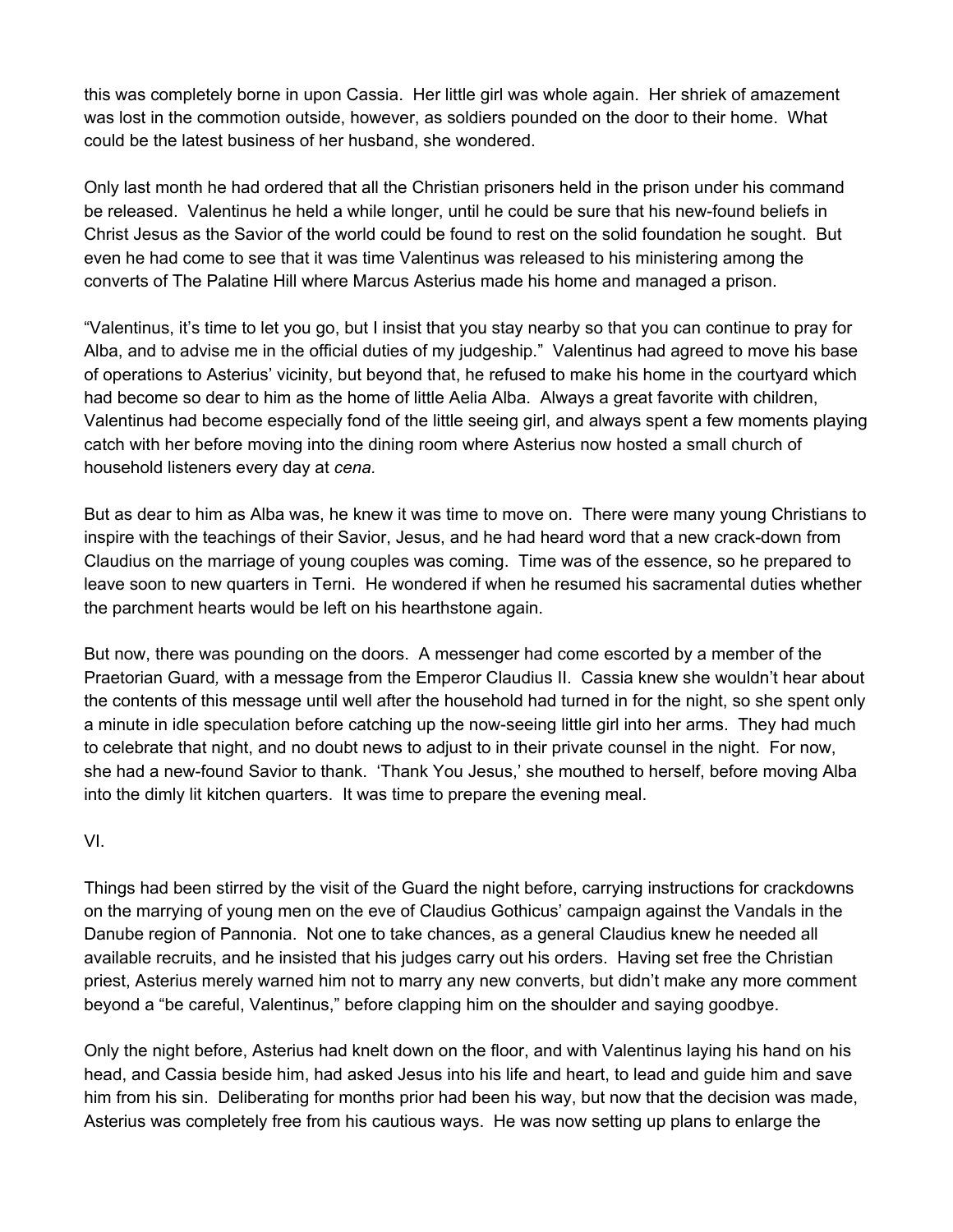this was completely borne in upon Cassia. Her little girl was whole again. Her shriek of amazement was lost in the commotion outside, however, as soldiers pounded on the door to their home. What could be the latest business of her husband, she wondered.

Only last month he had ordered that all the Christian prisoners held in the prison under his command be released. Valentinus he held a while longer, until he could be sure that his new-found beliefs in Christ Jesus as the Savior of the world could be found to rest on the solid foundation he sought. But even he had come to see that it was time Valentinus was released to his ministering among the converts of The Palatine Hill where Marcus Asterius made his home and managed a prison.

"Valentinus, it's time to let you go, but I insist that you stay nearby so that you can continue to pray for Alba, and to advise me in the official duties of my judgeship." Valentinus had agreed to move his base of operations to Asterius' vicinity, but beyond that, he refused to make his home in the courtyard which had become so dear to him as the home of little Aelia Alba. Always a great favorite with children, Valentinus had become especially fond of the little seeing girl, and always spent a few moments playing catch with her before moving into the dining room where Asterius now hosted a small church of household listeners every day at *cena.*

But as dear to him as Alba was, he knew it was time to move on. There were many young Christians to inspire with the teachings of their Savior, Jesus, and he had heard word that a new crack-down from Claudius on the marriage of young couples was coming. Time was of the essence, so he prepared to leave soon to new quarters in Terni. He wondered if when he resumed his sacramental duties whether the parchment hearts would be left on his hearthstone again.

But now, there was pounding on the doors. A messenger had come escorted by a member of the Praetorian Guard*,* with a message from the Emperor Claudius II. Cassia knew she wouldn't hear about the contents of this message until well after the household had turned in for the night, so she spent only a minute in idle speculation before catching up the now-seeing little girl into her arms. They had much to celebrate that night, and no doubt news to adjust to in their private counsel in the night. For now, she had a new-found Savior to thank. 'Thank You Jesus,' she mouthed to herself, before moving Alba into the dimly lit kitchen quarters. It was time to prepare the evening meal.

VI.

Things had been stirred by the visit of the Guard the night before, carrying instructions for crackdowns on the marrying of young men on the eve of Claudius Gothicus' campaign against the Vandals in the Danube region of Pannonia. Not one to take chances, as a general Claudius knew he needed all available recruits, and he insisted that his judges carry out his orders. Having set free the Christian priest, Asterius merely warned him not to marry any new converts, but didn't make any more comment beyond a "be careful, Valentinus," before clapping him on the shoulder and saying goodbye.

Only the night before, Asterius had knelt down on the floor, and with Valentinus laying his hand on his head, and Cassia beside him, had asked Jesus into his life and heart, to lead and guide him and save him from his sin. Deliberating for months prior had been his way, but now that the decision was made, Asterius was completely free from his cautious ways. He was now setting up plans to enlarge the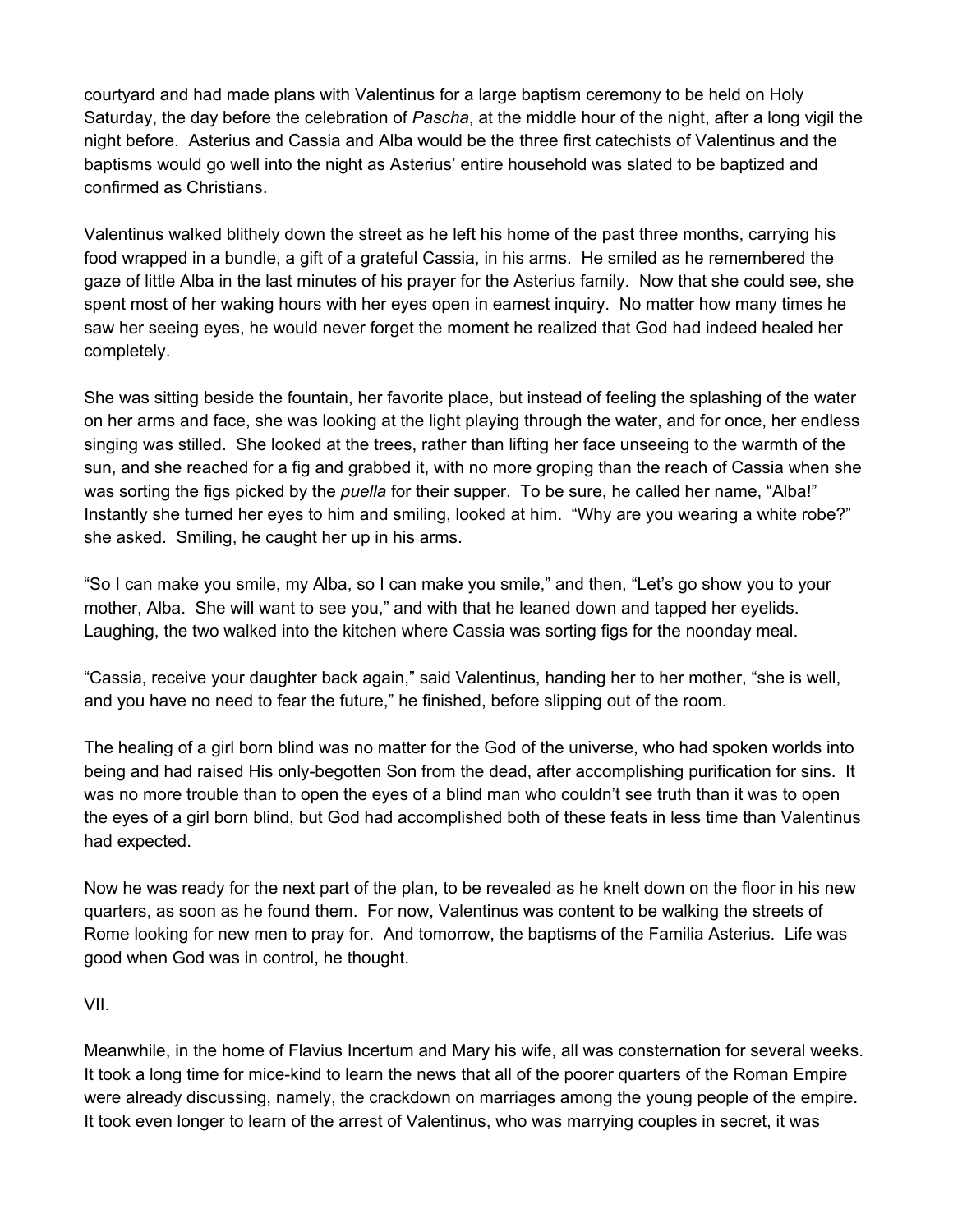courtyard and had made plans with Valentinus for a large baptism ceremony to be held on Holy Saturday, the day before the celebration of *Pascha*, at the middle hour of the night, after a long vigil the night before. Asterius and Cassia and Alba would be the three first catechists of Valentinus and the baptisms would go well into the night as Asterius' entire household was slated to be baptized and confirmed as Christians.

Valentinus walked blithely down the street as he left his home of the past three months, carrying his food wrapped in a bundle, a gift of a grateful Cassia, in his arms. He smiled as he remembered the gaze of little Alba in the last minutes of his prayer for the Asterius family. Now that she could see, she spent most of her waking hours with her eyes open in earnest inquiry. No matter how many times he saw her seeing eyes, he would never forget the moment he realized that God had indeed healed her completely.

She was sitting beside the fountain, her favorite place, but instead of feeling the splashing of the water on her arms and face, she was looking at the light playing through the water, and for once, her endless singing was stilled. She looked at the trees, rather than lifting her face unseeing to the warmth of the sun, and she reached for a fig and grabbed it, with no more groping than the reach of Cassia when she was sorting the figs picked by the *puella* for their supper. To be sure, he called her name, "Alba!" Instantly she turned her eyes to him and smiling, looked at him. "Why are you wearing a white robe?" she asked. Smiling, he caught her up in his arms.

"So I can make you smile, my Alba, so I can make you smile," and then, "Let's go show you to your mother, Alba. She will want to see you," and with that he leaned down and tapped her eyelids. Laughing, the two walked into the kitchen where Cassia was sorting figs for the noonday meal.

"Cassia, receive your daughter back again," said Valentinus, handing her to her mother, "she is well, and you have no need to fear the future," he finished, before slipping out of the room.

The healing of a girl born blind was no matter for the God of the universe, who had spoken worlds into being and had raised His only-begotten Son from the dead, after accomplishing purification for sins. It was no more trouble than to open the eyes of a blind man who couldn't see truth than it was to open the eyes of a girl born blind, but God had accomplished both of these feats in less time than Valentinus had expected.

Now he was ready for the next part of the plan, to be revealed as he knelt down on the floor in his new quarters, as soon as he found them. For now, Valentinus was content to be walking the streets of Rome looking for new men to pray for. And tomorrow, the baptisms of the Familia Asterius. Life was good when God was in control, he thought.

## VII.

Meanwhile, in the home of Flavius Incertum and Mary his wife, all was consternation for several weeks. It took a long time for mice-kind to learn the news that all of the poorer quarters of the Roman Empire were already discussing, namely, the crackdown on marriages among the young people of the empire. It took even longer to learn of the arrest of Valentinus, who was marrying couples in secret, it was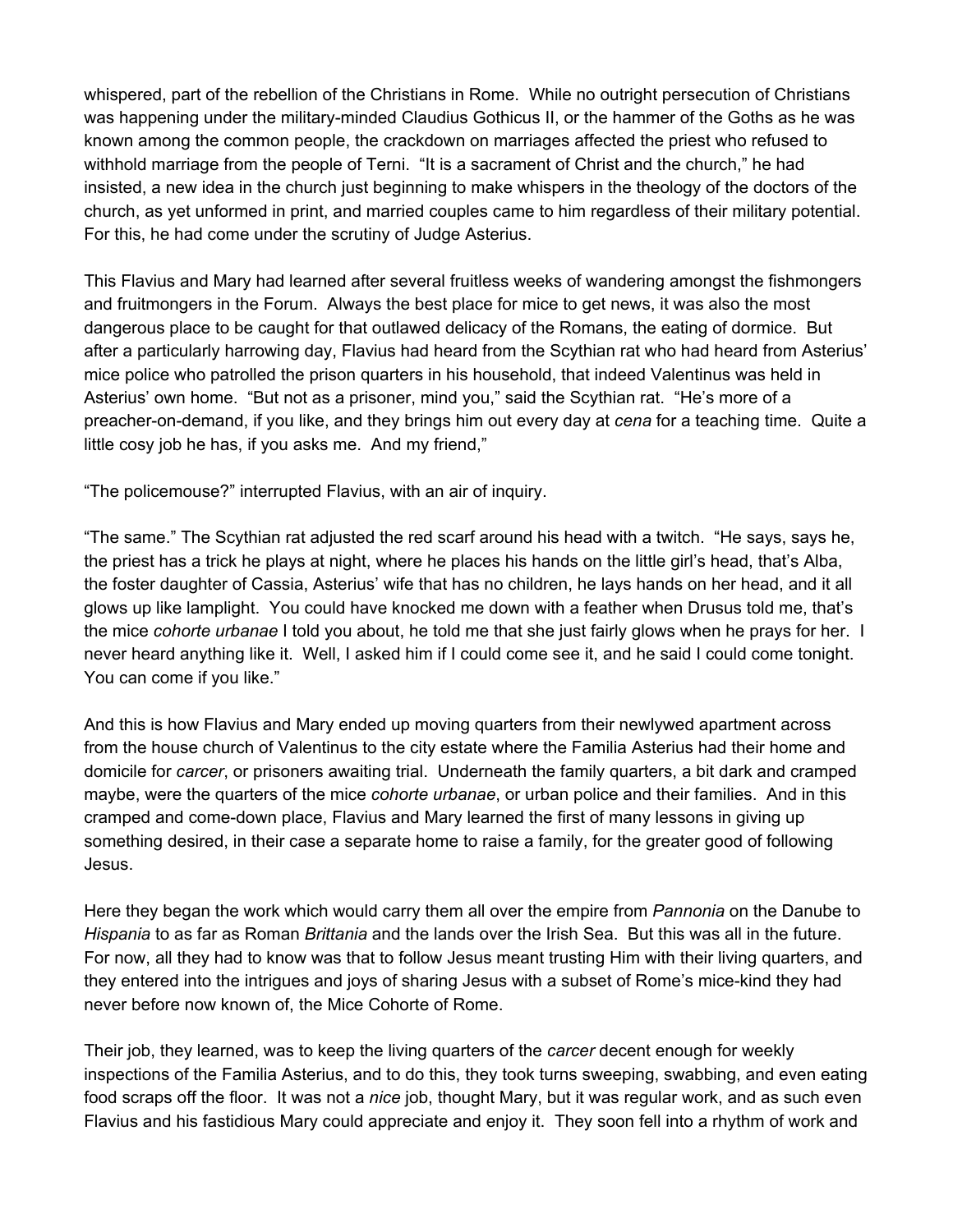whispered, part of the rebellion of the Christians in Rome. While no outright persecution of Christians was happening under the military-minded Claudius Gothicus II, or the hammer of the Goths as he was known among the common people, the crackdown on marriages affected the priest who refused to withhold marriage from the people of Terni. “It is a sacrament of Christ and the church,” he had insisted, a new idea in the church just beginning to make whispers in the theology of the doctors of the church, as yet unformed in print, and married couples came to him regardless of their military potential. For this, he had come under the scrutiny of Judge Asterius.

This Flavius and Mary had learned after several fruitless weeks of wandering amongst the fishmongers and fruitmongers in the Forum. Always the best place for mice to get news, it was also the most dangerous place to be caught for that outlawed delicacy of the Romans, the eating of dormice. But after a particularly harrowing day, Flavius had heard from the Scythian rat who had heard from Asterius' mice police who patrolled the prison quarters in his household, that indeed Valentinus was held in Asterius' own home. “But not as a prisoner, mind you,” said the Scythian rat. “He's more of a preacher-on-demand, if you like, and they brings him out every day at *cena* for a teaching time. Quite a little cosy job he has, if you asks me. And my friend,”

“The policemouse?” interrupted Flavius, with an air of inquiry.

“The same.” The Scythian rat adjusted the red scarf around his head with a twitch. “He says, says he, the priest has a trick he plays at night, where he places his hands on the little girl's head, that's Alba, the foster daughter of Cassia, Asterius' wife that has no children, he lays hands on her head, and it all glows up like lamplight. You could have knocked me down with a feather when Drusus told me, that's the mice *cohorte urbanae* I told you about, he told me that she just fairly glows when he prays for her. I never heard anything like it. Well, I asked him if I could come see it, and he said I could come tonight. You can come if you like.”

And this is how Flavius and Mary ended up moving quarters from their newlywed apartment across from the house church of Valentinus to the city estate where the Familia Asterius had their home and domicile for *carcer*, or prisoners awaiting trial. Underneath the family quarters, a bit dark and cramped maybe, were the quarters of the mice *cohorte urbanae*, or urban police and their families. And in this cramped and come-down place, Flavius and Mary learned the first of many lessons in giving up something desired, in their case a separate home to raise a family, for the greater good of following Jesus.

Here they began the work which would carry them all over the empire from *Pannonia* on the Danube to *Hispania* to as far as Roman *Brittania* and the lands over the Irish Sea. But this was all in the future. For now, all they had to know was that to follow Jesus meant trusting Him with their living quarters, and they entered into the intrigues and joys of sharing Jesus with a subset of Rome's mice-kind they had never before now known of, the Mice Cohorte of Rome.

Their job, they learned, was to keep the living quarters of the *carcer* decent enough for weekly inspections of the Familia Asterius, and to do this, they took turns sweeping, swabbing, and even eating food scraps off the floor. It was not a *nice* job, thought Mary, but it was regular work, and as such even Flavius and his fastidious Mary could appreciate and enjoy it. They soon fell into a rhythm of work and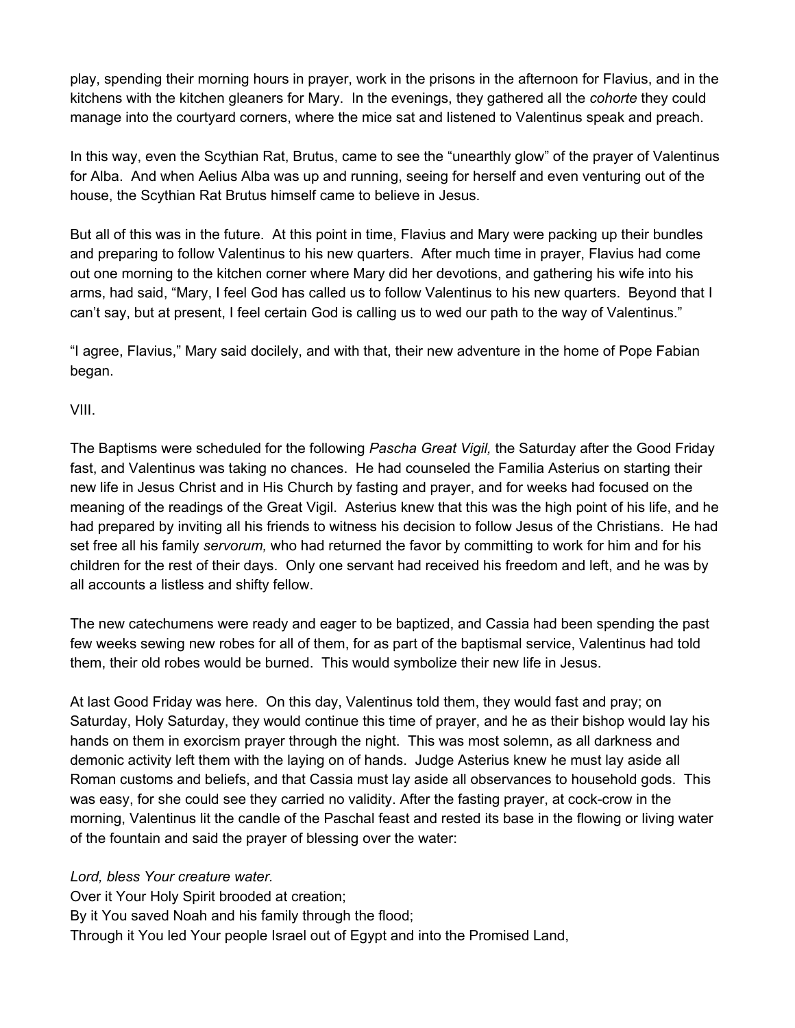play, spending their morning hours in prayer, work in the prisons in the afternoon for Flavius, and in the kitchens with the kitchen gleaners for Mary. In the evenings, they gathered all the *cohorte* they could manage into the courtyard corners, where the mice sat and listened to Valentinus speak and preach.

In this way, even the Scythian Rat, Brutus, came to see the "unearthly glow" of the prayer of Valentinus for Alba. And when Aelius Alba was up and running, seeing for herself and even venturing out of the house, the Scythian Rat Brutus himself came to believe in Jesus.

But all of this was in the future. At this point in time, Flavius and Mary were packing up their bundles and preparing to follow Valentinus to his new quarters. After much time in prayer, Flavius had come out one morning to the kitchen corner where Mary did her devotions, and gathering his wife into his arms, had said, "Mary, I feel God has called us to follow Valentinus to his new quarters. Beyond that I can't say, but at present, I feel certain God is calling us to wed our path to the way of Valentinus."

"I agree, Flavius," Mary said docilely, and with that, their new adventure in the home of Pope Fabian began.

VIII.

The Baptisms were scheduled for the following *Pascha Great Vigil,* the Saturday after the Good Friday fast, and Valentinus was taking no chances. He had counseled the Familia Asterius on starting their new life in Jesus Christ and in His Church by fasting and prayer, and for weeks had focused on the meaning of the readings of the Great Vigil. Asterius knew that this was the high point of his life, and he had prepared by inviting all his friends to witness his decision to follow Jesus of the Christians. He had set free all his family *servorum,* who had returned the favor by committing to work for him and for his children for the rest of their days. Only one servant had received his freedom and left, and he was by all accounts a listless and shifty fellow.

The new catechumens were ready and eager to be baptized, and Cassia had been spending the past few weeks sewing new robes for all of them, for as part of the baptismal service, Valentinus had told them, their old robes would be burned. This would symbolize their new life in Jesus.

At last Good Friday was here. On this day, Valentinus told them, they would fast and pray; on Saturday, Holy Saturday, they would continue this time of prayer, and he as their bishop would lay his hands on them in exorcism prayer through the night. This was most solemn, as all darkness and demonic activity left them with the laying on of hands. Judge Asterius knew he must lay aside all Roman customs and beliefs, and that Cassia must lay aside all observances to household gods. This was easy, for she could see they carried no validity. After the fasting prayer, at cock-crow in the morning, Valentinus lit the candle of the Paschal feast and rested its base in the flowing or living water of the fountain and said the prayer of blessing over the water:

*Lord, bless Your creature water.*
Over it Your Holy Spirit brooded at creation;
By it You saved Noah and his family through the flood;
Through it You led Your people Israel out of Egypt and into the Promised Land,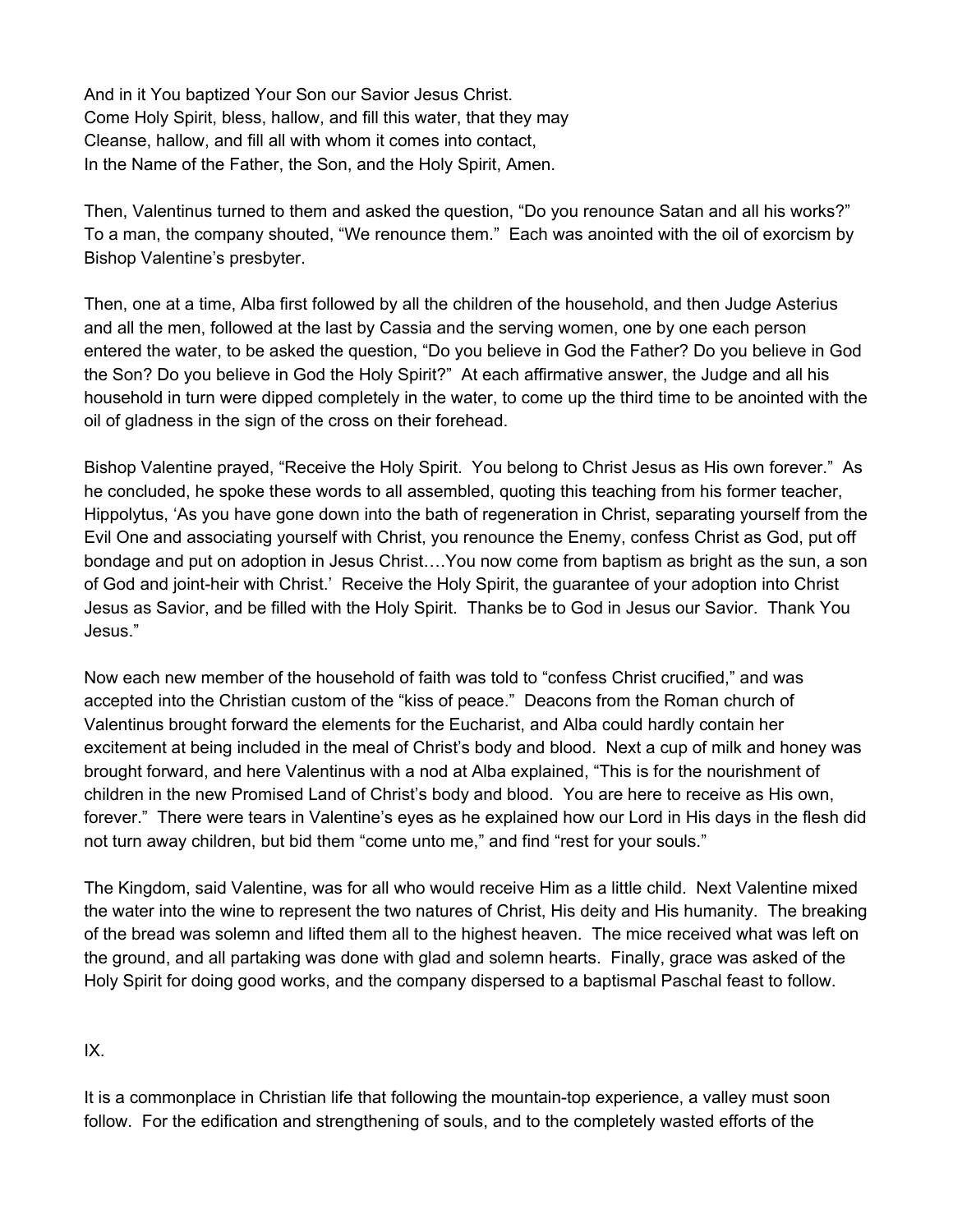And in it You baptized Your Son our Savior Jesus Christ.
Come Holy Spirit, bless, hallow, and fill this water, that they may
Cleanse, hallow, and fill all with whom it comes into contact,
In the Name of the Father, the Son, and the Holy Spirit, Amen.

Then, Valentinus turned to them and asked the question, “Do you renounce Satan and all his works?” To a man, the company shouted, “We renounce them.” Each was anointed with the oil of exorcism by Bishop Valentine’s presbyter.

Then, one at a time, Alba first followed by all the children of the household, and then Judge Asterius and all the men, followed at the last by Cassia and the serving women, one by one each person entered the water, to be asked the question, “Do you believe in God the Father? Do you believe in God the Son? Do you believe in God the Holy Spirit?” At each affirmative answer, the Judge and all his household in turn were dipped completely in the water, to come up the third time to be anointed with the oil of gladness in the sign of the cross on their forehead.

Bishop Valentine prayed, “Receive the Holy Spirit. You belong to Christ Jesus as His own forever.” As he concluded, he spoke these words to all assembled, quoting this teaching from his former teacher, Hippolytus, ‘As you have gone down into the bath of regeneration in Christ, separating yourself from the Evil One and associating yourself with Christ, you renounce the Enemy, confess Christ as God, put off bondage and put on adoption in Jesus Christ….You now come from baptism as bright as the sun, a son of God and joint-heir with Christ.’ Receive the Holy Spirit, the guarantee of your adoption into Christ Jesus as Savior, and be filled with the Holy Spirit. Thanks be to God in Jesus our Savior. Thank You Jesus.”

Now each new member of the household of faith was told to “confess Christ crucified,” and was accepted into the Christian custom of the “kiss of peace.” Deacons from the Roman church of Valentinus brought forward the elements for the Eucharist, and Alba could hardly contain her excitement at being included in the meal of Christ’s body and blood. Next a cup of milk and honey was brought forward, and here Valentinus with a nod at Alba explained, “This is for the nourishment of children in the new Promised Land of Christ’s body and blood. You are here to receive as His own, forever.” There were tears in Valentine’s eyes as he explained how our Lord in His days in the flesh did not turn away children, but bid them “come unto me,” and find “rest for your souls.”

The Kingdom, said Valentine, was for all who would receive Him as a little child. Next Valentine mixed the water into the wine to represent the two natures of Christ, His deity and His humanity. The breaking of the bread was solemn and lifted them all to the highest heaven. The mice received what was left on the ground, and all partaking was done with glad and solemn hearts. Finally, grace was asked of the Holy Spirit for doing good works, and the company dispersed to a baptismal Paschal feast to follow.

## IX.

It is a commonplace in Christian life that following the mountain-top experience, a valley must soon follow. For the edification and strengthening of souls, and to the completely wasted efforts of the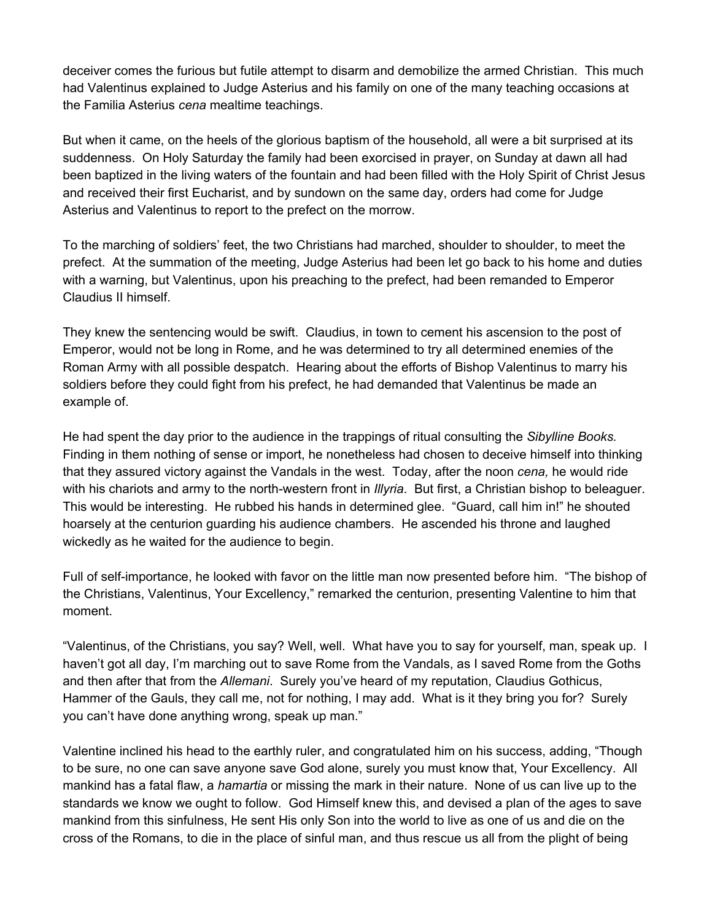deceiver comes the furious but futile attempt to disarm and demobilize the armed Christian. This much had Valentinus explained to Judge Asterius and his family on one of the many teaching occasions at the Familia Asterius *cena* mealtime teachings.

But when it came, on the heels of the glorious baptism of the household, all were a bit surprised at its suddenness. On Holy Saturday the family had been exorcised in prayer, on Sunday at dawn all had been baptized in the living waters of the fountain and had been filled with the Holy Spirit of Christ Jesus and received their first Eucharist, and by sundown on the same day, orders had come for Judge Asterius and Valentinus to report to the prefect on the morrow.

To the marching of soldiers' feet, the two Christians had marched, shoulder to shoulder, to meet the prefect. At the summation of the meeting, Judge Asterius had been let go back to his home and duties with a warning, but Valentinus, upon his preaching to the prefect, had been remanded to Emperor Claudius II himself.

They knew the sentencing would be swift. Claudius, in town to cement his ascension to the post of Emperor, would not be long in Rome, and he was determined to try all determined enemies of the Roman Army with all possible despatch. Hearing about the efforts of Bishop Valentinus to marry his soldiers before they could fight from his prefect, he had demanded that Valentinus be made an example of.

He had spent the day prior to the audience in the trappings of ritual consulting the *Sibylline Books.* Finding in them nothing of sense or import, he nonetheless had chosen to deceive himself into thinking that they assured victory against the Vandals in the west. Today, after the noon *cena,* he would ride with his chariots and army to the north-western front in *Illyria*. But first, a Christian bishop to beleaguer. This would be interesting. He rubbed his hands in determined glee. "Guard, call him in!" he shouted hoarsely at the centurion guarding his audience chambers. He ascended his throne and laughed wickedly as he waited for the audience to begin.

Full of self-importance, he looked with favor on the little man now presented before him. "The bishop of the Christians, Valentinus, Your Excellency," remarked the centurion, presenting Valentine to him that moment.

"Valentinus, of the Christians, you say? Well, well. What have you to say for yourself, man, speak up. I haven't got all day, I'm marching out to save Rome from the Vandals, as I saved Rome from the Goths and then after that from the *Allemani*. Surely you've heard of my reputation, Claudius Gothicus, Hammer of the Gauls, they call me, not for nothing, I may add. What is it they bring you for? Surely you can't have done anything wrong, speak up man."

Valentine inclined his head to the earthly ruler, and congratulated him on his success, adding, "Though to be sure, no one can save anyone save God alone, surely you must know that, Your Excellency. All mankind has a fatal flaw, a *hamartia* or missing the mark in their nature. None of us can live up to the standards we know we ought to follow. God Himself knew this, and devised a plan of the ages to save mankind from this sinfulness, He sent His only Son into the world to live as one of us and die on the cross of the Romans, to die in the place of sinful man, and thus rescue us all from the plight of being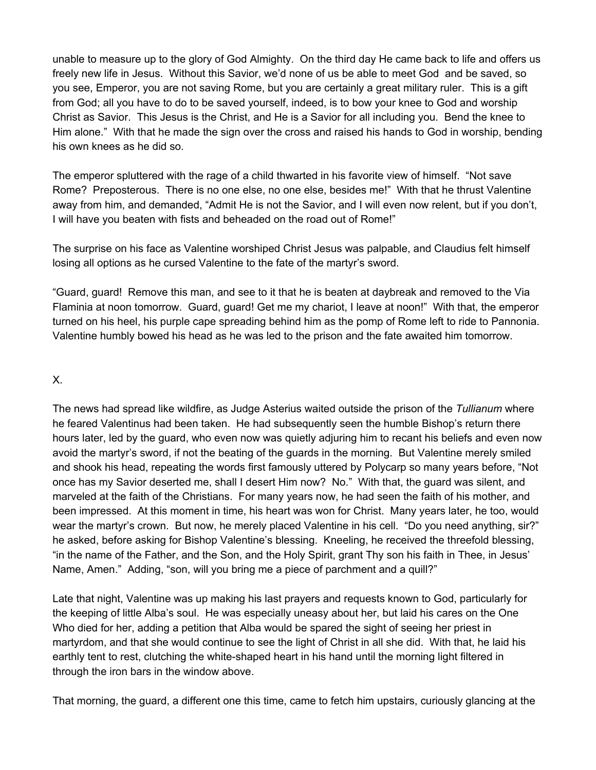unable to measure up to the glory of God Almighty. On the third day He came back to life and offers us freely new life in Jesus. Without this Savior, we'd none of us be able to meet God and be saved, so you see, Emperor, you are not saving Rome, but you are certainly a great military ruler. This is a gift from God; all you have to do to be saved yourself, indeed, is to bow your knee to God and worship Christ as Savior. This Jesus is the Christ, and He is a Savior for all including you. Bend the knee to Him alone." With that he made the sign over the cross and raised his hands to God in worship, bending his own knees as he did so.

The emperor spluttered with the rage of a child thwarted in his favorite view of himself. "Not save Rome? Preposterous. There is no one else, no one else, besides me!" With that he thrust Valentine away from him, and demanded, "Admit He is not the Savior, and I will even now relent, but if you don't, I will have you beaten with fists and beheaded on the road out of Rome!"

The surprise on his face as Valentine worshiped Christ Jesus was palpable, and Claudius felt himself losing all options as he cursed Valentine to the fate of the martyr's sword.

"Guard, guard! Remove this man, and see to it that he is beaten at daybreak and removed to the Via Flaminia at noon tomorrow. Guard, guard! Get me my chariot, I leave at noon!" With that, the emperor turned on his heel, his purple cape spreading behind him as the pomp of Rome left to ride to Pannonia. Valentine humbly bowed his head as he was led to the prison and the fate awaited him tomorrow.

X.

The news had spread like wildfire, as Judge Asterius waited outside the prison of the *Tullianum* where he feared Valentinus had been taken. He had subsequently seen the humble Bishop's return there hours later, led by the guard, who even now was quietly adjuring him to recant his beliefs and even now avoid the martyr's sword, if not the beating of the guards in the morning. But Valentine merely smiled and shook his head, repeating the words first famously uttered by Polycarp so many years before, "Not once has my Savior deserted me, shall I desert Him now? No." With that, the guard was silent, and marveled at the faith of the Christians. For many years now, he had seen the faith of his mother, and been impressed. At this moment in time, his heart was won for Christ. Many years later, he too, would wear the martyr's crown. But now, he merely placed Valentine in his cell. "Do you need anything, sir?" he asked, before asking for Bishop Valentine's blessing. Kneeling, he received the threefold blessing, "in the name of the Father, and the Son, and the Holy Spirit, grant Thy son his faith in Thee, in Jesus' Name, Amen." Adding, "son, will you bring me a piece of parchment and a quill?"

Late that night, Valentine was up making his last prayers and requests known to God, particularly for the keeping of little Alba's soul. He was especially uneasy about her, but laid his cares on the One Who died for her, adding a petition that Alba would be spared the sight of seeing her priest in martyrdom, and that she would continue to see the light of Christ in all she did. With that, he laid his earthly tent to rest, clutching the white-shaped heart in his hand until the morning light filtered in through the iron bars in the window above.

That morning, the guard, a different one this time, came to fetch him upstairs, curiously glancing at the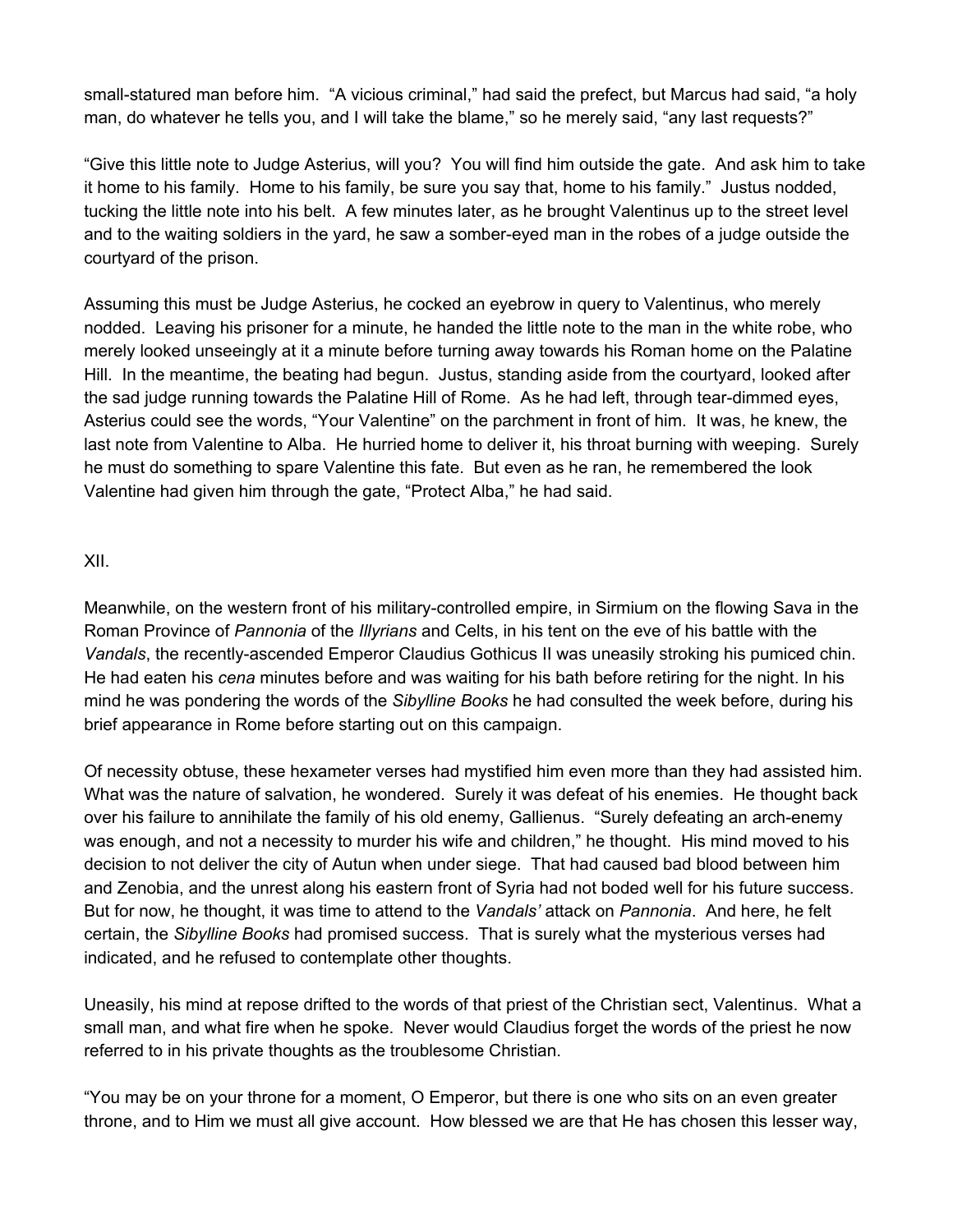small-statured man before him. "A vicious criminal," had said the prefect, but Marcus had said, "a holy man, do whatever he tells you, and I will take the blame," so he merely said, "any last requests?"

"Give this little note to Judge Asterius, will you? You will find him outside the gate. And ask him to take it home to his family. Home to his family, be sure you say that, home to his family." Justus nodded, tucking the little note into his belt. A few minutes later, as he brought Valentinus up to the street level and to the waiting soldiers in the yard, he saw a somber-eyed man in the robes of a judge outside the courtyard of the prison.

Assuming this must be Judge Asterius, he cocked an eyebrow in query to Valentinus, who merely nodded. Leaving his prisoner for a minute, he handed the little note to the man in the white robe, who merely looked unseeingly at it a minute before turning away towards his Roman home on the Palatine Hill. In the meantime, the beating had begun. Justus, standing aside from the courtyard, looked after the sad judge running towards the Palatine Hill of Rome. As he had left, through tear-dimmed eyes, Asterius could see the words, "Your Valentine" on the parchment in front of him. It was, he knew, the last note from Valentine to Alba. He hurried home to deliver it, his throat burning with weeping. Surely he must do something to spare Valentine this fate. But even as he ran, he remembered the look Valentine had given him through the gate, "Protect Alba," he had said.

XII.

Meanwhile, on the western front of his military-controlled empire, in Sirmium on the flowing Sava in the Roman Province of *Pannonia* of the *Illyrians* and Celts, in his tent on the eve of his battle with the *Vandals*, the recently-ascended Emperor Claudius Gothicus II was uneasily stroking his pumiced chin. He had eaten his *cena* minutes before and was waiting for his bath before retiring for the night. In his mind he was pondering the words of the *Sibylline Books* he had consulted the week before, during his brief appearance in Rome before starting out on this campaign.

Of necessity obtuse, these hexameter verses had mystified him even more than they had assisted him. What was the nature of salvation, he wondered. Surely it was defeat of his enemies. He thought back over his failure to annihilate the family of his old enemy, Gallienus. "Surely defeating an arch-enemy was enough, and not a necessity to murder his wife and children," he thought. His mind moved to his decision to not deliver the city of Autun when under siege. That had caused bad blood between him and Zenobia, and the unrest along his eastern front of Syria had not boded well for his future success. But for now, he thought, it was time to attend to the *Vandals'* attack on *Pannonia*. And here, he felt certain, the *Sibylline Books* had promised success. That is surely what the mysterious verses had indicated, and he refused to contemplate other thoughts.

Uneasily, his mind at repose drifted to the words of that priest of the Christian sect, Valentinus. What a small man, and what fire when he spoke. Never would Claudius forget the words of the priest he now referred to in his private thoughts as the troublesome Christian.

"You may be on your throne for a moment, O Emperor, but there is one who sits on an even greater throne, and to Him we must all give account. How blessed we are that He has chosen this lesser way,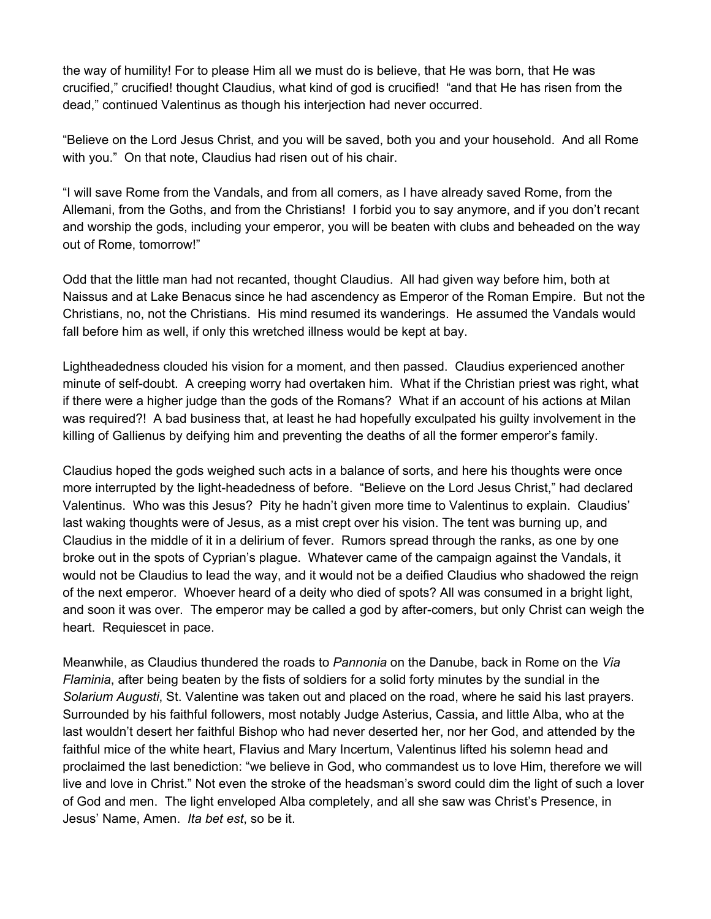the way of humility! For to please Him all we must do is believe, that He was born, that He was crucified," crucified! thought Claudius, what kind of god is crucified! "and that He has risen from the dead," continued Valentinus as though his interjection had never occurred.

"Believe on the Lord Jesus Christ, and you will be saved, both you and your household. And all Rome with you." On that note, Claudius had risen out of his chair.

"I will save Rome from the Vandals, and from all comers, as I have already saved Rome, from the Allemani, from the Goths, and from the Christians! I forbid you to say anymore, and if you don't recant and worship the gods, including your emperor, you will be beaten with clubs and beheaded on the way out of Rome, tomorrow!"

Odd that the little man had not recanted, thought Claudius. All had given way before him, both at Naissus and at Lake Benacus since he had ascendency as Emperor of the Roman Empire. But not the Christians, no, not the Christians. His mind resumed its wanderings. He assumed the Vandals would fall before him as well, if only this wretched illness would be kept at bay.

Lightheadedness clouded his vision for a moment, and then passed. Claudius experienced another minute of self-doubt. A creeping worry had overtaken him. What if the Christian priest was right, what if there were a higher judge than the gods of the Romans? What if an account of his actions at Milan was required?! A bad business that, at least he had hopefully exculpated his guilty involvement in the killing of Gallienus by deifying him and preventing the deaths of all the former emperor's family.

Claudius hoped the gods weighed such acts in a balance of sorts, and here his thoughts were once more interrupted by the light-headedness of before. "Believe on the Lord Jesus Christ," had declared Valentinus. Who was this Jesus? Pity he hadn't given more time to Valentinus to explain. Claudius' last waking thoughts were of Jesus, as a mist crept over his vision. The tent was burning up, and Claudius in the middle of it in a delirium of fever. Rumors spread through the ranks, as one by one broke out in the spots of Cyprian's plague. Whatever came of the campaign against the Vandals, it would not be Claudius to lead the way, and it would not be a deified Claudius who shadowed the reign of the next emperor. Whoever heard of a deity who died of spots? All was consumed in a bright light, and soon it was over. The emperor may be called a god by after-comers, but only Christ can weigh the heart. Requiescet in pace.

Meanwhile, as Claudius thundered the roads to *Pannonia* on the Danube, back in Rome on the *Via Flaminia*, after being beaten by the fists of soldiers for a solid forty minutes by the sundial in the *Solarium Augusti*, St. Valentine was taken out and placed on the road, where he said his last prayers. Surrounded by his faithful followers, most notably Judge Asterius, Cassia, and little Alba, who at the last wouldn't desert her faithful Bishop who had never deserted her, nor her God, and attended by the faithful mice of the white heart, Flavius and Mary Incertum, Valentinus lifted his solemn head and proclaimed the last benediction: "we believe in God, who commandest us to love Him, therefore we will live and love in Christ." Not even the stroke of the headsman's sword could dim the light of such a lover of God and men. The light enveloped Alba completely, and all she saw was Christ's Presence, in Jesus' Name, Amen. *Ita bet est*, so be it.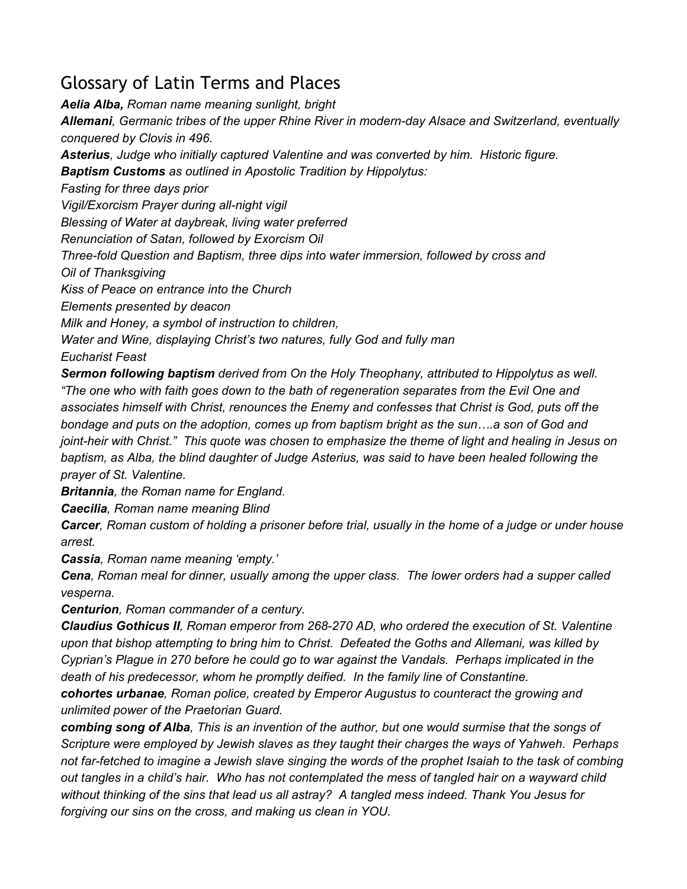# Glossary of Latin Terms and Places

***Aelia Alba,*** *Roman name meaning sunlight, bright*

***Allemani****, Germanic tribes of the upper Rhine River in modern-day Alsace and Switzerland, eventually conquered by Clovis in 496.*

***Asterius****, Judge who initially captured Valentine and was converted by him. Historic figure.*

***Baptism Customs*** *as outlined in Apostolic Tradition by Hippolytus:*

*Fasting for three days prior*

*Vigil/Exorcism Prayer during all-night vigil*

*Blessing of Water at daybreak, living water preferred*

*Renunciation of Satan, followed by Exorcism Oil*

*Three-fold Question and Baptism, three dips into water immersion, followed by cross and Oil of Thanksgiving*

*Kiss of Peace on entrance into the Church*

*Elements presented by deacon*

*Milk and Honey, a symbol of instruction to children,*

*Water and Wine, displaying Christ's two natures, fully God and fully man*

*Eucharist Feast*

***Sermon following baptism*** *derived from On the Holy Theophany, attributed to Hippolytus as well. "The one who with faith goes down to the bath of regeneration separates from the Evil One and associates himself with Christ, renounces the Enemy and confesses that Christ is God, puts off the bondage and puts on the adoption, comes up from baptism bright as the sun….a son of God and joint-heir with Christ." This quote was chosen to emphasize the theme of light and healing in Jesus on baptism, as Alba, the blind daughter of Judge Asterius, was said to have been healed following the prayer of St. Valentine.*

***Britannia****, the Roman name for England.*

***Caecilia****, Roman name meaning Blind*

***Carcer****, Roman custom of holding a prisoner before trial, usually in the home of a judge or under house arrest.*

***Cassia****, Roman name meaning 'empty.'*

***Cena****, Roman meal for dinner, usually among the upper class. The lower orders had a supper called vesperna.*

***Centurion****, Roman commander of a century.*

***Claudius Gothicus II****, Roman emperor from 268-270 AD, who ordered the execution of St. Valentine upon that bishop attempting to bring him to Christ. Defeated the Goths and Allemani, was killed by Cyprian's Plague in 270 before he could go to war against the Vandals. Perhaps implicated in the death of his predecessor, whom he promptly deified. In the family line of Constantine.*

***cohortes urbanae****, Roman police, created by Emperor Augustus to counteract the growing and unlimited power of the Praetorian Guard.*

***combing song of Alba****, This is an invention of the author, but one would surmise that the songs of Scripture were employed by Jewish slaves as they taught their charges the ways of Yahweh. Perhaps not far-fetched to imagine a Jewish slave singing the words of the prophet Isaiah to the task of combing out tangles in a child's hair. Who has not contemplated the mess of tangled hair on a wayward child without thinking of the sins that lead us all astray? A tangled mess indeed. Thank You Jesus for forgiving our sins on the cross, and making us clean in YOU.*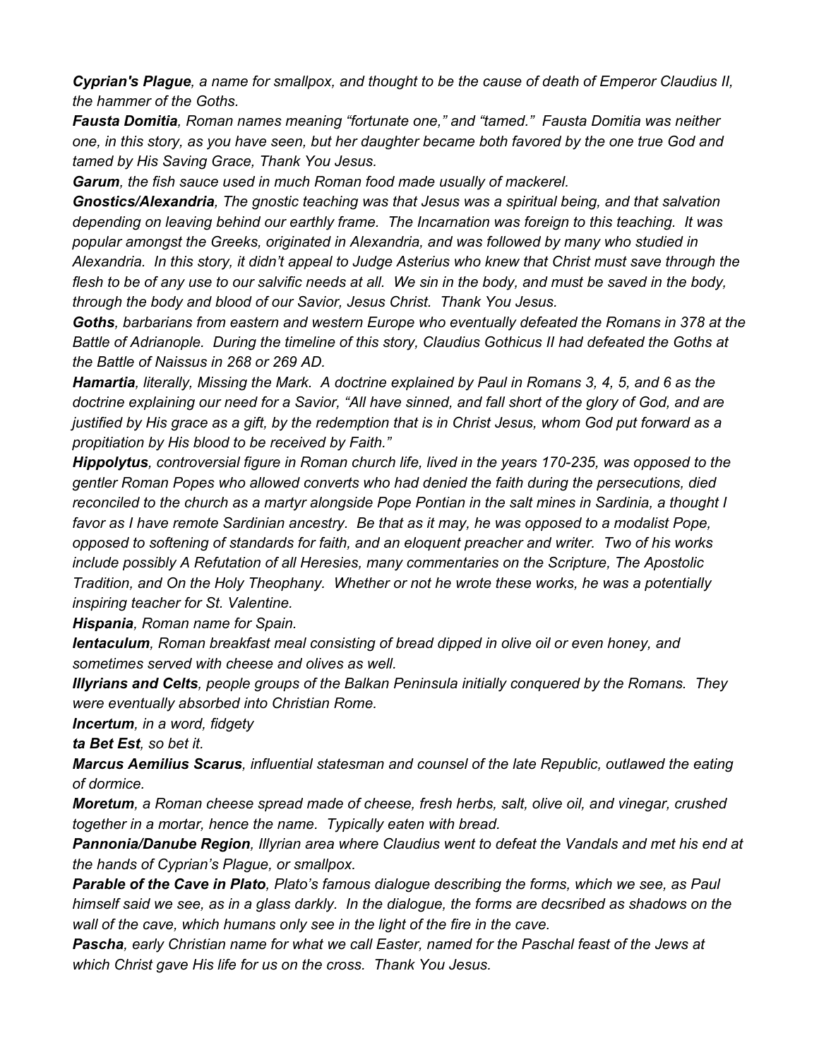***Cyprian's Plague**, a name for smallpox, and thought to be the cause of death of Emperor Claudius II, the hammer of the Goths.*

***Fausta Domitia**, Roman names meaning "fortunate one," and "tamed." Fausta Domitia was neither one, in this story, as you have seen, but her daughter became both favored by the one true God and tamed by His Saving Grace, Thank You Jesus.*

***Garum**, the fish sauce used in much Roman food made usually of mackerel.*

***Gnostics/Alexandria**, The gnostic teaching was that Jesus was a spiritual being, and that salvation depending on leaving behind our earthly frame. The Incarnation was foreign to this teaching. It was popular amongst the Greeks, originated in Alexandria, and was followed by many who studied in Alexandria. In this story, it didn't appeal to Judge Asterius who knew that Christ must save through the flesh to be of any use to our salvific needs at all. We sin in the body, and must be saved in the body, through the body and blood of our Savior, Jesus Christ. Thank You Jesus.*

***Goths**, barbarians from eastern and western Europe who eventually defeated the Romans in 378 at the Battle of Adrianople. During the timeline of this story, Claudius Gothicus II had defeated the Goths at the Battle of Naissus in 268 or 269 AD.*

***Hamartia**, literally, Missing the Mark. A doctrine explained by Paul in Romans 3, 4, 5, and 6 as the doctrine explaining our need for a Savior, "All have sinned, and fall short of the glory of God, and are justified by His grace as a gift, by the redemption that is in Christ Jesus, whom God put forward as a propitiation by His blood to be received by Faith."*

***Hippolytus**, controversial figure in Roman church life, lived in the years 170-235, was opposed to the gentler Roman Popes who allowed converts who had denied the faith during the persecutions, died reconciled to the church as a martyr alongside Pope Pontian in the salt mines in Sardinia, a thought I favor as I have remote Sardinian ancestry. Be that as it may, he was opposed to a modalist Pope, opposed to softening of standards for faith, and an eloquent preacher and writer. Two of his works include possibly A Refutation of all Heresies, many commentaries on the Scripture, The Apostolic Tradition, and On the Holy Theophany. Whether or not he wrote these works, he was a potentially inspiring teacher for St. Valentine.*

***Hispania**, Roman name for Spain.*

***Ientaculum**, Roman breakfast meal consisting of bread dipped in olive oil or even honey, and sometimes served with cheese and olives as well.*

***Illyrians and Celts**, people groups of the Balkan Peninsula initially conquered by the Romans. They were eventually absorbed into Christian Rome.*

***Incertum**, in a word, fidgety*

***ta Bet Est**, so bet it.*

***Marcus Aemilius Scarus**, influential statesman and counsel of the late Republic, outlawed the eating of dormice.*

***Moretum**, a Roman cheese spread made of cheese, fresh herbs, salt, olive oil, and vinegar, crushed together in a mortar, hence the name. Typically eaten with bread.*

***Pannonia/Danube Region**, Illyrian area where Claudius went to defeat the Vandals and met his end at the hands of Cyprian's Plague, or smallpox.*

***Parable of the Cave in Plato**, Plato's famous dialogue describing the forms, which we see, as Paul himself said we see, as in a glass darkly. In the dialogue, the forms are decsribed as shadows on the wall of the cave, which humans only see in the light of the fire in the cave.*

***Pascha**, early Christian name for what we call Easter, named for the Paschal feast of the Jews at which Christ gave His life for us on the cross. Thank You Jesus.*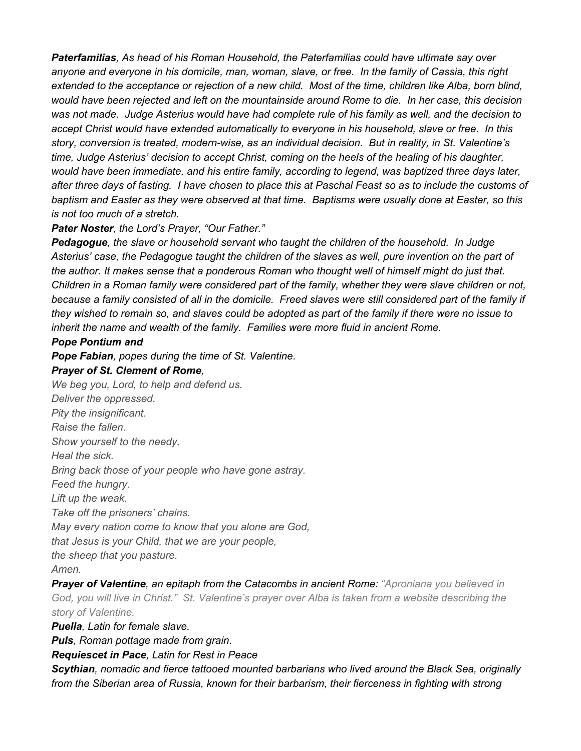***Paterfamilias****, As head of his Roman Household, the Paterfamilias could have ultimate say over anyone and everyone in his domicile, man, woman, slave, or free. In the family of Cassia, this right extended to the acceptance or rejection of a new child. Most of the time, children like Alba, born blind, would have been rejected and left on the mountainside around Rome to die. In her case, this decision was not made. Judge Asterius would have had complete rule of his family as well, and the decision to accept Christ would have extended automatically to everyone in his household, slave or free. In this story, conversion is treated, modern-wise, as an individual decision. But in reality, in St. Valentine's time, Judge Asterius' decision to accept Christ, coming on the heels of the healing of his daughter, would have been immediate, and his entire family, according to legend, was baptized three days later, after three days of fasting. I have chosen to place this at Paschal Feast so as to include the customs of baptism and Easter as they were observed at that time. Baptisms were usually done at Easter, so this is not too much of a stretch.*

***Pater Noster****, the Lord's Prayer, "Our Father."*

***Pedagogue****, the slave or household servant who taught the children of the household. In Judge Asterius' case, the Pedagogue taught the children of the slaves as well, pure invention on the part of the author. It makes sense that a ponderous Roman who thought well of himself might do just that. Children in a Roman family were considered part of the family, whether they were slave children or not, because a family consisted of all in the domicile. Freed slaves were still considered part of the family if they wished to remain so, and slaves could be adopted as part of the family if there were no issue to inherit the name and wealth of the family. Families were more fluid in ancient Rome.*

***Pope Pontium and***

***Pope Fabian****, popes during the time of St. Valentine.*

***Prayer of St. Clement of Rome****,*

*We beg you, Lord, to help and defend us.*
*Deliver the oppressed.*
*Pity the insignificant.*
*Raise the fallen.*
*Show yourself to the needy.*
*Heal the sick.*
*Bring back those of your people who have gone astray.*
*Feed the hungry.*
*Lift up the weak.*
*Take off the prisoners' chains.*
*May every nation come to know that you alone are God,*
*that Jesus is your Child, that we are your people,*
*the sheep that you pasture.*
*Amen.*

***Prayer of Valentine****, an epitaph from the Catacombs in ancient Rome: "Apronianа you believed in God, you will live in Christ." St. Valentine's prayer over Alba is taken from a website describing the story of Valentine.*

***Puella****, Latin for female slave.*

***Puls****, Roman pottage made from grain.*

***Requiescet in Pace****, Latin for Rest in Peace*

***Scythian****, nomadic and fierce tattooed mounted barbarians who lived around the Black Sea, originally from the Siberian area of Russia, known for their barbarism, their fierceness in fighting with strong*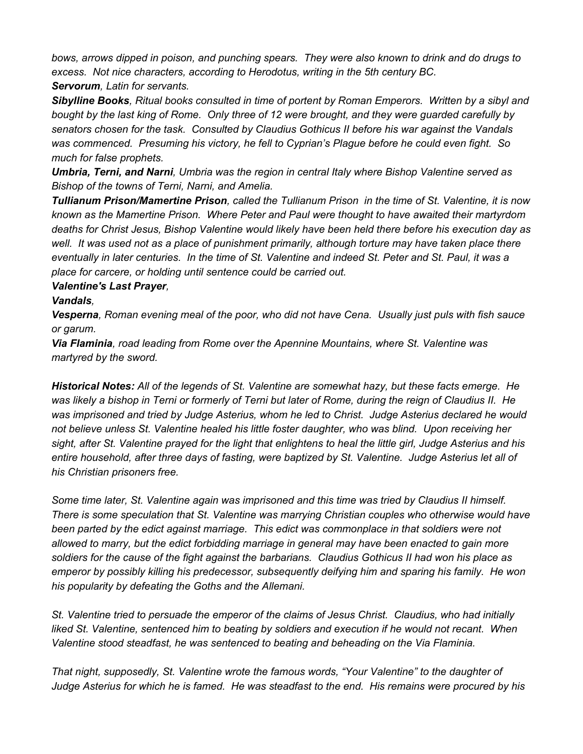*bows, arrows dipped in poison, and punching spears. They were also known to drink and do drugs to excess. Not nice characters, according to Herodotus, writing in the 5th century BC.*

***Servorum****, Latin for servants.*

***Sibylline Books****, Ritual books consulted in time of portent by Roman Emperors. Written by a sibyl and bought by the last king of Rome. Only three of 12 were brought, and they were guarded carefully by senators chosen for the task. Consulted by Claudius Gothicus II before his war against the Vandals was commenced. Presuming his victory, he fell to Cyprian's Plague before he could even fight. So much for false prophets.*

***Umbria, Terni, and Narni****, Umbria was the region in central Italy where Bishop Valentine served as Bishop of the towns of Terni, Narni, and Amelia.*

***Tullianum Prison/Mamertine Prison****, called the Tullianum Prison in the time of St. Valentine, it is now known as the Mamertine Prison. Where Peter and Paul were thought to have awaited their martyrdom deaths for Christ Jesus, Bishop Valentine would likely have been held there before his execution day as well. It was used not as a place of punishment primarily, although torture may have taken place there eventually in later centuries. In the time of St. Valentine and indeed St. Peter and St. Paul, it was a place for carcere, or holding until sentence could be carried out.*

***Valentine's Last Prayer****,*

***Vandals****,*

***Vesperna****, Roman evening meal of the poor, who did not have Cena. Usually just puls with fish sauce or garum.*

***Via Flaminia****, road leading from Rome over the Apennine Mountains, where St. Valentine was martyred by the sword.*

***Historical Notes:*** *All of the legends of St. Valentine are somewhat hazy, but these facts emerge. He was likely a bishop in Terni or formerly of Terni but later of Rome, during the reign of Claudius II. He was imprisoned and tried by Judge Asterius, whom he led to Christ. Judge Asterius declared he would not believe unless St. Valentine healed his little foster daughter, who was blind. Upon receiving her sight, after St. Valentine prayed for the light that enlightens to heal the little girl, Judge Asterius and his entire household, after three days of fasting, were baptized by St. Valentine. Judge Asterius let all of his Christian prisoners free.*

*Some time later, St. Valentine again was imprisoned and this time was tried by Claudius II himself. There is some speculation that St. Valentine was marrying Christian couples who otherwise would have been parted by the edict against marriage. This edict was commonplace in that soldiers were not allowed to marry, but the edict forbidding marriage in general may have been enacted to gain more soldiers for the cause of the fight against the barbarians. Claudius Gothicus II had won his place as emperor by possibly killing his predecessor, subsequently deifying him and sparing his family. He won his popularity by defeating the Goths and the Allemani.*

*St. Valentine tried to persuade the emperor of the claims of Jesus Christ. Claudius, who had initially liked St. Valentine, sentenced him to beating by soldiers and execution if he would not recant. When Valentine stood steadfast, he was sentenced to beating and beheading on the Via Flaminia.*

*That night, supposedly, St. Valentine wrote the famous words, "Your Valentine" to the daughter of Judge Asterius for which he is famed. He was steadfast to the end. His remains were procured by his*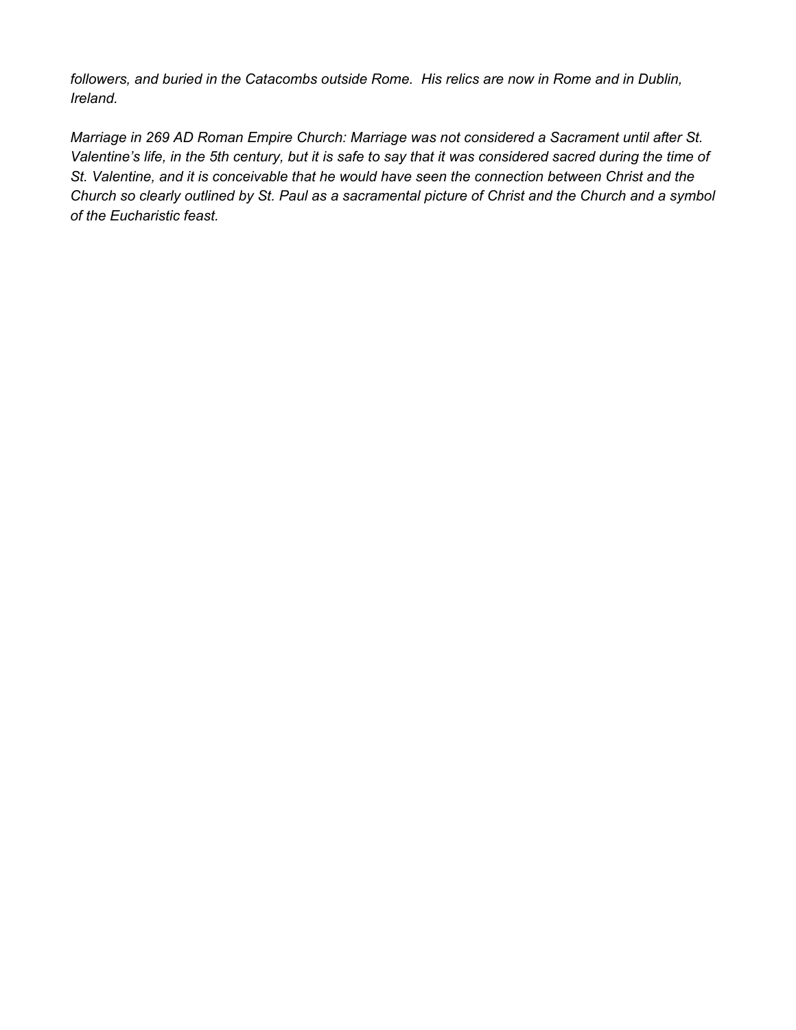*followers, and buried in the Catacombs outside Rome. His relics are now in Rome and in Dublin, Ireland.*

*Marriage in 269 AD Roman Empire Church: Marriage was not considered a Sacrament until after St. Valentine's life, in the 5th century, but it is safe to say that it was considered sacred during the time of St. Valentine, and it is conceivable that he would have seen the connection between Christ and the Church so clearly outlined by St. Paul as a sacramental picture of Christ and the Church and a symbol of the Eucharistic feast.*